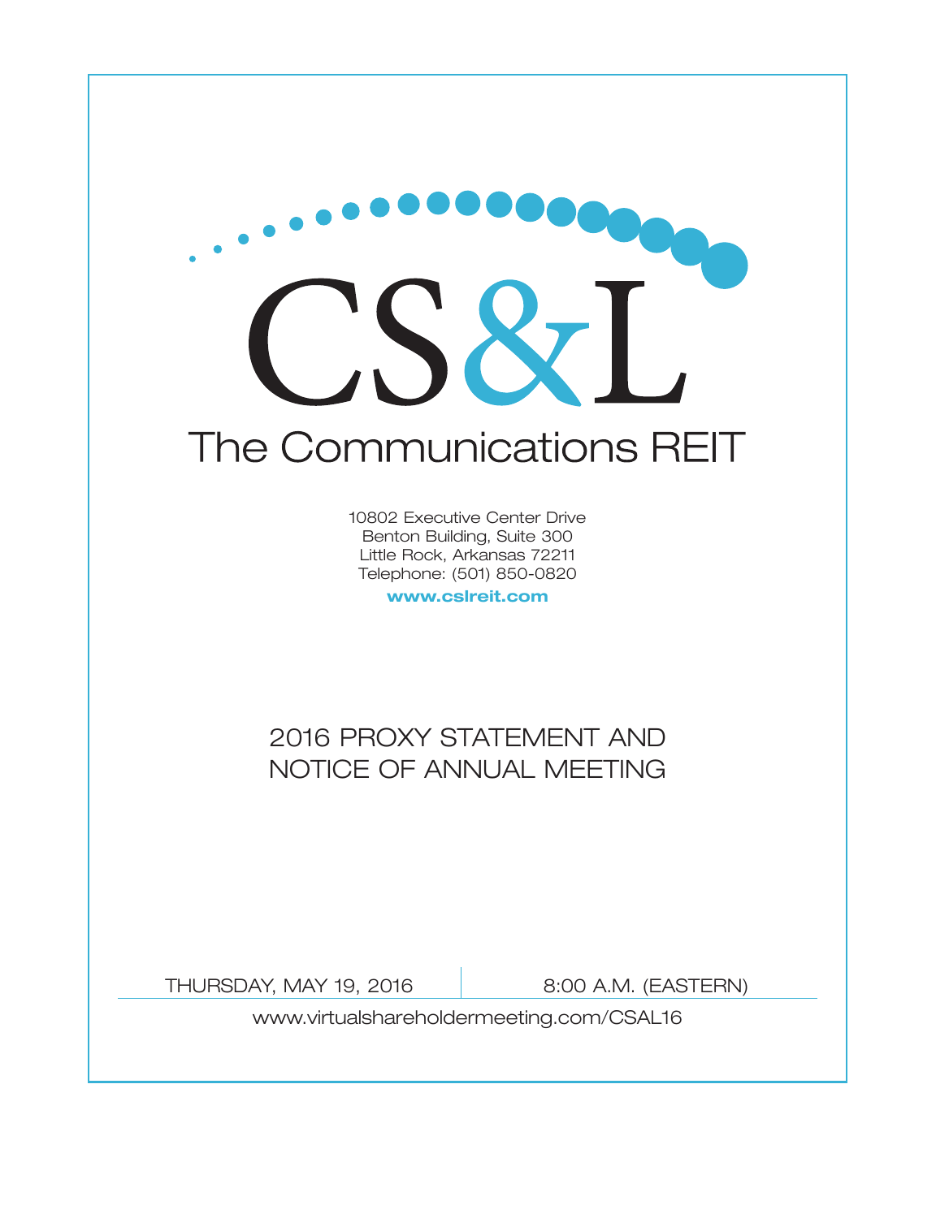# CS&L

## The Communications REIT

10802 Executive Center Drive
Benton Building, Suite 300
Little Rock, Arkansas 72211
Telephone: (501) 850-0820

**www.cslreit.com**

# 2016 PROXY STATEMENT AND NOTICE OF ANNUAL MEETING

THURSDAY, MAY 19, 2016 | 8:00 A.M. (EASTERN)

www.virtualshareholdermeeting.com/CSAL16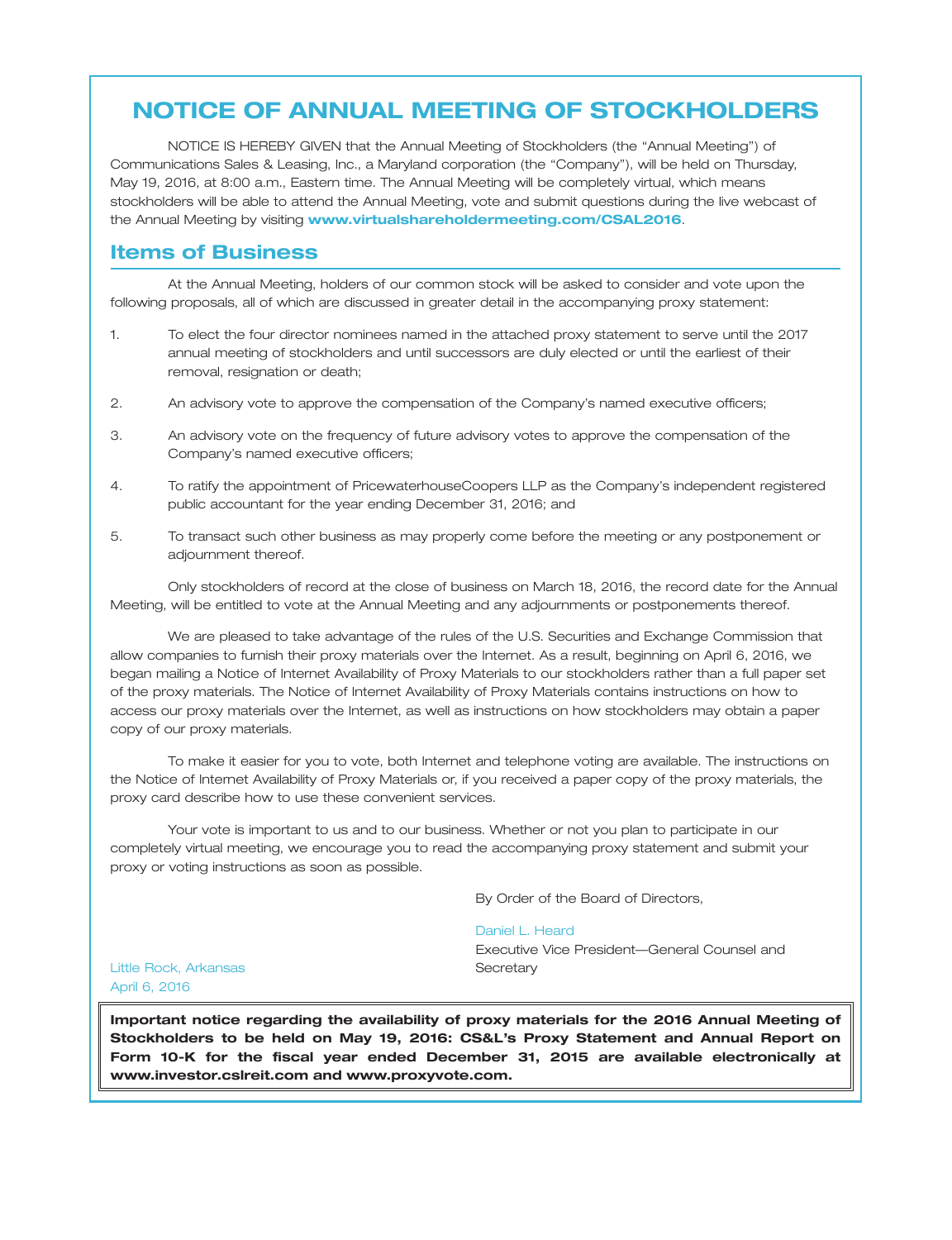# NOTICE OF ANNUAL MEETING OF STOCKHOLDERS

NOTICE IS HEREBY GIVEN that the Annual Meeting of Stockholders (the "Annual Meeting") of Communications Sales & Leasing, Inc., a Maryland corporation (the "Company"), will be held on Thursday, May 19, 2016, at 8:00 a.m., Eastern time. The Annual Meeting will be completely virtual, which means stockholders will be able to attend the Annual Meeting, vote and submit questions during the live webcast of the Annual Meeting by visiting **www.virtualshareholdermeeting.com/CSAL2016**.

## Items of Business

At the Annual Meeting, holders of our common stock will be asked to consider and vote upon the following proposals, all of which are discussed in greater detail in the accompanying proxy statement:

1. To elect the four director nominees named in the attached proxy statement to serve until the 2017 annual meeting of stockholders and until successors are duly elected or until the earliest of their removal, resignation or death;
2. An advisory vote to approve the compensation of the Company's named executive officers;
3. An advisory vote on the frequency of future advisory votes to approve the compensation of the Company's named executive officers;
4. To ratify the appointment of PricewaterhouseCoopers LLP as the Company's independent registered public accountant for the year ending December 31, 2016; and
5. To transact such other business as may properly come before the meeting or any postponement or adjournment thereof.

Only stockholders of record at the close of business on March 18, 2016, the record date for the Annual Meeting, will be entitled to vote at the Annual Meeting and any adjournments or postponements thereof.

We are pleased to take advantage of the rules of the U.S. Securities and Exchange Commission that allow companies to furnish their proxy materials over the Internet. As a result, beginning on April 6, 2016, we began mailing a Notice of Internet Availability of Proxy Materials to our stockholders rather than a full paper set of the proxy materials. The Notice of Internet Availability of Proxy Materials contains instructions on how to access our proxy materials over the Internet, as well as instructions on how stockholders may obtain a paper copy of our proxy materials.

To make it easier for you to vote, both Internet and telephone voting are available. The instructions on the Notice of Internet Availability of Proxy Materials or, if you received a paper copy of the proxy materials, the proxy card describe how to use these convenient services.

Your vote is important to us and to our business. Whether or not you plan to participate in our completely virtual meeting, we encourage you to read the accompanying proxy statement and submit your proxy or voting instructions as soon as possible.

By Order of the Board of Directors,

Daniel L. Heard

Executive Vice President—General Counsel and Secretary

Little Rock, Arkansas

April 6, 2016

**Important notice regarding the availability of proxy materials for the 2016 Annual Meeting of Stockholders to be held on May 19, 2016: CS&L's Proxy Statement and Annual Report on Form 10-K for the fiscal year ended December 31, 2015 are available electronically at www.investor.cslreit.com and www.proxyvote.com.**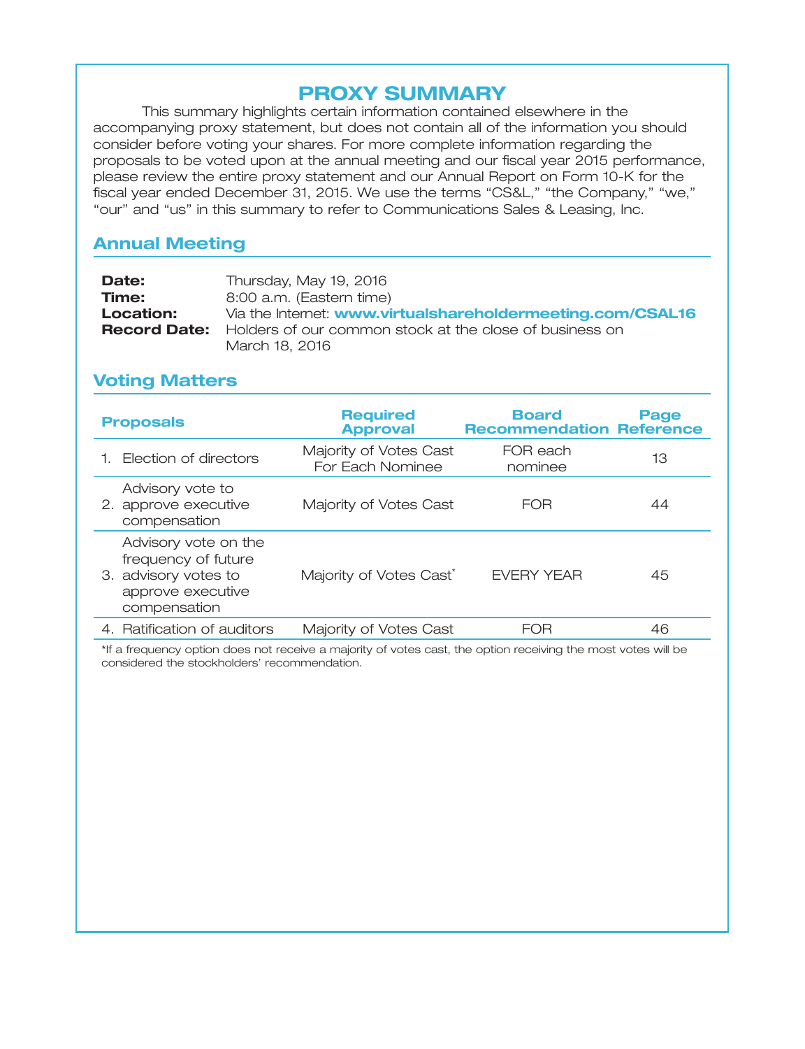# PROXY SUMMARY

This summary highlights certain information contained elsewhere in the accompanying proxy statement, but does not contain all of the information you should consider before voting your shares. For more complete information regarding the proposals to be voted upon at the annual meeting and our fiscal year 2015 performance, please review the entire proxy statement and our Annual Report on Form 10-K for the fiscal year ended December 31, 2015. We use the terms "CS&L," "the Company," "we," "our" and "us" in this summary to refer to Communications Sales & Leasing, Inc.

## Annual Meeting

**Date:** Thursday, May 19, 2016
**Time:** 8:00 a.m. (Eastern time)
**Location:** Via the Internet: **www.virtualshareholdermeeting.com/CSAL16**
**Record Date:** Holders of our common stock at the close of business on March 18, 2016

## Voting Matters

| Proposals | Required Approval | Board Recommendation | Page Reference |
|---|---|---|---|
| 1. Election of directors | Majority of Votes Cast For Each Nominee | FOR each nominee | 13 |
| 2. Advisory vote to approve executive compensation | Majority of Votes Cast | FOR | 44 |
| 3. Advisory vote on the frequency of future advisory votes to approve executive compensation | Majority of Votes Cast* | EVERY YEAR | 45 |
| 4. Ratification of auditors | Majority of Votes Cast | FOR | 46 |

*If a frequency option does not receive a majority of votes cast, the option receiving the most votes will be considered the stockholders' recommendation.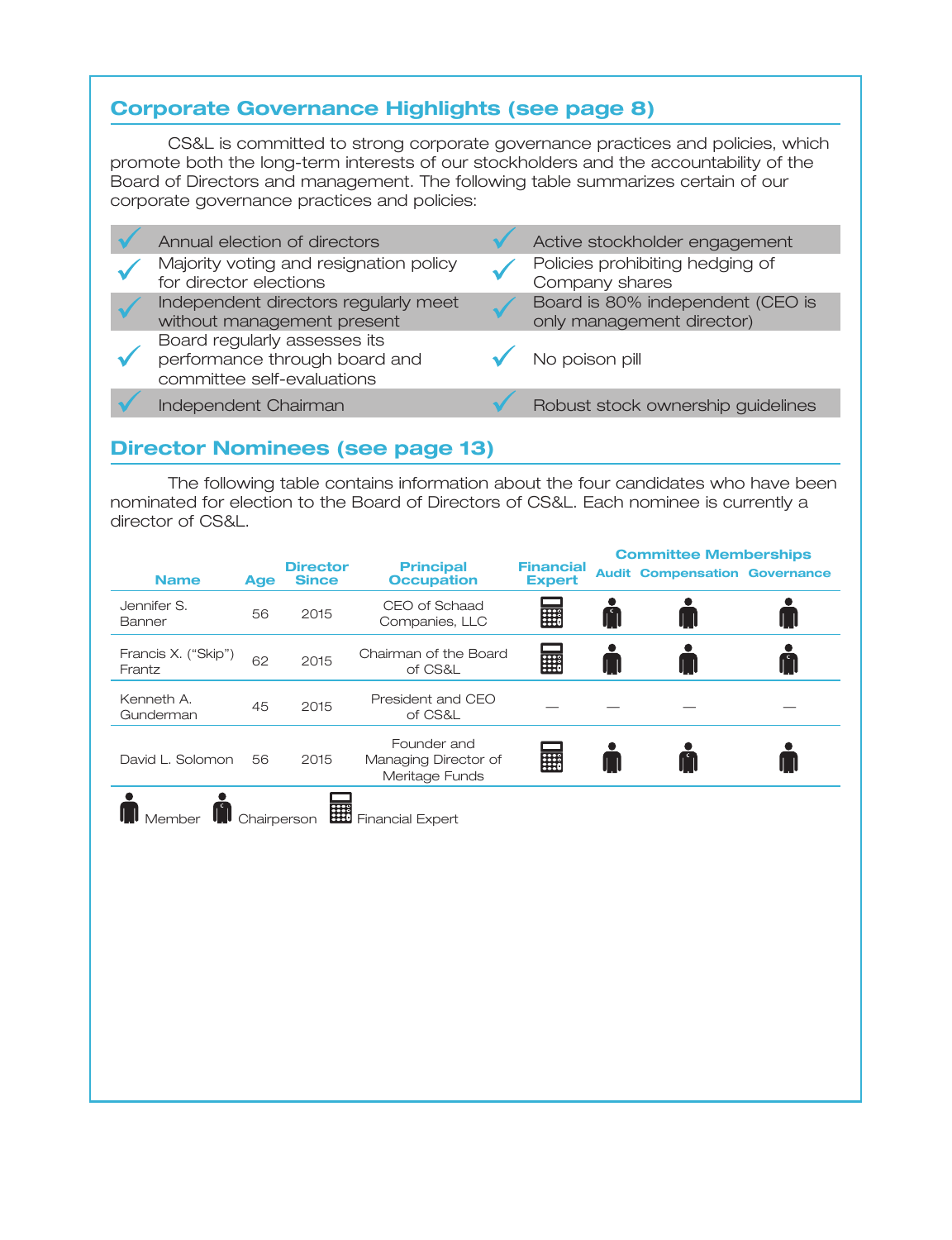## Corporate Governance Highlights (see page 8)

CS&L is committed to strong corporate governance practices and policies, which promote both the long-term interests of our stockholders and the accountability of the Board of Directors and management. The following table summarizes certain of our corporate governance practices and policies:

| | | | |
|---|---|---|---|
| ✓ | Annual election of directors | ✓ | Active stockholder engagement |
| ✓ | Majority voting and resignation policy for director elections | ✓ | Policies prohibiting hedging of Company shares |
| ✓ | Independent directors regularly meet without management present | ✓ | Board is 80% independent (CEO is only management director) |
| ✓ | Board regularly assesses its performance through board and committee self-evaluations | ✓ | No poison pill |
| ✓ | Independent Chairman | ✓ | Robust stock ownership guidelines |

## Director Nominees (see page 13)

The following table contains information about the four candidates who have been nominated for election to the Board of Directors of CS&L. Each nominee is currently a director of CS&L.

| Name | Age | Director Since | Principal Occupation | Financial Expert | Committee Memberships | | |
|---|---|---|---|---|---|---|---|
| | | | | | Audit | Compensation | Governance |
| Jennifer S. Banner | 56 | 2015 | CEO of Schaad Companies, LLC | Financial Expert | Chairperson | Member | Member |
| Francis X. ("Skip") Frantz | 62 | 2015 | Chairman of the Board of CS&L | Financial Expert | Member | Member | Chairperson |
| Kenneth A. Gunderman | 45 | 2015 | President and CEO of CS&L | — | — | — | — |
| David L. Solomon | 56 | 2015 | Founder and Managing Director of Meritage Funds | Financial Expert | Member | Chairperson | Member |

Member Chairperson Financial Expert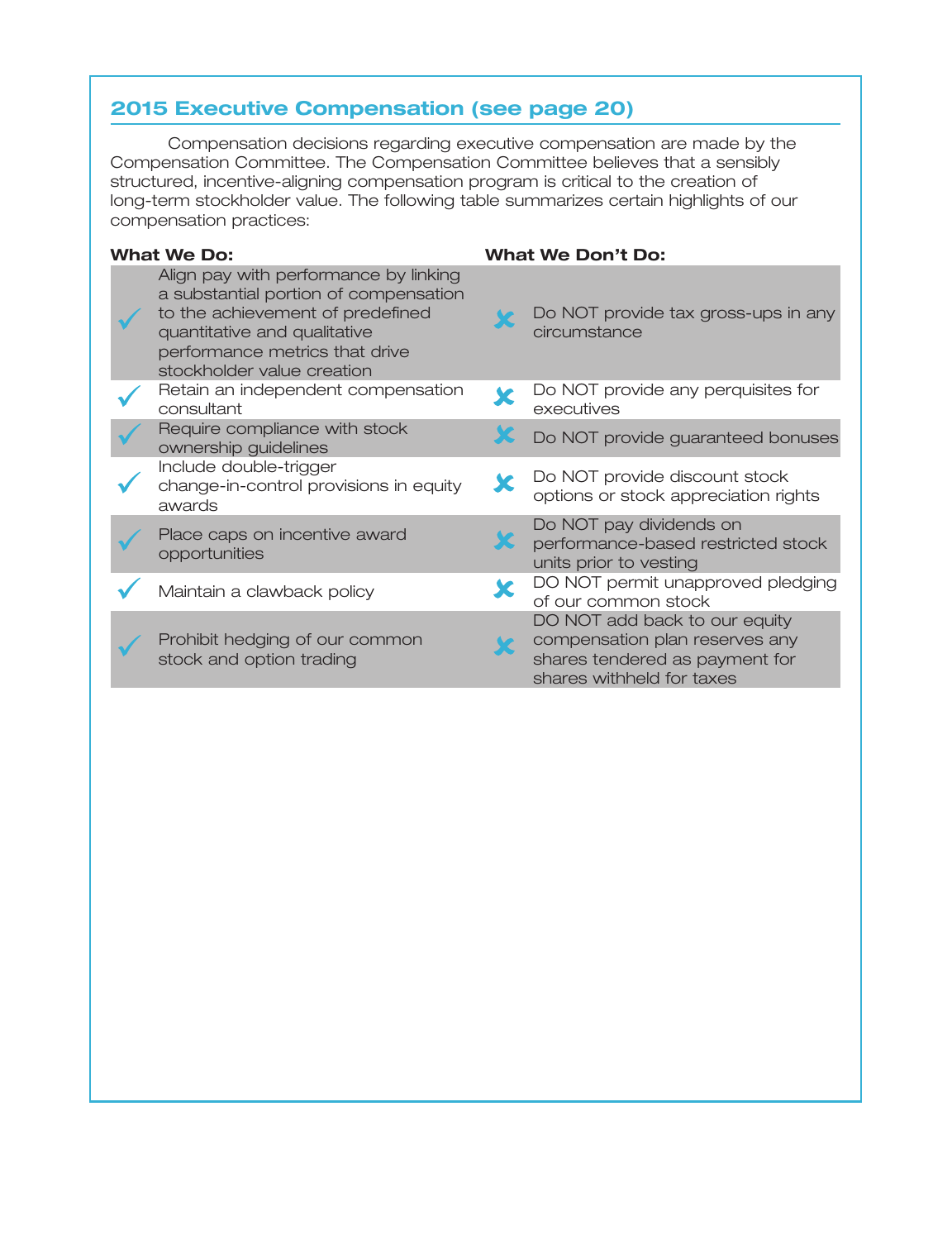## 2015 Executive Compensation (see page 20)

Compensation decisions regarding executive compensation are made by the Compensation Committee. The Compensation Committee believes that a sensibly structured, incentive-aligning compensation program is critical to the creation of long-term stockholder value. The following table summarizes certain highlights of our compensation practices:

| What We Do: | What We Don't Do: |
| --- | --- |
| ✓ Align pay with performance by linking a substantial portion of compensation to the achievement of predefined quantitative and qualitative performance metrics that drive stockholder value creation | ✗ Do NOT provide tax gross-ups in any circumstance |
| ✓ Retain an independent compensation consultant | ✗ Do NOT provide any perquisites for executives |
| ✓ Require compliance with stock ownership guidelines | ✗ Do NOT provide guaranteed bonuses |
| ✓ Include double-trigger change-in-control provisions in equity awards | ✗ Do NOT provide discount stock options or stock appreciation rights |
| ✓ Place caps on incentive award opportunities | ✗ Do NOT pay dividends on performance-based restricted stock units prior to vesting |
| ✓ Maintain a clawback policy | ✗ DO NOT permit unapproved pledging of our common stock |
| ✓ Prohibit hedging of our common stock and option trading | ✗ DO NOT add back to our equity compensation plan reserves any shares tendered as payment for shares withheld for taxes |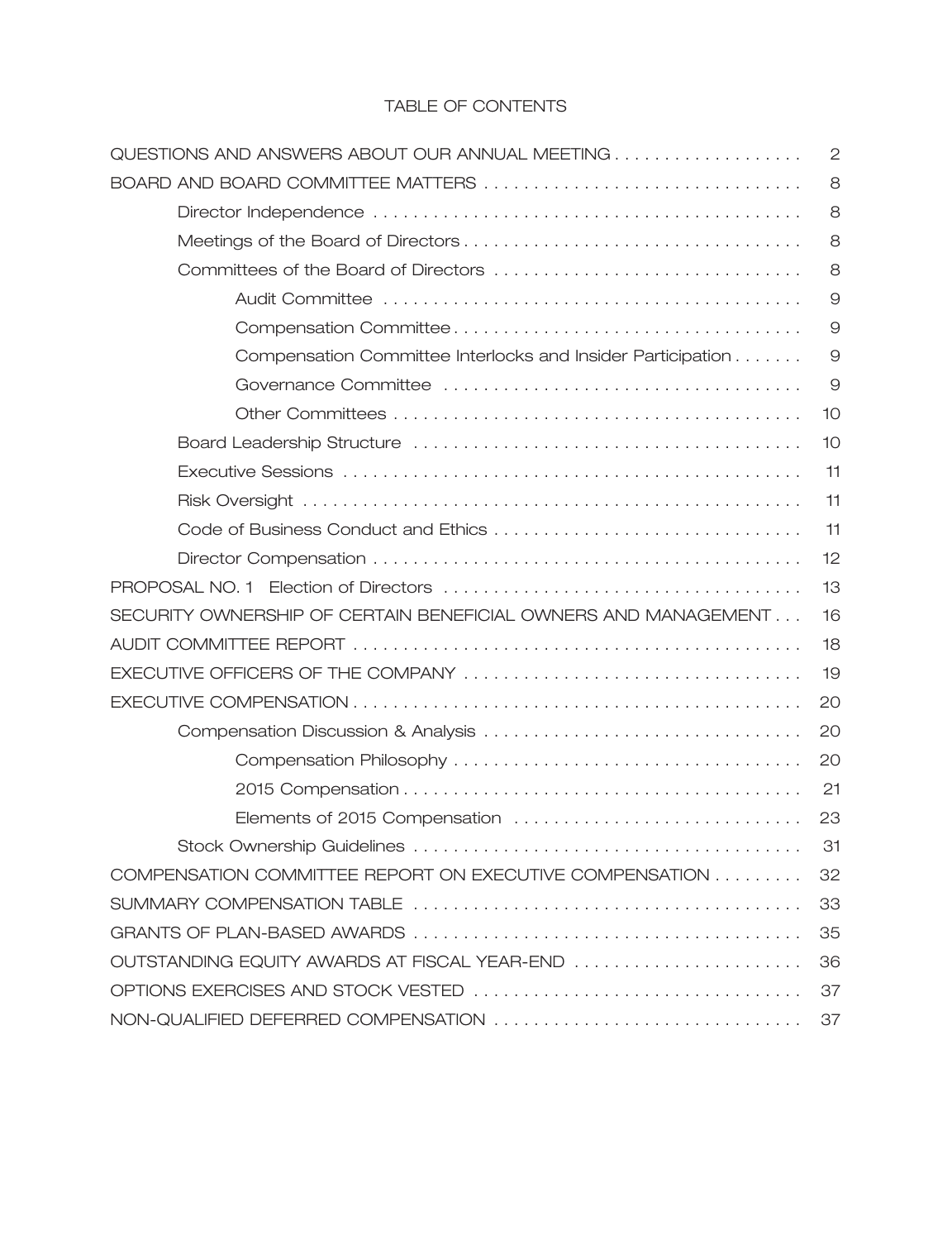# TABLE OF CONTENTS

| | |
|---|---|
| QUESTIONS AND ANSWERS ABOUT OUR ANNUAL MEETING | 2 |
| BOARD AND BOARD COMMITTEE MATTERS | 8 |
| Director Independence | 8 |
| Meetings of the Board of Directors | 8 |
| Committees of the Board of Directors | 8 |
| Audit Committee | 9 |
| Compensation Committee | 9 |
| Compensation Committee Interlocks and Insider Participation | 9 |
| Governance Committee | 9 |
| Other Committees | 10 |
| Board Leadership Structure | 10 |
| Executive Sessions | 11 |
| Risk Oversight | 11 |
| Code of Business Conduct and Ethics | 11 |
| Director Compensation | 12 |
| PROPOSAL NO. 1 Election of Directors | 13 |
| SECURITY OWNERSHIP OF CERTAIN BENEFICIAL OWNERS AND MANAGEMENT | 16 |
| AUDIT COMMITTEE REPORT | 18 |
| EXECUTIVE OFFICERS OF THE COMPANY | 19 |
| EXECUTIVE COMPENSATION | 20 |
| Compensation Discussion & Analysis | 20 |
| Compensation Philosophy | 20 |
| 2015 Compensation | 21 |
| Elements of 2015 Compensation | 23 |
| Stock Ownership Guidelines | 31 |
| COMPENSATION COMMITTEE REPORT ON EXECUTIVE COMPENSATION | 32 |
| SUMMARY COMPENSATION TABLE | 33 |
| GRANTS OF PLAN-BASED AWARDS | 35 |
| OUTSTANDING EQUITY AWARDS AT FISCAL YEAR-END | 36 |
| OPTIONS EXERCISES AND STOCK VESTED | 37 |
| NON-QUALIFIED DEFERRED COMPENSATION | 37 |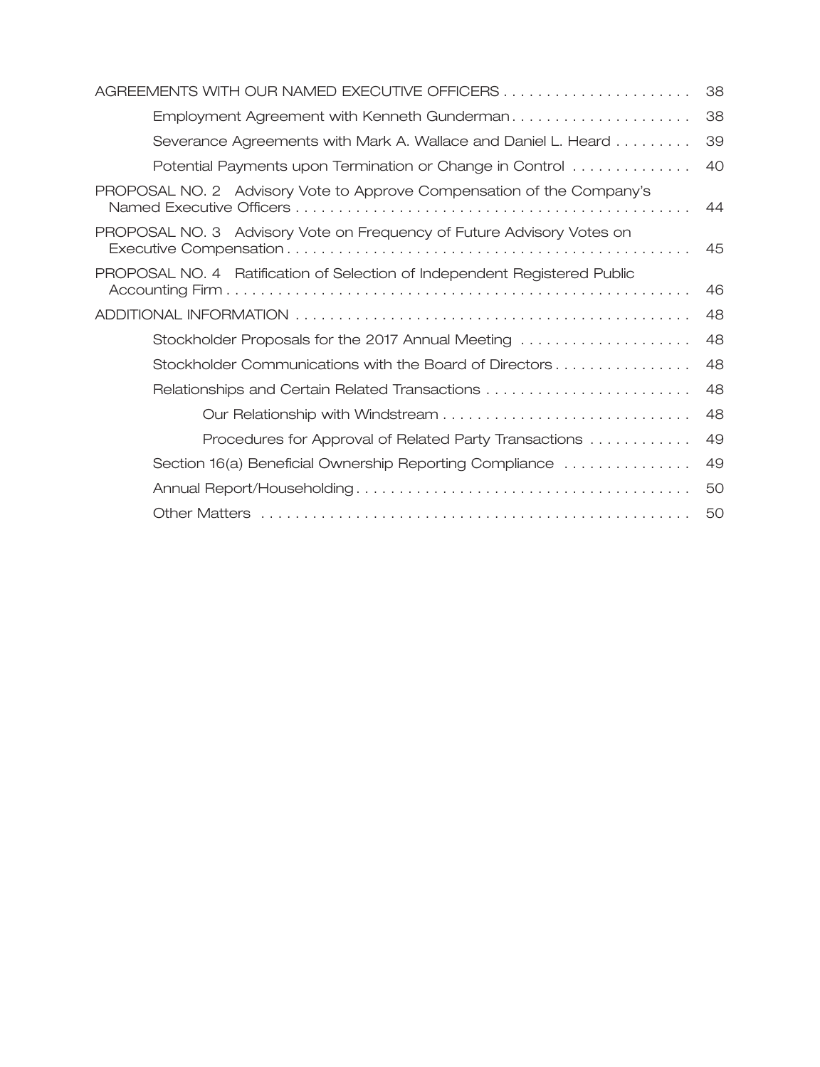| | |
|---|---|
| AGREEMENTS WITH OUR NAMED EXECUTIVE OFFICERS | 38 |
| Employment Agreement with Kenneth Gunderman | 38 |
| Severance Agreements with Mark A. Wallace and Daniel L. Heard | 39 |
| Potential Payments upon Termination or Change in Control | 40 |
| PROPOSAL NO. 2 Advisory Vote to Approve Compensation of the Company's Named Executive Officers | 44 |
| PROPOSAL NO. 3 Advisory Vote on Frequency of Future Advisory Votes on Executive Compensation | 45 |
| PROPOSAL NO. 4 Ratification of Selection of Independent Registered Public Accounting Firm | 46 |
| ADDITIONAL INFORMATION | 48 |
| Stockholder Proposals for the 2017 Annual Meeting | 48 |
| Stockholder Communications with the Board of Directors | 48 |
| Relationships and Certain Related Transactions | 48 |
| Our Relationship with Windstream | 48 |
| Procedures for Approval of Related Party Transactions | 49 |
| Section 16(a) Beneficial Ownership Reporting Compliance | 49 |
| Annual Report/Householding | 50 |
| Other Matters | 50 |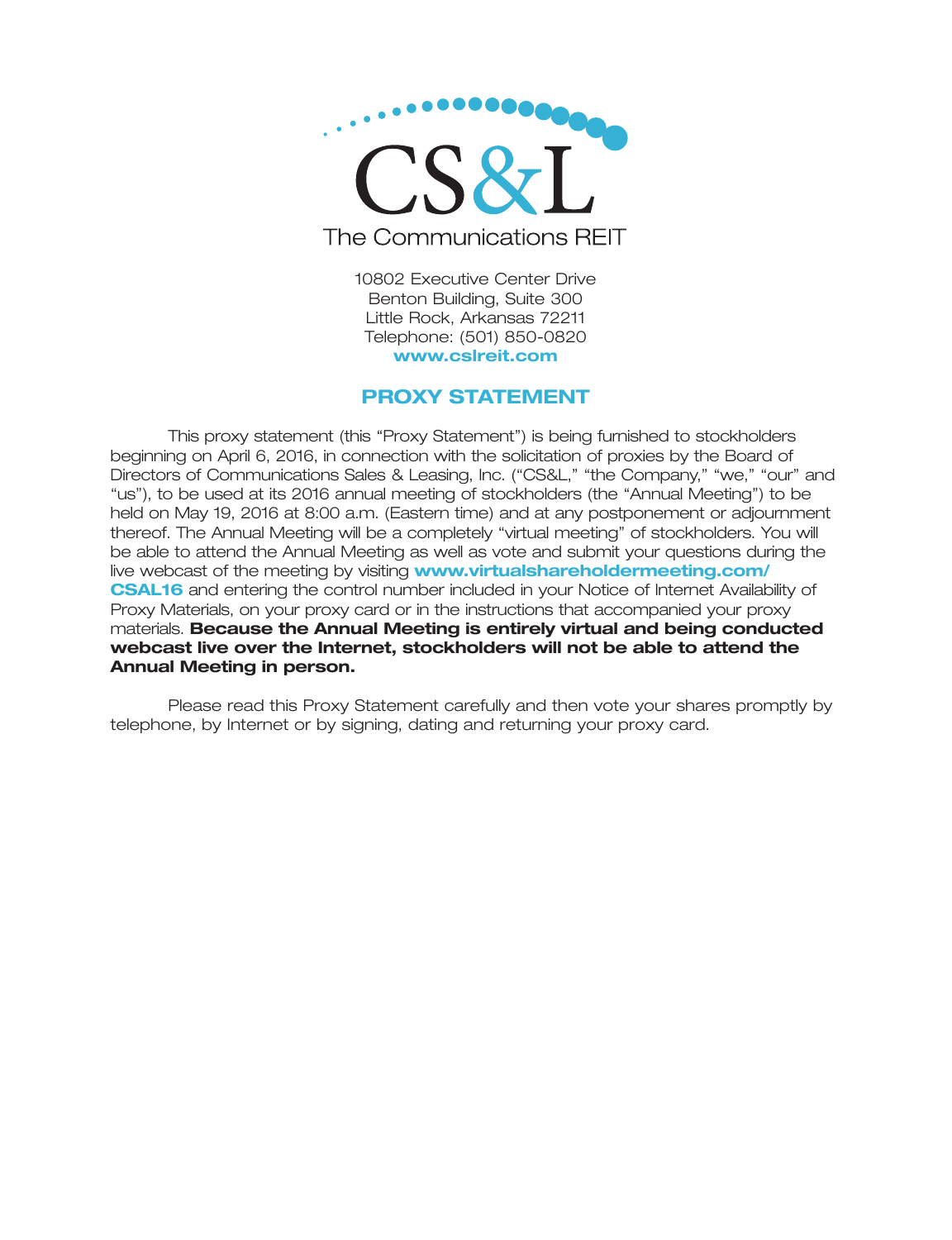CS&L

The Communications REIT

10802 Executive Center Drive
Benton Building, Suite 300
Little Rock, Arkansas 72211
Telephone: (501) 850-0820
**www.cslreit.com**

# PROXY STATEMENT

This proxy statement (this "Proxy Statement") is being furnished to stockholders beginning on April 6, 2016, in connection with the solicitation of proxies by the Board of Directors of Communications Sales & Leasing, Inc. ("CS&L," "the Company," "we," "our" and "us"), to be used at its 2016 annual meeting of stockholders (the "Annual Meeting") to be held on May 19, 2016 at 8:00 a.m. (Eastern time) and at any postponement or adjournment thereof. The Annual Meeting will be a completely "virtual meeting" of stockholders. You will be able to attend the Annual Meeting as well as vote and submit your questions during the live webcast of the meeting by visiting **www.virtualshareholdermeeting.com/CSAL16** and entering the control number included in your Notice of Internet Availability of Proxy Materials, on your proxy card or in the instructions that accompanied your proxy materials. **Because the Annual Meeting is entirely virtual and being conducted webcast live over the Internet, stockholders will not be able to attend the Annual Meeting in person.**

Please read this Proxy Statement carefully and then vote your shares promptly by telephone, by Internet or by signing, dating and returning your proxy card.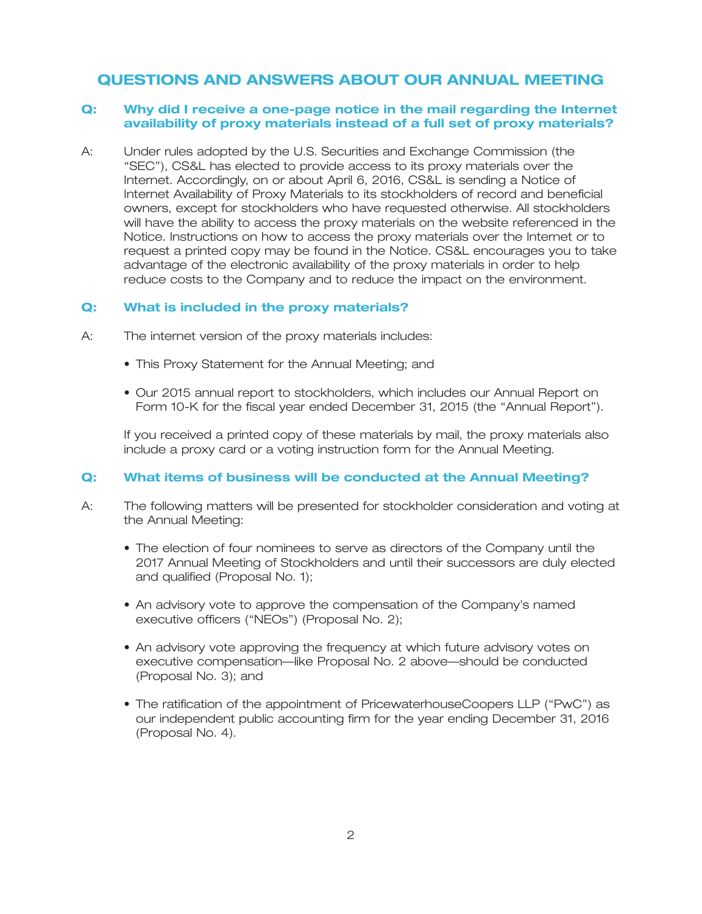## QUESTIONS AND ANSWERS ABOUT OUR ANNUAL MEETING

**Q: Why did I receive a one-page notice in the mail regarding the Internet availability of proxy materials instead of a full set of proxy materials?**

A: Under rules adopted by the U.S. Securities and Exchange Commission (the "SEC"), CS&L has elected to provide access to its proxy materials over the Internet. Accordingly, on or about April 6, 2016, CS&L is sending a Notice of Internet Availability of Proxy Materials to its stockholders of record and beneficial owners, except for stockholders who have requested otherwise. All stockholders will have the ability to access the proxy materials on the website referenced in the Notice. Instructions on how to access the proxy materials over the Internet or to request a printed copy may be found in the Notice. CS&L encourages you to take advantage of the electronic availability of the proxy materials in order to help reduce costs to the Company and to reduce the impact on the environment.

**Q: What is included in the proxy materials?**

A: The internet version of the proxy materials includes:

- This Proxy Statement for the Annual Meeting; and
- Our 2015 annual report to stockholders, which includes our Annual Report on Form 10-K for the fiscal year ended December 31, 2015 (the "Annual Report").

If you received a printed copy of these materials by mail, the proxy materials also include a proxy card or a voting instruction form for the Annual Meeting.

**Q: What items of business will be conducted at the Annual Meeting?**

A: The following matters will be presented for stockholder consideration and voting at the Annual Meeting:

- The election of four nominees to serve as directors of the Company until the 2017 Annual Meeting of Stockholders and until their successors are duly elected and qualified (Proposal No. 1);
- An advisory vote to approve the compensation of the Company's named executive officers ("NEOs") (Proposal No. 2);
- An advisory vote approving the frequency at which future advisory votes on executive compensation—like Proposal No. 2 above—should be conducted (Proposal No. 3); and
- The ratification of the appointment of PricewaterhouseCoopers LLP ("PwC") as our independent public accounting firm for the year ending December 31, 2016 (Proposal No. 4).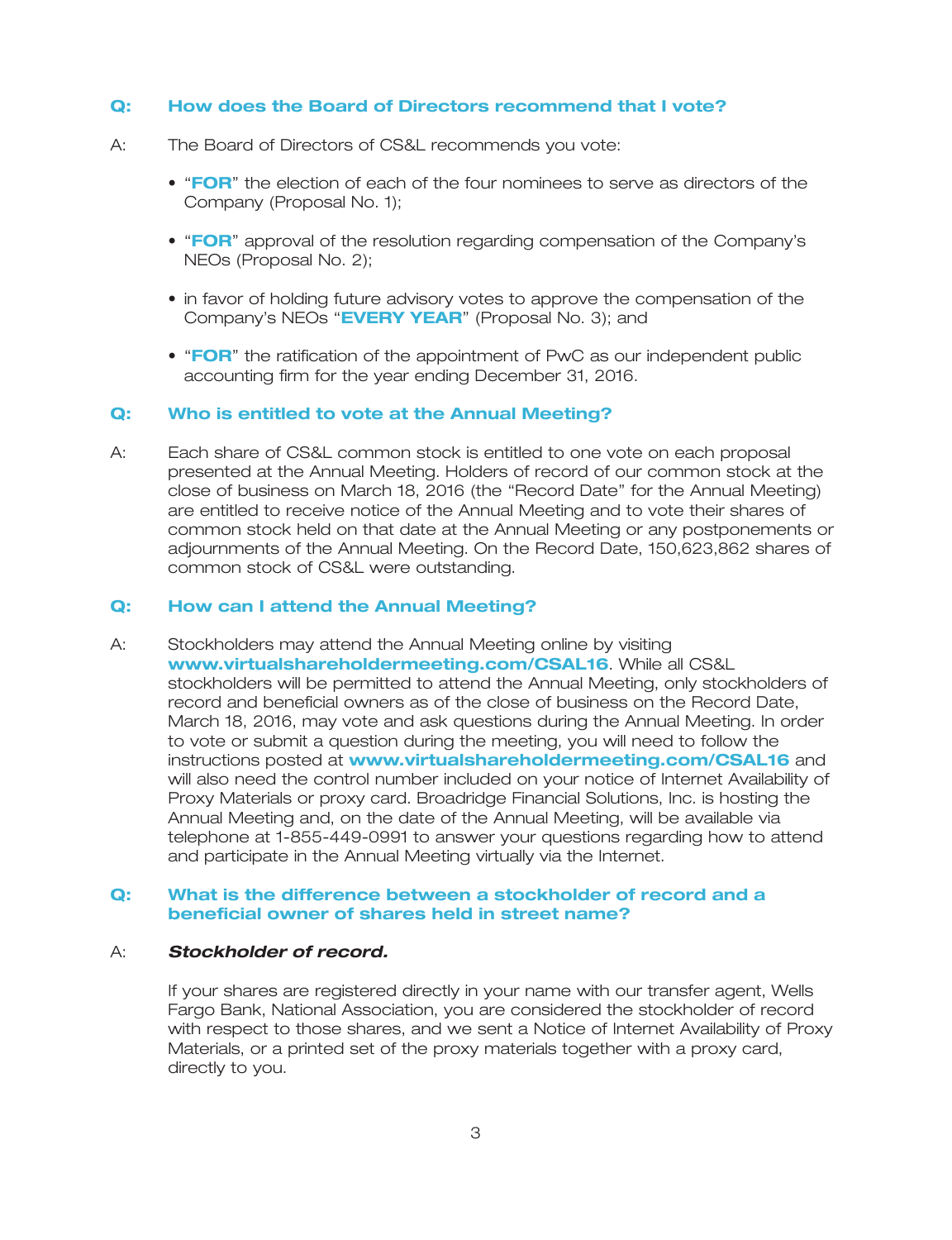### Q: How does the Board of Directors recommend that I vote?

A: The Board of Directors of CS&L recommends you vote:

- "**FOR**" the election of each of the four nominees to serve as directors of the Company (Proposal No. 1);
- "**FOR**" approval of the resolution regarding compensation of the Company's NEOs (Proposal No. 2);
- in favor of holding future advisory votes to approve the compensation of the Company's NEOs "**EVERY YEAR**" (Proposal No. 3); and
- "**FOR**" the ratification of the appointment of PwC as our independent public accounting firm for the year ending December 31, 2016.

### Q: Who is entitled to vote at the Annual Meeting?

A: Each share of CS&L common stock is entitled to one vote on each proposal presented at the Annual Meeting. Holders of record of our common stock at the close of business on March 18, 2016 (the "Record Date" for the Annual Meeting) are entitled to receive notice of the Annual Meeting and to vote their shares of common stock held on that date at the Annual Meeting or any postponements or adjournments of the Annual Meeting. On the Record Date, 150,623,862 shares of common stock of CS&L were outstanding.

### Q: How can I attend the Annual Meeting?

A: Stockholders may attend the Annual Meeting online by visiting **www.virtualshareholdermeeting.com/CSAL16**. While all CS&L stockholders will be permitted to attend the Annual Meeting, only stockholders of record and beneficial owners as of the close of business on the Record Date, March 18, 2016, may vote and ask questions during the Annual Meeting. In order to vote or submit a question during the meeting, you will need to follow the instructions posted at **www.virtualshareholdermeeting.com/CSAL16** and will also need the control number included on your notice of Internet Availability of Proxy Materials or proxy card. Broadridge Financial Solutions, Inc. is hosting the Annual Meeting and, on the date of the Annual Meeting, will be available via telephone at 1-855-449-0991 to answer your questions regarding how to attend and participate in the Annual Meeting virtually via the Internet.

### Q: What is the difference between a stockholder of record and a beneficial owner of shares held in street name?

A: ***Stockholder of record.***

If your shares are registered directly in your name with our transfer agent, Wells Fargo Bank, National Association, you are considered the stockholder of record with respect to those shares, and we sent a Notice of Internet Availability of Proxy Materials, or a printed set of the proxy materials together with a proxy card, directly to you.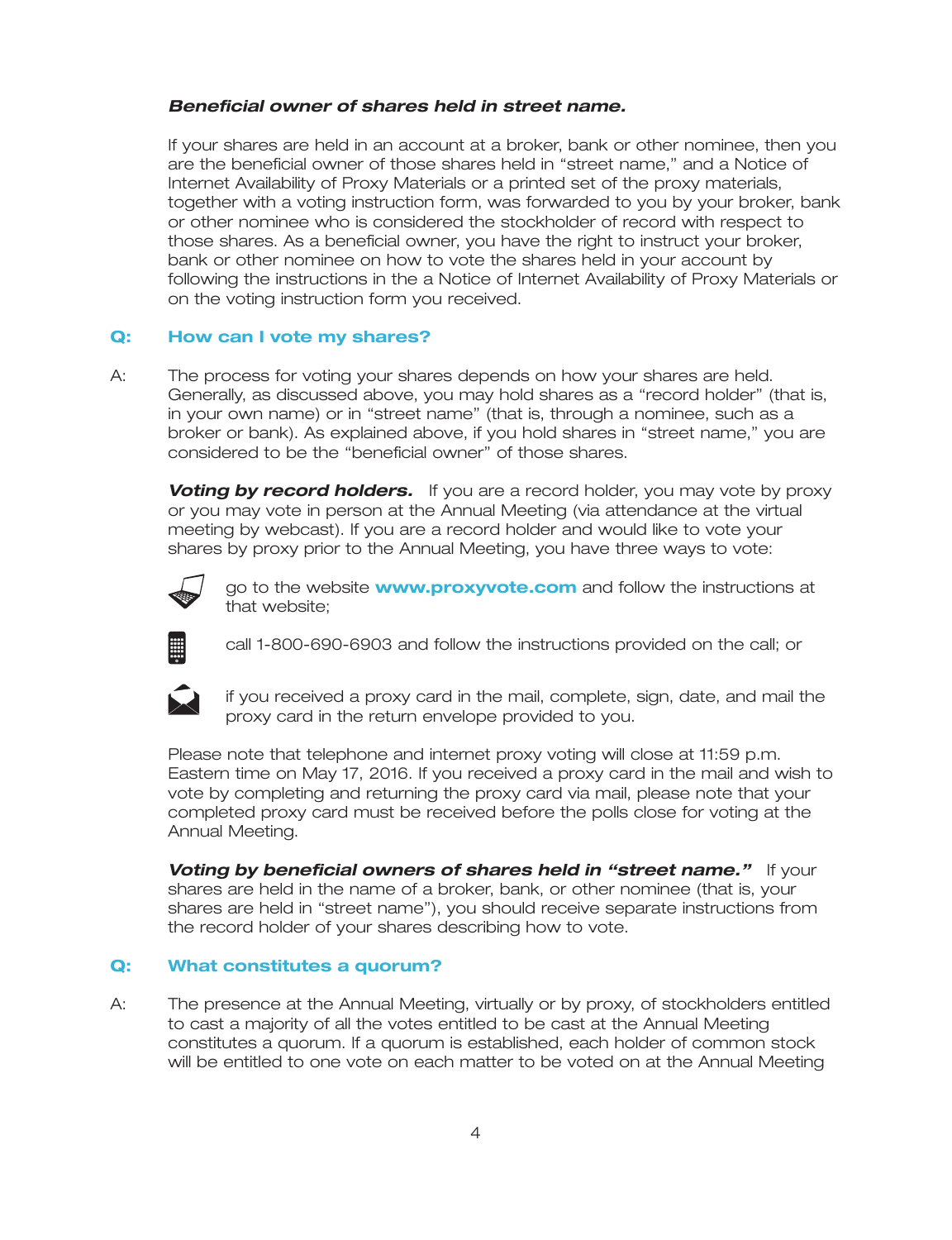***Beneficial owner of shares held in street name.***

If your shares are held in an account at a broker, bank or other nominee, then you are the beneficial owner of those shares held in "street name," and a Notice of Internet Availability of Proxy Materials or a printed set of the proxy materials, together with a voting instruction form, was forwarded to you by your broker, bank or other nominee who is considered the stockholder of record with respect to those shares. As a beneficial owner, you have the right to instruct your broker, bank or other nominee on how to vote the shares held in your account by following the instructions in the a Notice of Internet Availability of Proxy Materials or on the voting instruction form you received.

### Q: How can I vote my shares?

A: The process for voting your shares depends on how your shares are held. Generally, as discussed above, you may hold shares as a "record holder" (that is, in your own name) or in "street name" (that is, through a nominee, such as a broker or bank). As explained above, if you hold shares in "street name," you are considered to be the "beneficial owner" of those shares.

***Voting by record holders.*** If you are a record holder, you may vote by proxy or you may vote in person at the Annual Meeting (via attendance at the virtual meeting by webcast). If you are a record holder and would like to vote your shares by proxy prior to the Annual Meeting, you have three ways to vote:

- go to the website **www.proxyvote.com** and follow the instructions at that website;
- call 1-800-690-6903 and follow the instructions provided on the call; or
- if you received a proxy card in the mail, complete, sign, date, and mail the proxy card in the return envelope provided to you.

Please note that telephone and internet proxy voting will close at 11:59 p.m. Eastern time on May 17, 2016. If you received a proxy card in the mail and wish to vote by completing and returning the proxy card via mail, please note that your completed proxy card must be received before the polls close for voting at the Annual Meeting.

***Voting by beneficial owners of shares held in "street name."*** If your shares are held in the name of a broker, bank, or other nominee (that is, your shares are held in "street name"), you should receive separate instructions from the record holder of your shares describing how to vote.

### Q: What constitutes a quorum?

A: The presence at the Annual Meeting, virtually or by proxy, of stockholders entitled to cast a majority of all the votes entitled to be cast at the Annual Meeting constitutes a quorum. If a quorum is established, each holder of common stock will be entitled to one vote on each matter to be voted on at the Annual Meeting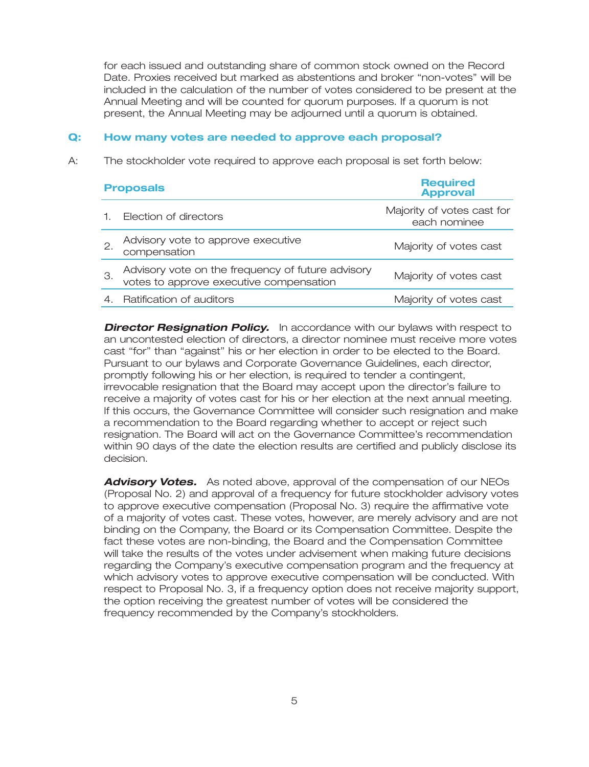for each issued and outstanding share of common stock owned on the Record Date. Proxies received but marked as abstentions and broker "non-votes" will be included in the calculation of the number of votes considered to be present at the Annual Meeting and will be counted for quorum purposes. If a quorum is not present, the Annual Meeting may be adjourned until a quorum is obtained.

### Q: How many votes are needed to approve each proposal?

A: The stockholder vote required to approve each proposal is set forth below:

| Proposals | Required Approval |
|---|---|
| 1. Election of directors | Majority of votes cast for each nominee |
| 2. Advisory vote to approve executive compensation | Majority of votes cast |
| 3. Advisory vote on the frequency of future advisory votes to approve executive compensation | Majority of votes cast |
| 4. Ratification of auditors | Majority of votes cast |

***Director Resignation Policy.*** In accordance with our bylaws with respect to an uncontested election of directors, a director nominee must receive more votes cast "for" than "against" his or her election in order to be elected to the Board. Pursuant to our bylaws and Corporate Governance Guidelines, each director, promptly following his or her election, is required to tender a contingent, irrevocable resignation that the Board may accept upon the director's failure to receive a majority of votes cast for his or her election at the next annual meeting. If this occurs, the Governance Committee will consider such resignation and make a recommendation to the Board regarding whether to accept or reject such resignation. The Board will act on the Governance Committee's recommendation within 90 days of the date the election results are certified and publicly disclose its decision.

***Advisory Votes.*** As noted above, approval of the compensation of our NEOs (Proposal No. 2) and approval of a frequency for future stockholder advisory votes to approve executive compensation (Proposal No. 3) require the affirmative vote of a majority of votes cast. These votes, however, are merely advisory and are not binding on the Company, the Board or its Compensation Committee. Despite the fact these votes are non-binding, the Board and the Compensation Committee will take the results of the votes under advisement when making future decisions regarding the Company's executive compensation program and the frequency at which advisory votes to approve executive compensation will be conducted. With respect to Proposal No. 3, if a frequency option does not receive majority support, the option receiving the greatest number of votes will be considered the frequency recommended by the Company's stockholders.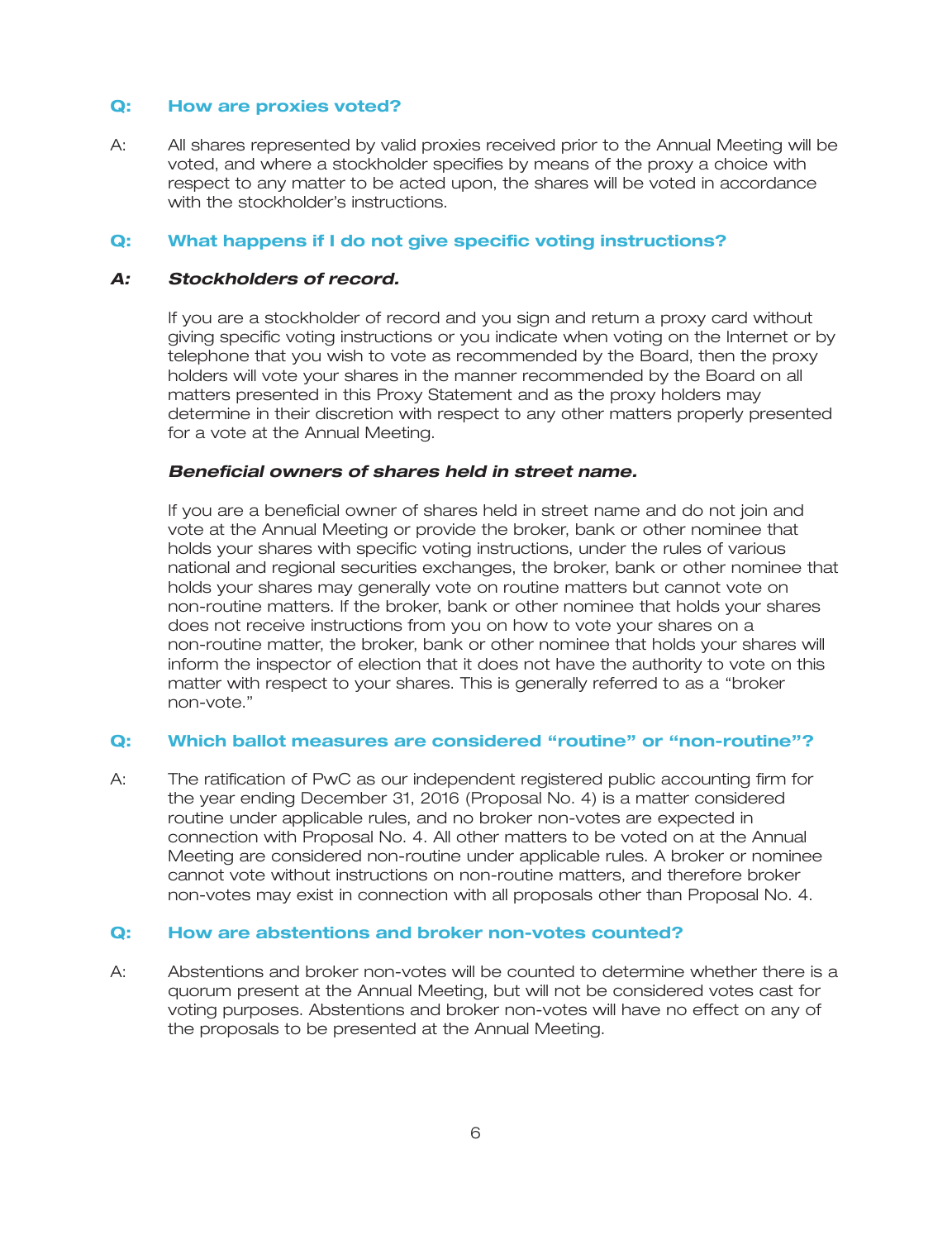### Q: How are proxies voted?

A: All shares represented by valid proxies received prior to the Annual Meeting will be voted, and where a stockholder specifies by means of the proxy a choice with respect to any matter to be acted upon, the shares will be voted in accordance with the stockholder's instructions.

### Q: What happens if I do not give specific voting instructions?

***A: Stockholders of record.***

If you are a stockholder of record and you sign and return a proxy card without giving specific voting instructions or you indicate when voting on the Internet or by telephone that you wish to vote as recommended by the Board, then the proxy holders will vote your shares in the manner recommended by the Board on all matters presented in this Proxy Statement and as the proxy holders may determine in their discretion with respect to any other matters properly presented for a vote at the Annual Meeting.

***Beneficial owners of shares held in street name.***

If you are a beneficial owner of shares held in street name and do not join and vote at the Annual Meeting or provide the broker, bank or other nominee that holds your shares with specific voting instructions, under the rules of various national and regional securities exchanges, the broker, bank or other nominee that holds your shares may generally vote on routine matters but cannot vote on non-routine matters. If the broker, bank or other nominee that holds your shares does not receive instructions from you on how to vote your shares on a non-routine matter, the broker, bank or other nominee that holds your shares will inform the inspector of election that it does not have the authority to vote on this matter with respect to your shares. This is generally referred to as a "broker non-vote."

### Q: Which ballot measures are considered "routine" or "non-routine"?

A: The ratification of PwC as our independent registered public accounting firm for the year ending December 31, 2016 (Proposal No. 4) is a matter considered routine under applicable rules, and no broker non-votes are expected in connection with Proposal No. 4. All other matters to be voted on at the Annual Meeting are considered non-routine under applicable rules. A broker or nominee cannot vote without instructions on non-routine matters, and therefore broker non-votes may exist in connection with all proposals other than Proposal No. 4.

### Q: How are abstentions and broker non-votes counted?

A: Abstentions and broker non-votes will be counted to determine whether there is a quorum present at the Annual Meeting, but will not be considered votes cast for voting purposes. Abstentions and broker non-votes will have no effect on any of the proposals to be presented at the Annual Meeting.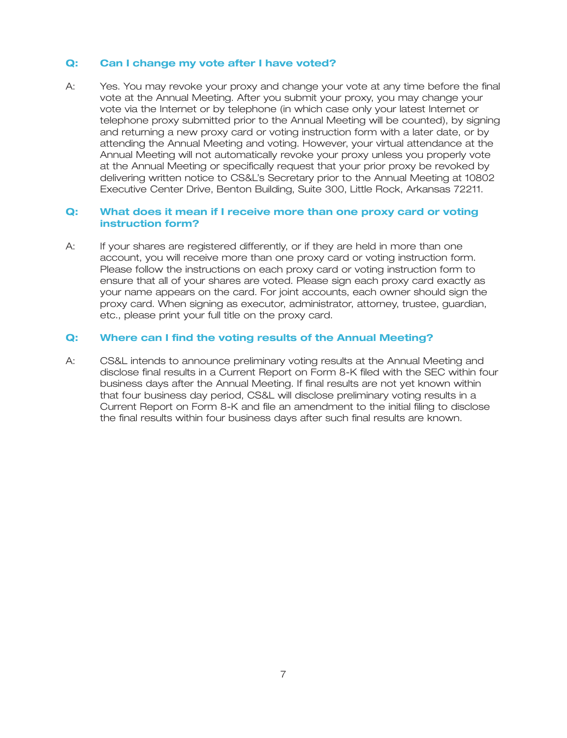**Q: Can I change my vote after I have voted?**

A: Yes. You may revoke your proxy and change your vote at any time before the final vote at the Annual Meeting. After you submit your proxy, you may change your vote via the Internet or by telephone (in which case only your latest Internet or telephone proxy submitted prior to the Annual Meeting will be counted), by signing and returning a new proxy card or voting instruction form with a later date, or by attending the Annual Meeting and voting. However, your virtual attendance at the Annual Meeting will not automatically revoke your proxy unless you properly vote at the Annual Meeting or specifically request that your prior proxy be revoked by delivering written notice to CS&L's Secretary prior to the Annual Meeting at 10802 Executive Center Drive, Benton Building, Suite 300, Little Rock, Arkansas 72211.

**Q: What does it mean if I receive more than one proxy card or voting instruction form?**

A: If your shares are registered differently, or if they are held in more than one account, you will receive more than one proxy card or voting instruction form. Please follow the instructions on each proxy card or voting instruction form to ensure that all of your shares are voted. Please sign each proxy card exactly as your name appears on the card. For joint accounts, each owner should sign the proxy card. When signing as executor, administrator, attorney, trustee, guardian, etc., please print your full title on the proxy card.

**Q: Where can I find the voting results of the Annual Meeting?**

A: CS&L intends to announce preliminary voting results at the Annual Meeting and disclose final results in a Current Report on Form 8-K filed with the SEC within four business days after the Annual Meeting. If final results are not yet known within that four business day period, CS&L will disclose preliminary voting results in a Current Report on Form 8-K and file an amendment to the initial filing to disclose the final results within four business days after such final results are known.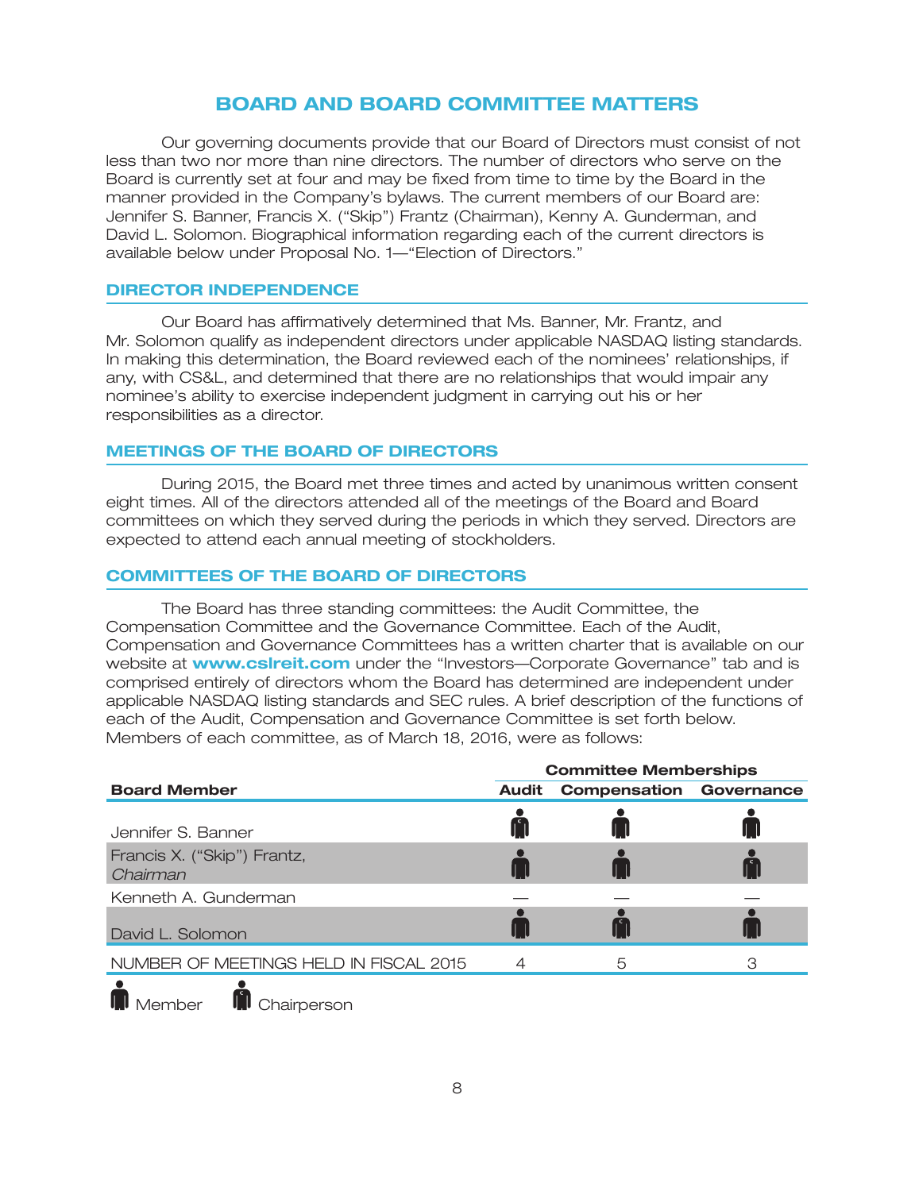# BOARD AND BOARD COMMITTEE MATTERS

Our governing documents provide that our Board of Directors must consist of not less than two nor more than nine directors. The number of directors who serve on the Board is currently set at four and may be fixed from time to time by the Board in the manner provided in the Company's bylaws. The current members of our Board are: Jennifer S. Banner, Francis X. ("Skip") Frantz (Chairman), Kenny A. Gunderman, and David L. Solomon. Biographical information regarding each of the current directors is available below under Proposal No. 1—"Election of Directors."

## DIRECTOR INDEPENDENCE

Our Board has affirmatively determined that Ms. Banner, Mr. Frantz, and Mr. Solomon qualify as independent directors under applicable NASDAQ listing standards. In making this determination, the Board reviewed each of the nominees' relationships, if any, with CS&L, and determined that there are no relationships that would impair any nominee's ability to exercise independent judgment in carrying out his or her responsibilities as a director.

## MEETINGS OF THE BOARD OF DIRECTORS

During 2015, the Board met three times and acted by unanimous written consent eight times. All of the directors attended all of the meetings of the Board and Board committees on which they served during the periods in which they served. Directors are expected to attend each annual meeting of stockholders.

## COMMITTEES OF THE BOARD OF DIRECTORS

The Board has three standing committees: the Audit Committee, the Compensation Committee and the Governance Committee. Each of the Audit, Compensation and Governance Committees has a written charter that is available on our website at **www.cslreit.com** under the "Investors—Corporate Governance" tab and is comprised entirely of directors whom the Board has determined are independent under applicable NASDAQ listing standards and SEC rules. A brief description of the functions of each of the Audit, Compensation and Governance Committee is set forth below. Members of each committee, as of March 18, 2016, were as follows:

| | Committee Memberships | | |
|---|---|---|---|
| **Board Member** | **Audit** | **Compensation** | **Governance** |
| Jennifer S. Banner | Chairperson | Member | Member |
| Francis X. ("Skip") Frantz, *Chairman* | Member | Member | Chairperson |
| Kenneth A. Gunderman | — | — | — |
| David L. Solomon | Member | Chairperson | Member |
| NUMBER OF MEETINGS HELD IN FISCAL 2015 | 4 | 5 | 3 |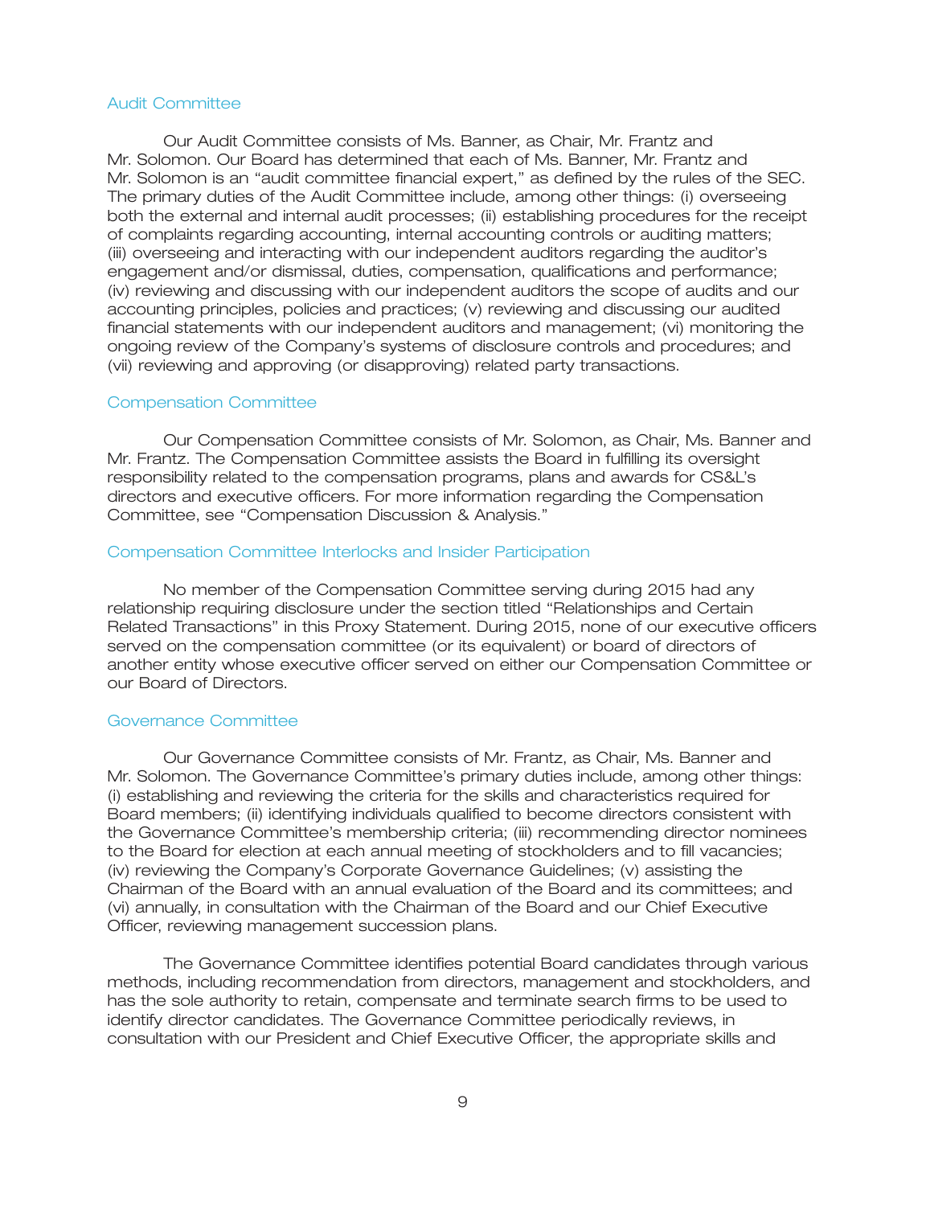### Audit Committee

Our Audit Committee consists of Ms. Banner, as Chair, Mr. Frantz and Mr. Solomon. Our Board has determined that each of Ms. Banner, Mr. Frantz and Mr. Solomon is an "audit committee financial expert," as defined by the rules of the SEC. The primary duties of the Audit Committee include, among other things: (i) overseeing both the external and internal audit processes; (ii) establishing procedures for the receipt of complaints regarding accounting, internal accounting controls or auditing matters; (iii) overseeing and interacting with our independent auditors regarding the auditor's engagement and/or dismissal, duties, compensation, qualifications and performance; (iv) reviewing and discussing with our independent auditors the scope of audits and our accounting principles, policies and practices; (v) reviewing and discussing our audited financial statements with our independent auditors and management; (vi) monitoring the ongoing review of the Company's systems of disclosure controls and procedures; and (vii) reviewing and approving (or disapproving) related party transactions.

### Compensation Committee

Our Compensation Committee consists of Mr. Solomon, as Chair, Ms. Banner and Mr. Frantz. The Compensation Committee assists the Board in fulfilling its oversight responsibility related to the compensation programs, plans and awards for CS&L's directors and executive officers. For more information regarding the Compensation Committee, see "Compensation Discussion & Analysis."

### Compensation Committee Interlocks and Insider Participation

No member of the Compensation Committee serving during 2015 had any relationship requiring disclosure under the section titled "Relationships and Certain Related Transactions" in this Proxy Statement. During 2015, none of our executive officers served on the compensation committee (or its equivalent) or board of directors of another entity whose executive officer served on either our Compensation Committee or our Board of Directors.

### Governance Committee

Our Governance Committee consists of Mr. Frantz, as Chair, Ms. Banner and Mr. Solomon. The Governance Committee's primary duties include, among other things: (i) establishing and reviewing the criteria for the skills and characteristics required for Board members; (ii) identifying individuals qualified to become directors consistent with the Governance Committee's membership criteria; (iii) recommending director nominees to the Board for election at each annual meeting of stockholders and to fill vacancies; (iv) reviewing the Company's Corporate Governance Guidelines; (v) assisting the Chairman of the Board with an annual evaluation of the Board and its committees; and (vi) annually, in consultation with the Chairman of the Board and our Chief Executive Officer, reviewing management succession plans.

The Governance Committee identifies potential Board candidates through various methods, including recommendation from directors, management and stockholders, and has the sole authority to retain, compensate and terminate search firms to be used to identify director candidates. The Governance Committee periodically reviews, in consultation with our President and Chief Executive Officer, the appropriate skills and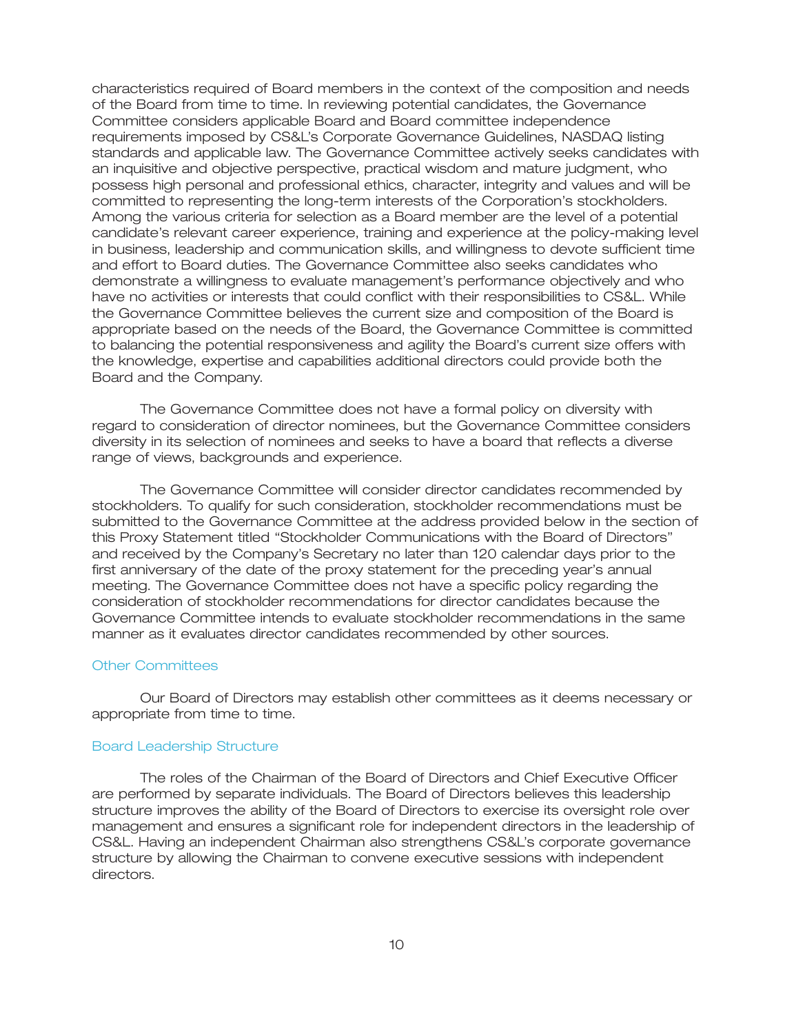characteristics required of Board members in the context of the composition and needs of the Board from time to time. In reviewing potential candidates, the Governance Committee considers applicable Board and Board committee independence requirements imposed by CS&L's Corporate Governance Guidelines, NASDAQ listing standards and applicable law. The Governance Committee actively seeks candidates with an inquisitive and objective perspective, practical wisdom and mature judgment, who possess high personal and professional ethics, character, integrity and values and will be committed to representing the long-term interests of the Corporation's stockholders. Among the various criteria for selection as a Board member are the level of a potential candidate's relevant career experience, training and experience at the policy-making level in business, leadership and communication skills, and willingness to devote sufficient time and effort to Board duties. The Governance Committee also seeks candidates who demonstrate a willingness to evaluate management's performance objectively and who have no activities or interests that could conflict with their responsibilities to CS&L. While the Governance Committee believes the current size and composition of the Board is appropriate based on the needs of the Board, the Governance Committee is committed to balancing the potential responsiveness and agility the Board's current size offers with the knowledge, expertise and capabilities additional directors could provide both the Board and the Company.

The Governance Committee does not have a formal policy on diversity with regard to consideration of director nominees, but the Governance Committee considers diversity in its selection of nominees and seeks to have a board that reflects a diverse range of views, backgrounds and experience.

The Governance Committee will consider director candidates recommended by stockholders. To qualify for such consideration, stockholder recommendations must be submitted to the Governance Committee at the address provided below in the section of this Proxy Statement titled "Stockholder Communications with the Board of Directors" and received by the Company's Secretary no later than 120 calendar days prior to the first anniversary of the date of the proxy statement for the preceding year's annual meeting. The Governance Committee does not have a specific policy regarding the consideration of stockholder recommendations for director candidates because the Governance Committee intends to evaluate stockholder recommendations in the same manner as it evaluates director candidates recommended by other sources.

### Other Committees

Our Board of Directors may establish other committees as it deems necessary or appropriate from time to time.

### Board Leadership Structure

The roles of the Chairman of the Board of Directors and Chief Executive Officer are performed by separate individuals. The Board of Directors believes this leadership structure improves the ability of the Board of Directors to exercise its oversight role over management and ensures a significant role for independent directors in the leadership of CS&L. Having an independent Chairman also strengthens CS&L's corporate governance structure by allowing the Chairman to convene executive sessions with independent directors.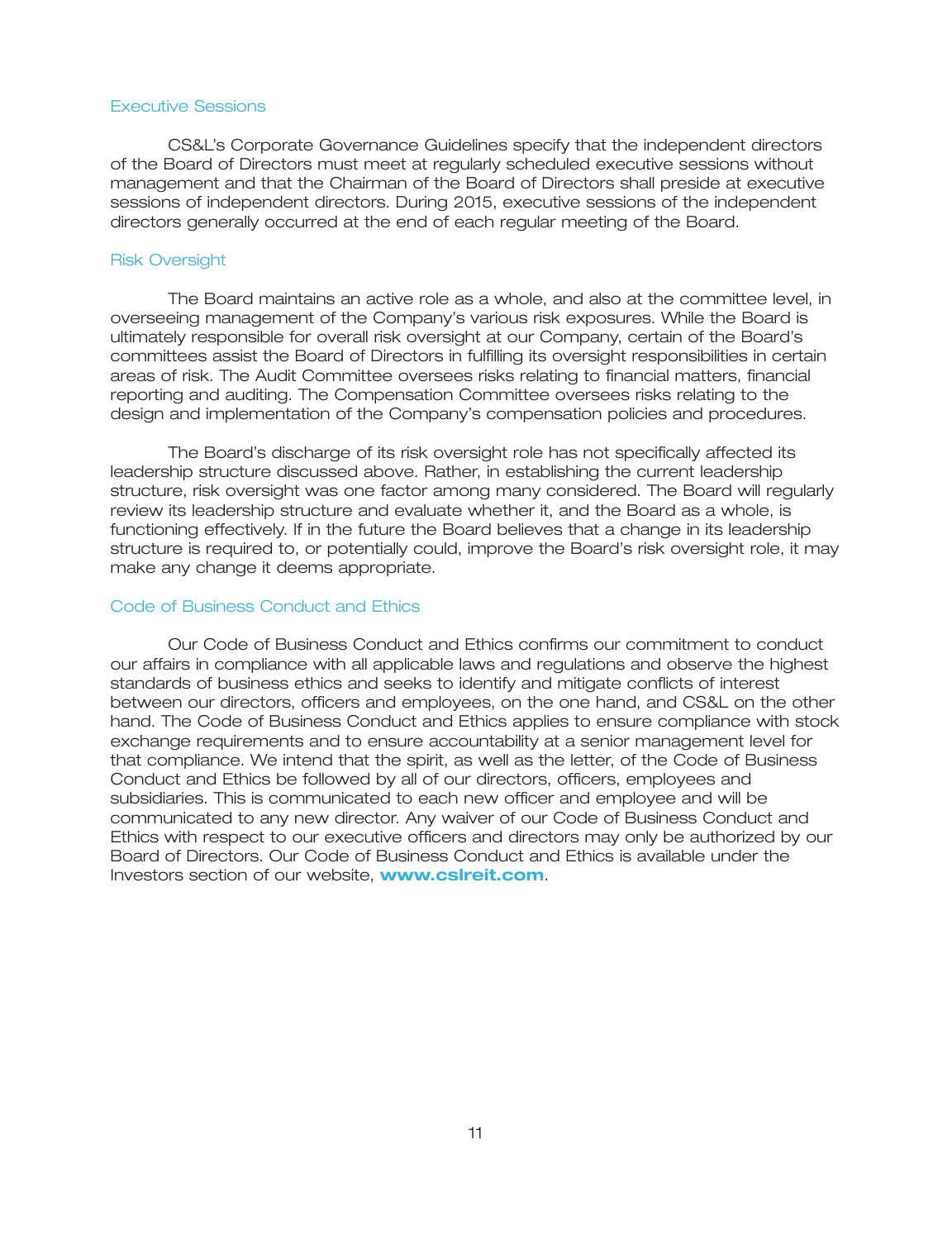### Executive Sessions

CS&L's Corporate Governance Guidelines specify that the independent directors of the Board of Directors must meet at regularly scheduled executive sessions without management and that the Chairman of the Board of Directors shall preside at executive sessions of independent directors. During 2015, executive sessions of the independent directors generally occurred at the end of each regular meeting of the Board.

### Risk Oversight

The Board maintains an active role as a whole, and also at the committee level, in overseeing management of the Company's various risk exposures. While the Board is ultimately responsible for overall risk oversight at our Company, certain of the Board's committees assist the Board of Directors in fulfilling its oversight responsibilities in certain areas of risk. The Audit Committee oversees risks relating to financial matters, financial reporting and auditing. The Compensation Committee oversees risks relating to the design and implementation of the Company's compensation policies and procedures.

The Board's discharge of its risk oversight role has not specifically affected its leadership structure discussed above. Rather, in establishing the current leadership structure, risk oversight was one factor among many considered. The Board will regularly review its leadership structure and evaluate whether it, and the Board as a whole, is functioning effectively. If in the future the Board believes that a change in its leadership structure is required to, or potentially could, improve the Board's risk oversight role, it may make any change it deems appropriate.

### Code of Business Conduct and Ethics

Our Code of Business Conduct and Ethics confirms our commitment to conduct our affairs in compliance with all applicable laws and regulations and observe the highest standards of business ethics and seeks to identify and mitigate conflicts of interest between our directors, officers and employees, on the one hand, and CS&L on the other hand. The Code of Business Conduct and Ethics applies to ensure compliance with stock exchange requirements and to ensure accountability at a senior management level for that compliance. We intend that the spirit, as well as the letter, of the Code of Business Conduct and Ethics be followed by all of our directors, officers, employees and subsidiaries. This is communicated to each new officer and employee and will be communicated to any new director. Any waiver of our Code of Business Conduct and Ethics with respect to our executive officers and directors may only be authorized by our Board of Directors. Our Code of Business Conduct and Ethics is available under the Investors section of our website, **www.cslreit.com**.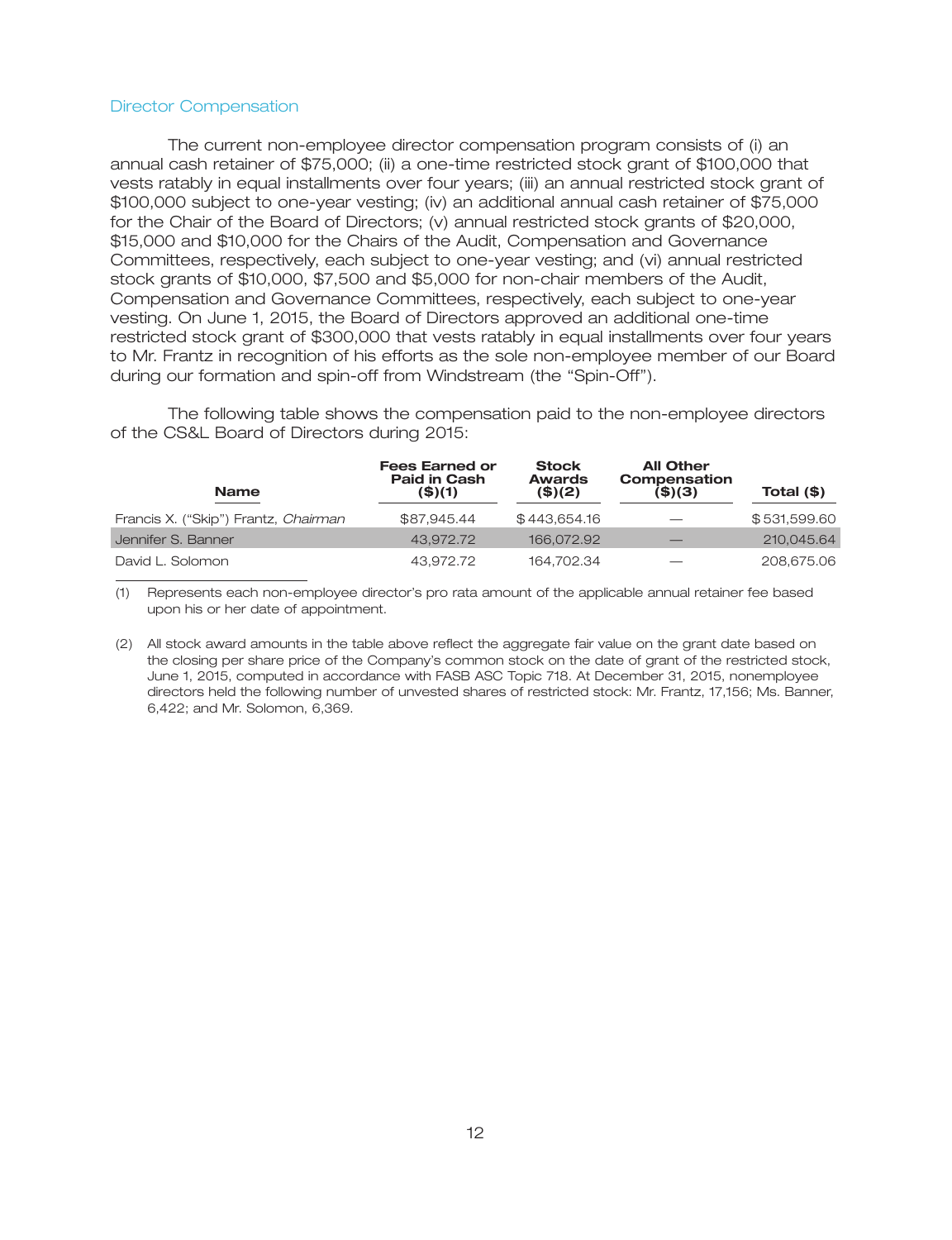## Director Compensation

The current non-employee director compensation program consists of (i) an annual cash retainer of $75,000; (ii) a one-time restricted stock grant of $100,000 that vests ratably in equal installments over four years; (iii) an annual restricted stock grant of $100,000 subject to one-year vesting; (iv) an additional annual cash retainer of $75,000 for the Chair of the Board of Directors; (v) annual restricted stock grants of $20,000, $15,000 and $10,000 for the Chairs of the Audit, Compensation and Governance Committees, respectively, each subject to one-year vesting; and (vi) annual restricted stock grants of $10,000, $7,500 and $5,000 for non-chair members of the Audit, Compensation and Governance Committees, respectively, each subject to one-year vesting. On June 1, 2015, the Board of Directors approved an additional one-time restricted stock grant of $300,000 that vests ratably in equal installments over four years to Mr. Frantz in recognition of his efforts as the sole non-employee member of our Board during our formation and spin-off from Windstream (the "Spin-Off").

The following table shows the compensation paid to the non-employee directors of the CS&L Board of Directors during 2015:

| Name | Fees Earned or Paid in Cash ($)(1) | Stock Awards ($)(2) | All Other Compensation ($)(3) | Total ($) |
|---|---|---|---|---|
| Francis X. ("Skip") Frantz, *Chairman* | $87,945.44 | $443,654.16 | — | $531,599.60 |
| Jennifer S. Banner | 43,972.72 | 166,072.92 | — | 210,045.64 |
| David L. Solomon | 43,972.72 | 164,702.34 | — | 208,675.06 |

(1) Represents each non-employee director's pro rata amount of the applicable annual retainer fee based upon his or her date of appointment.

(2) All stock award amounts in the table above reflect the aggregate fair value on the grant date based on the closing per share price of the Company's common stock on the date of grant of the restricted stock, June 1, 2015, computed in accordance with FASB ASC Topic 718. At December 31, 2015, nonemployee directors held the following number of unvested shares of restricted stock: Mr. Frantz, 17,156; Ms. Banner, 6,422; and Mr. Solomon, 6,369.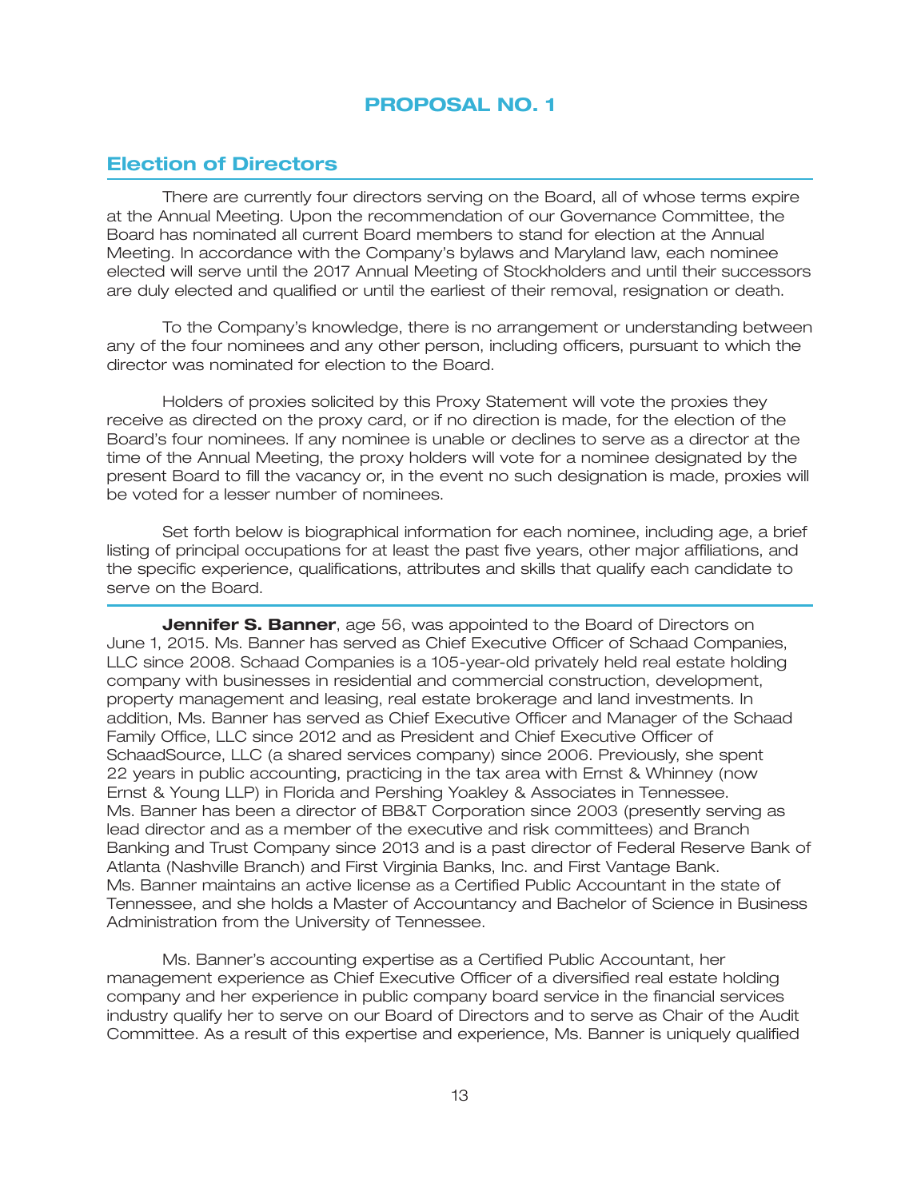# PROPOSAL NO. 1

## Election of Directors

There are currently four directors serving on the Board, all of whose terms expire at the Annual Meeting. Upon the recommendation of our Governance Committee, the Board has nominated all current Board members to stand for election at the Annual Meeting. In accordance with the Company's bylaws and Maryland law, each nominee elected will serve until the 2017 Annual Meeting of Stockholders and until their successors are duly elected and qualified or until the earliest of their removal, resignation or death.

To the Company's knowledge, there is no arrangement or understanding between any of the four nominees and any other person, including officers, pursuant to which the director was nominated for election to the Board.

Holders of proxies solicited by this Proxy Statement will vote the proxies they receive as directed on the proxy card, or if no direction is made, for the election of the Board's four nominees. If any nominee is unable or declines to serve as a director at the time of the Annual Meeting, the proxy holders will vote for a nominee designated by the present Board to fill the vacancy or, in the event no such designation is made, proxies will be voted for a lesser number of nominees.

Set forth below is biographical information for each nominee, including age, a brief listing of principal occupations for at least the past five years, other major affiliations, and the specific experience, qualifications, attributes and skills that qualify each candidate to serve on the Board.

**Jennifer S. Banner**, age 56, was appointed to the Board of Directors on June 1, 2015. Ms. Banner has served as Chief Executive Officer of Schaad Companies, LLC since 2008. Schaad Companies is a 105-year-old privately held real estate holding company with businesses in residential and commercial construction, development, property management and leasing, real estate brokerage and land investments. In addition, Ms. Banner has served as Chief Executive Officer and Manager of the Schaad Family Office, LLC since 2012 and as President and Chief Executive Officer of SchaadSource, LLC (a shared services company) since 2006. Previously, she spent 22 years in public accounting, practicing in the tax area with Ernst & Whinney (now Ernst & Young LLP) in Florida and Pershing Yoakley & Associates in Tennessee. Ms. Banner has been a director of BB&T Corporation since 2003 (presently serving as lead director and as a member of the executive and risk committees) and Branch Banking and Trust Company since 2013 and is a past director of Federal Reserve Bank of Atlanta (Nashville Branch) and First Virginia Banks, Inc. and First Vantage Bank. Ms. Banner maintains an active license as a Certified Public Accountant in the state of Tennessee, and she holds a Master of Accountancy and Bachelor of Science in Business Administration from the University of Tennessee.

Ms. Banner's accounting expertise as a Certified Public Accountant, her management experience as Chief Executive Officer of a diversified real estate holding company and her experience in public company board service in the financial services industry qualify her to serve on our Board of Directors and to serve as Chair of the Audit Committee. As a result of this expertise and experience, Ms. Banner is uniquely qualified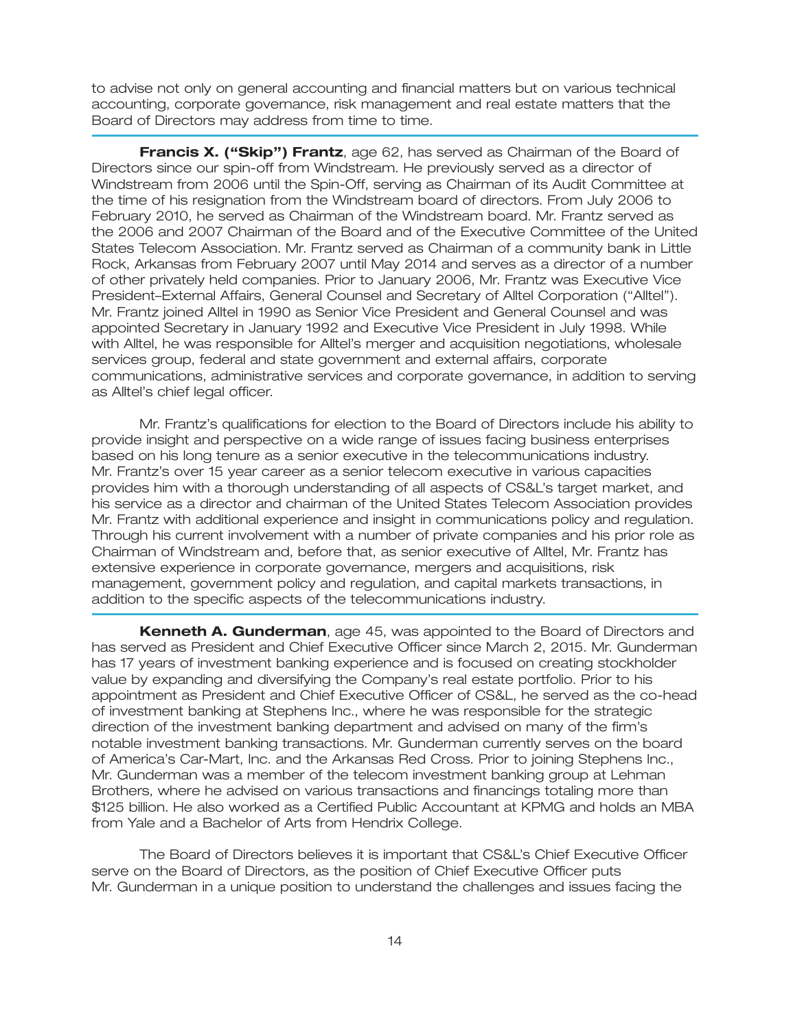to advise not only on general accounting and financial matters but on various technical accounting, corporate governance, risk management and real estate matters that the Board of Directors may address from time to time.

---

**Francis X. ("Skip") Frantz**, age 62, has served as Chairman of the Board of Directors since our spin-off from Windstream. He previously served as a director of Windstream from 2006 until the Spin-Off, serving as Chairman of its Audit Committee at the time of his resignation from the Windstream board of directors. From July 2006 to February 2010, he served as Chairman of the Windstream board. Mr. Frantz served as the 2006 and 2007 Chairman of the Board and of the Executive Committee of the United States Telecom Association. Mr. Frantz served as Chairman of a community bank in Little Rock, Arkansas from February 2007 until May 2014 and serves as a director of a number of other privately held companies. Prior to January 2006, Mr. Frantz was Executive Vice President–External Affairs, General Counsel and Secretary of Alltel Corporation ("Alltel"). Mr. Frantz joined Alltel in 1990 as Senior Vice President and General Counsel and was appointed Secretary in January 1992 and Executive Vice President in July 1998. While with Alltel, he was responsible for Alltel's merger and acquisition negotiations, wholesale services group, federal and state government and external affairs, corporate communications, administrative services and corporate governance, in addition to serving as Alltel's chief legal officer.

Mr. Frantz's qualifications for election to the Board of Directors include his ability to provide insight and perspective on a wide range of issues facing business enterprises based on his long tenure as a senior executive in the telecommunications industry. Mr. Frantz's over 15 year career as a senior telecom executive in various capacities provides him with a thorough understanding of all aspects of CS&L's target market, and his service as a director and chairman of the United States Telecom Association provides Mr. Frantz with additional experience and insight in communications policy and regulation. Through his current involvement with a number of private companies and his prior role as Chairman of Windstream and, before that, as senior executive of Alltel, Mr. Frantz has extensive experience in corporate governance, mergers and acquisitions, risk management, government policy and regulation, and capital markets transactions, in addition to the specific aspects of the telecommunications industry.

---

**Kenneth A. Gunderman**, age 45, was appointed to the Board of Directors and has served as President and Chief Executive Officer since March 2, 2015. Mr. Gunderman has 17 years of investment banking experience and is focused on creating stockholder value by expanding and diversifying the Company's real estate portfolio. Prior to his appointment as President and Chief Executive Officer of CS&L, he served as the co-head of investment banking at Stephens Inc., where he was responsible for the strategic direction of the investment banking department and advised on many of the firm's notable investment banking transactions. Mr. Gunderman currently serves on the board of America's Car-Mart, Inc. and the Arkansas Red Cross. Prior to joining Stephens Inc., Mr. Gunderman was a member of the telecom investment banking group at Lehman Brothers, where he advised on various transactions and financings totaling more than $125 billion. He also worked as a Certified Public Accountant at KPMG and holds an MBA from Yale and a Bachelor of Arts from Hendrix College.

The Board of Directors believes it is important that CS&L's Chief Executive Officer serve on the Board of Directors, as the position of Chief Executive Officer puts Mr. Gunderman in a unique position to understand the challenges and issues facing the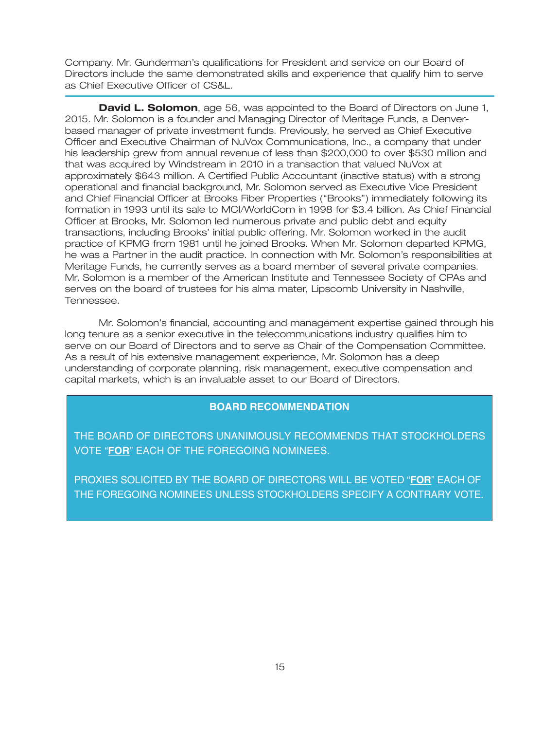Company. Mr. Gunderman's qualifications for President and service on our Board of Directors include the same demonstrated skills and experience that qualify him to serve as Chief Executive Officer of CS&L.

---

**David L. Solomon**, age 56, was appointed to the Board of Directors on June 1, 2015. Mr. Solomon is a founder and Managing Director of Meritage Funds, a Denver-based manager of private investment funds. Previously, he served as Chief Executive Officer and Executive Chairman of NuVox Communications, Inc., a company that under his leadership grew from annual revenue of less than $200,000 to over $530 million and that was acquired by Windstream in 2010 in a transaction that valued NuVox at approximately $643 million. A Certified Public Accountant (inactive status) with a strong operational and financial background, Mr. Solomon served as Executive Vice President and Chief Financial Officer at Brooks Fiber Properties ("Brooks") immediately following its formation in 1993 until its sale to MCI/WorldCom in 1998 for $3.4 billion. As Chief Financial Officer at Brooks, Mr. Solomon led numerous private and public debt and equity transactions, including Brooks' initial public offering. Mr. Solomon worked in the audit practice of KPMG from 1981 until he joined Brooks. When Mr. Solomon departed KPMG, he was a Partner in the audit practice. In connection with Mr. Solomon's responsibilities at Meritage Funds, he currently serves as a board member of several private companies. Mr. Solomon is a member of the American Institute and Tennessee Society of CPAs and serves on the board of trustees for his alma mater, Lipscomb University in Nashville, Tennessee.

Mr. Solomon's financial, accounting and management expertise gained through his long tenure as a senior executive in the telecommunications industry qualifies him to serve on our Board of Directors and to serve as Chair of the Compensation Committee. As a result of his extensive management experience, Mr. Solomon has a deep understanding of corporate planning, risk management, executive compensation and capital markets, which is an invaluable asset to our Board of Directors.

**BOARD RECOMMENDATION**

THE BOARD OF DIRECTORS UNANIMOUSLY RECOMMENDS THAT STOCKHOLDERS VOTE "**FOR**" EACH OF THE FOREGOING NOMINEES.

PROXIES SOLICITED BY THE BOARD OF DIRECTORS WILL BE VOTED "**FOR**" EACH OF THE FOREGOING NOMINEES UNLESS STOCKHOLDERS SPECIFY A CONTRARY VOTE.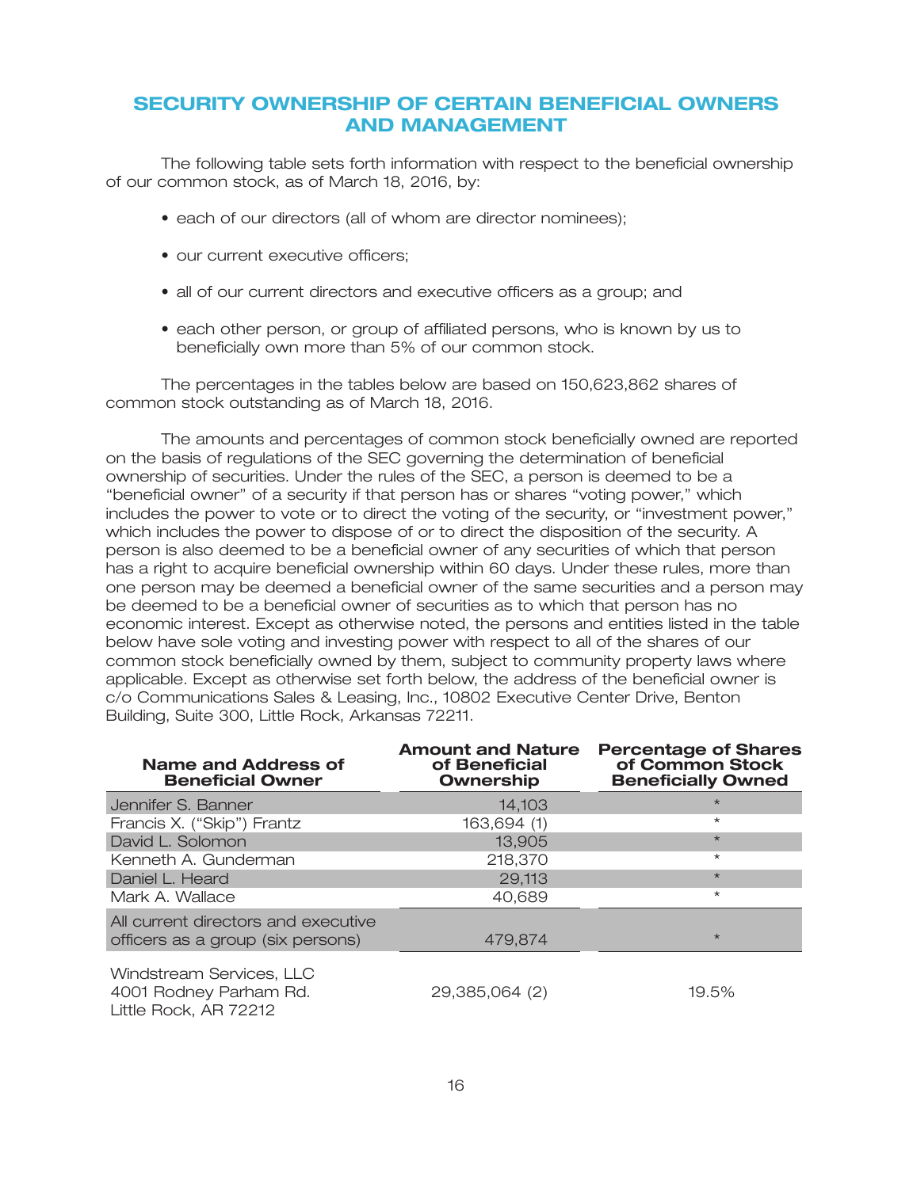# SECURITY OWNERSHIP OF CERTAIN BENEFICIAL OWNERS AND MANAGEMENT

The following table sets forth information with respect to the beneficial ownership of our common stock, as of March 18, 2016, by:

- each of our directors (all of whom are director nominees);
- our current executive officers;
- all of our current directors and executive officers as a group; and
- each other person, or group of affiliated persons, who is known by us to beneficially own more than 5% of our common stock.

The percentages in the tables below are based on 150,623,862 shares of common stock outstanding as of March 18, 2016.

The amounts and percentages of common stock beneficially owned are reported on the basis of regulations of the SEC governing the determination of beneficial ownership of securities. Under the rules of the SEC, a person is deemed to be a "beneficial owner" of a security if that person has or shares "voting power," which includes the power to vote or to direct the voting of the security, or "investment power," which includes the power to dispose of or to direct the disposition of the security. A person is also deemed to be a beneficial owner of any securities of which that person has a right to acquire beneficial ownership within 60 days. Under these rules, more than one person may be deemed a beneficial owner of the same securities and a person may be deemed to be a beneficial owner of securities as to which that person has no economic interest. Except as otherwise noted, the persons and entities listed in the table below have sole voting and investing power with respect to all of the shares of our common stock beneficially owned by them, subject to community property laws where applicable. Except as otherwise set forth below, the address of the beneficial owner is c/o Communications Sales & Leasing, Inc., 10802 Executive Center Drive, Benton Building, Suite 300, Little Rock, Arkansas 72211.

| Name and Address of Beneficial Owner | Amount and Nature of Beneficial Ownership | Percentage of Shares of Common Stock Beneficially Owned |
|---|---|---|
| Jennifer S. Banner | 14,103 | * |
| Francis X. ("Skip") Frantz | 163,694 (1) | * |
| David L. Solomon | 13,905 | * |
| Kenneth A. Gunderman | 218,370 | * |
| Daniel L. Heard | 29,113 | * |
| Mark A. Wallace | 40,689 | * |
| All current directors and executive officers as a group (six persons) | 479,874 | * |
| Windstream Services, LLC<br>4001 Rodney Parham Rd.<br>Little Rock, AR 72212 | 29,385,064 (2) | 19.5% |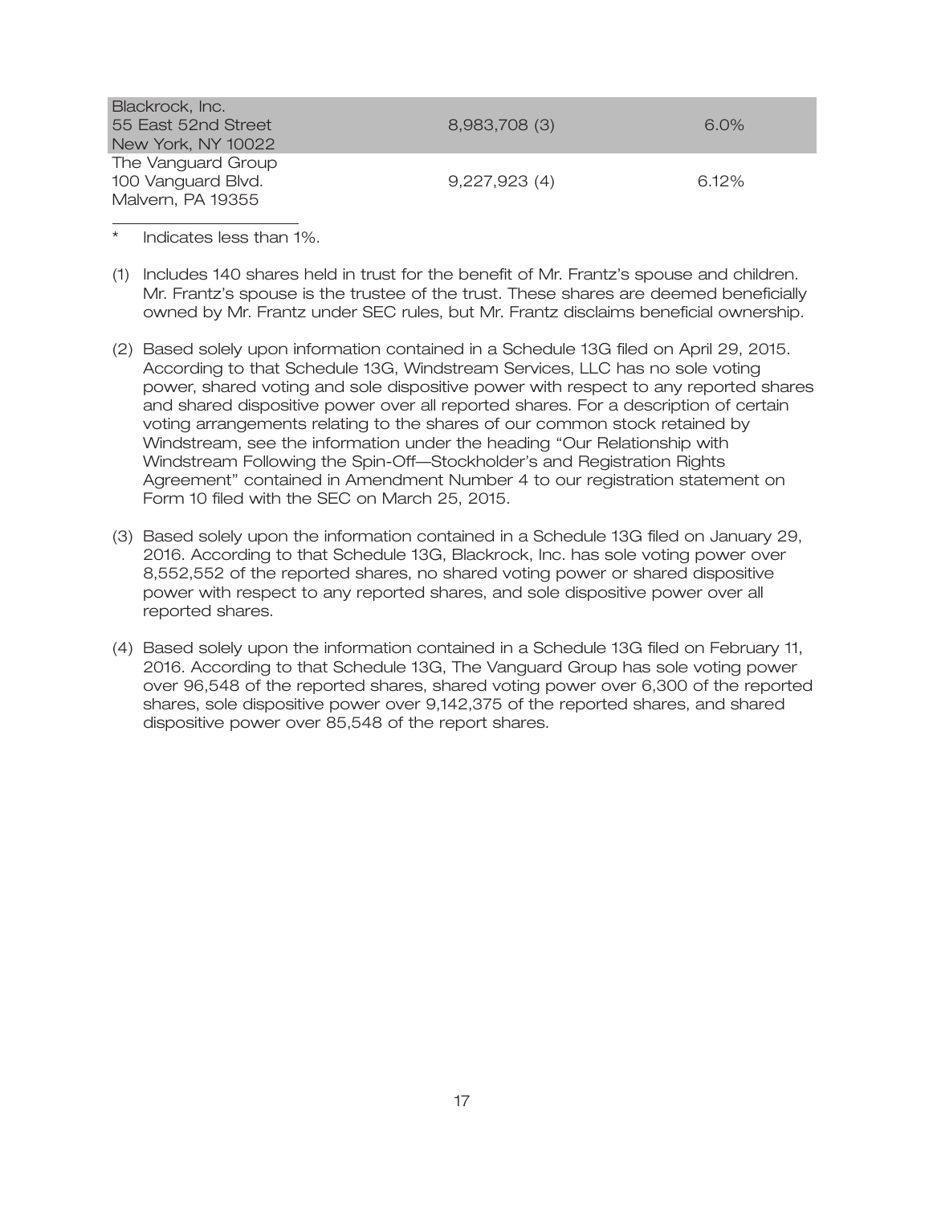| | | |
|---|---|---|
| Blackrock, Inc.<br>55 East 52nd Street<br>New York, NY 10022 | 8,983,708 (3) | 6.0% |
| The Vanguard Group<br>100 Vanguard Blvd.<br>Malvern, PA 19355 | 9,227,923 (4) | 6.12% |

\* Indicates less than 1%.

(1) Includes 140 shares held in trust for the benefit of Mr. Frantz's spouse and children. Mr. Frantz's spouse is the trustee of the trust. These shares are deemed beneficially owned by Mr. Frantz under SEC rules, but Mr. Frantz disclaims beneficial ownership.

(2) Based solely upon information contained in a Schedule 13G filed on April 29, 2015. According to that Schedule 13G, Windstream Services, LLC has no sole voting power, shared voting and sole dispositive power with respect to any reported shares and shared dispositive power over all reported shares. For a description of certain voting arrangements relating to the shares of our common stock retained by Windstream, see the information under the heading "Our Relationship with Windstream Following the Spin-Off—Stockholder's and Registration Rights Agreement" contained in Amendment Number 4 to our registration statement on Form 10 filed with the SEC on March 25, 2015.

(3) Based solely upon the information contained in a Schedule 13G filed on January 29, 2016. According to that Schedule 13G, Blackrock, Inc. has sole voting power over 8,552,552 of the reported shares, no shared voting power or shared dispositive power with respect to any reported shares, and sole dispositive power over all reported shares.

(4) Based solely upon the information contained in a Schedule 13G filed on February 11, 2016. According to that Schedule 13G, The Vanguard Group has sole voting power over 96,548 of the reported shares, shared voting power over 6,300 of the reported shares, sole dispositive power over 9,142,375 of the reported shares, and shared dispositive power over 85,548 of the report shares.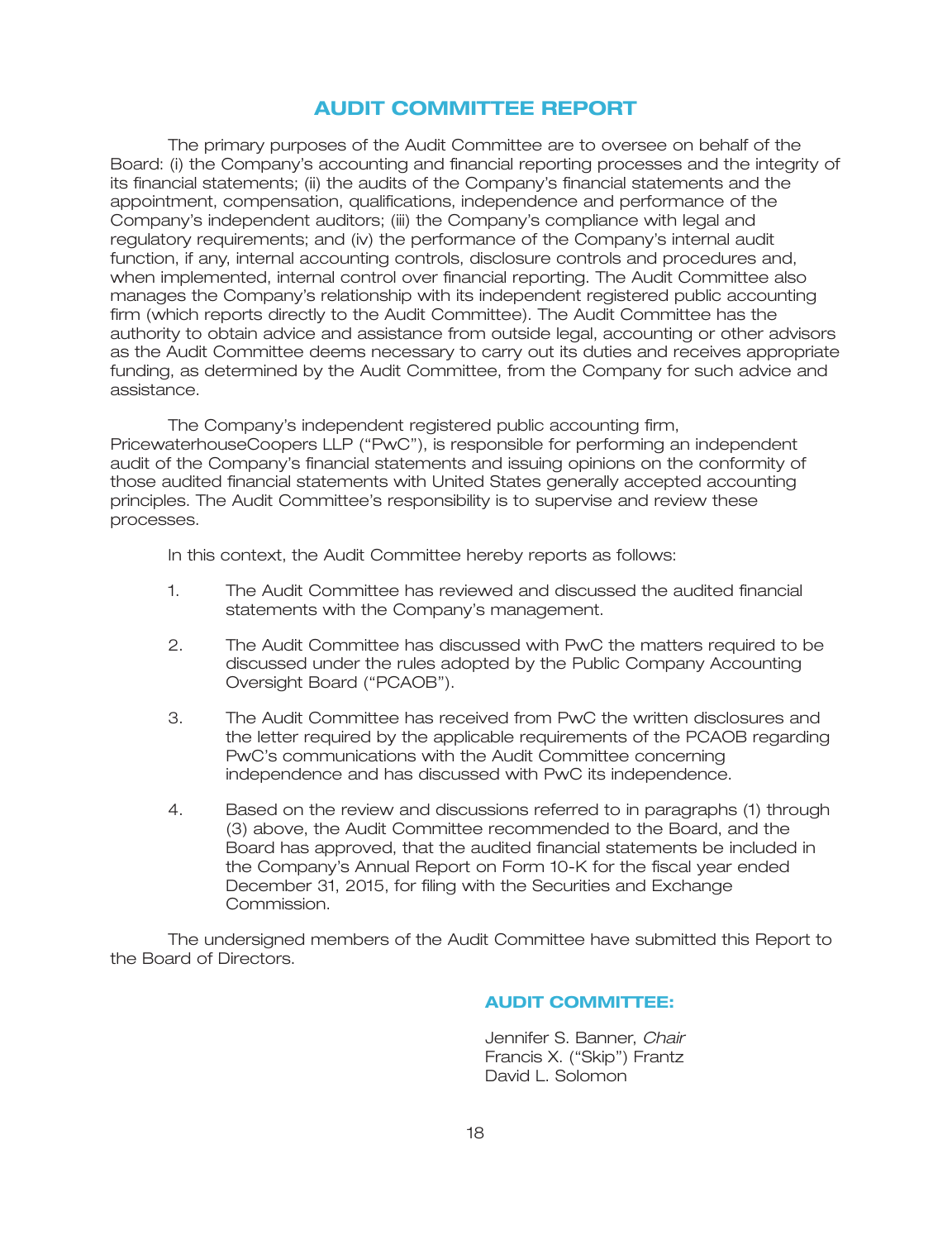# AUDIT COMMITTEE REPORT

The primary purposes of the Audit Committee are to oversee on behalf of the Board: (i) the Company's accounting and financial reporting processes and the integrity of its financial statements; (ii) the audits of the Company's financial statements and the appointment, compensation, qualifications, independence and performance of the Company's independent auditors; (iii) the Company's compliance with legal and regulatory requirements; and (iv) the performance of the Company's internal audit function, if any, internal accounting controls, disclosure controls and procedures and, when implemented, internal control over financial reporting. The Audit Committee also manages the Company's relationship with its independent registered public accounting firm (which reports directly to the Audit Committee). The Audit Committee has the authority to obtain advice and assistance from outside legal, accounting or other advisors as the Audit Committee deems necessary to carry out its duties and receives appropriate funding, as determined by the Audit Committee, from the Company for such advice and assistance.

The Company's independent registered public accounting firm, PricewaterhouseCoopers LLP ("PwC"), is responsible for performing an independent audit of the Company's financial statements and issuing opinions on the conformity of those audited financial statements with United States generally accepted accounting principles. The Audit Committee's responsibility is to supervise and review these processes.

In this context, the Audit Committee hereby reports as follows:

1. The Audit Committee has reviewed and discussed the audited financial statements with the Company's management.

2. The Audit Committee has discussed with PwC the matters required to be discussed under the rules adopted by the Public Company Accounting Oversight Board ("PCAOB").

3. The Audit Committee has received from PwC the written disclosures and the letter required by the applicable requirements of the PCAOB regarding PwC's communications with the Audit Committee concerning independence and has discussed with PwC its independence.

4. Based on the review and discussions referred to in paragraphs (1) through (3) above, the Audit Committee recommended to the Board, and the Board has approved, that the audited financial statements be included in the Company's Annual Report on Form 10-K for the fiscal year ended December 31, 2015, for filing with the Securities and Exchange Commission.

The undersigned members of the Audit Committee have submitted this Report to the Board of Directors.

**AUDIT COMMITTEE:**

Jennifer S. Banner, *Chair*
Francis X. ("Skip") Frantz
David L. Solomon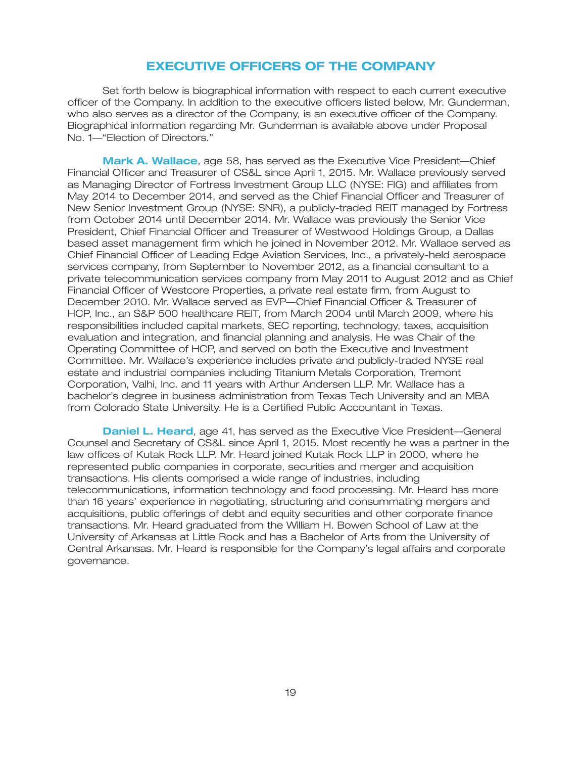# EXECUTIVE OFFICERS OF THE COMPANY

Set forth below is biographical information with respect to each current executive officer of the Company. In addition to the executive officers listed below, Mr. Gunderman, who also serves as a director of the Company, is an executive officer of the Company. Biographical information regarding Mr. Gunderman is available above under Proposal No. 1—"Election of Directors."

**Mark A. Wallace**, age 58, has served as the Executive Vice President—Chief Financial Officer and Treasurer of CS&L since April 1, 2015. Mr. Wallace previously served as Managing Director of Fortress Investment Group LLC (NYSE: FIG) and affiliates from May 2014 to December 2014, and served as the Chief Financial Officer and Treasurer of New Senior Investment Group (NYSE: SNR), a publicly-traded REIT managed by Fortress from October 2014 until December 2014. Mr. Wallace was previously the Senior Vice President, Chief Financial Officer and Treasurer of Westwood Holdings Group, a Dallas based asset management firm which he joined in November 2012. Mr. Wallace served as Chief Financial Officer of Leading Edge Aviation Services, Inc., a privately-held aerospace services company, from September to November 2012, as a financial consultant to a private telecommunication services company from May 2011 to August 2012 and as Chief Financial Officer of Westcore Properties, a private real estate firm, from August to December 2010. Mr. Wallace served as EVP—Chief Financial Officer & Treasurer of HCP, Inc., an S&P 500 healthcare REIT, from March 2004 until March 2009, where his responsibilities included capital markets, SEC reporting, technology, taxes, acquisition evaluation and integration, and financial planning and analysis. He was Chair of the Operating Committee of HCP, and served on both the Executive and Investment Committee. Mr. Wallace's experience includes private and publicly-traded NYSE real estate and industrial companies including Titanium Metals Corporation, Tremont Corporation, Valhi, Inc. and 11 years with Arthur Andersen LLP. Mr. Wallace has a bachelor's degree in business administration from Texas Tech University and an MBA from Colorado State University. He is a Certified Public Accountant in Texas.

**Daniel L. Heard**, age 41, has served as the Executive Vice President—General Counsel and Secretary of CS&L since April 1, 2015. Most recently he was a partner in the law offices of Kutak Rock LLP. Mr. Heard joined Kutak Rock LLP in 2000, where he represented public companies in corporate, securities and merger and acquisition transactions. His clients comprised a wide range of industries, including telecommunications, information technology and food processing. Mr. Heard has more than 16 years' experience in negotiating, structuring and consummating mergers and acquisitions, public offerings of debt and equity securities and other corporate finance transactions. Mr. Heard graduated from the William H. Bowen School of Law at the University of Arkansas at Little Rock and has a Bachelor of Arts from the University of Central Arkansas. Mr. Heard is responsible for the Company's legal affairs and corporate governance.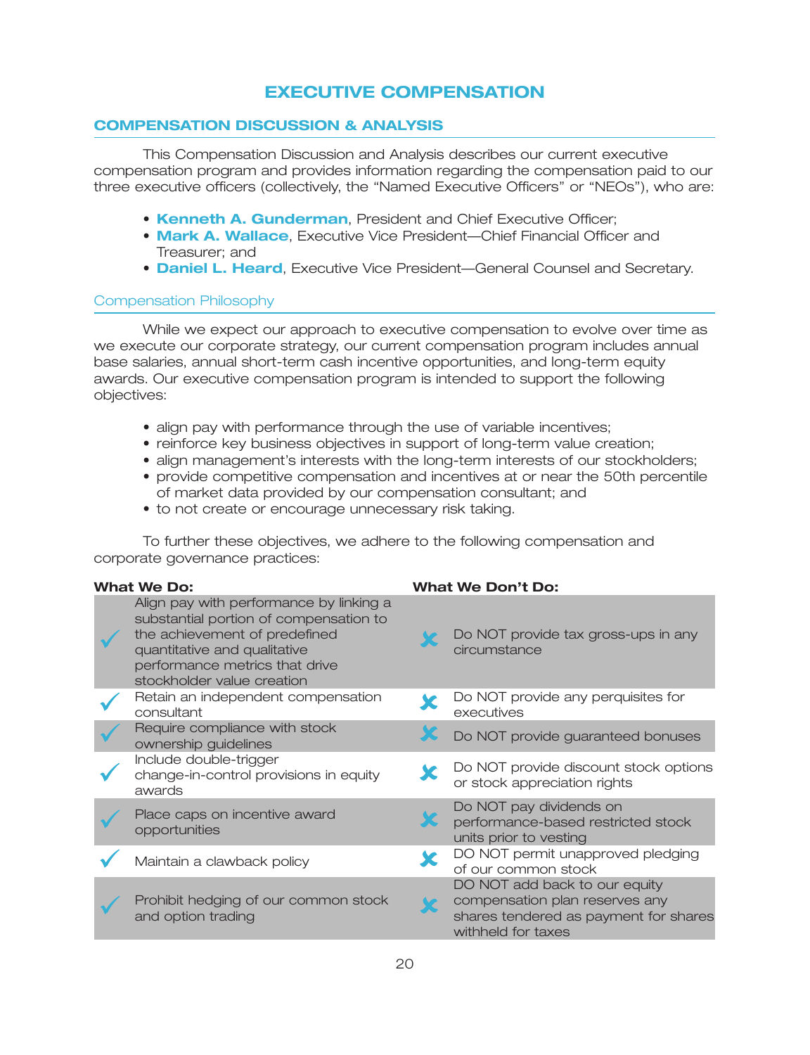# EXECUTIVE COMPENSATION

## COMPENSATION DISCUSSION & ANALYSIS

This Compensation Discussion and Analysis describes our current executive compensation program and provides information regarding the compensation paid to our three executive officers (collectively, the "Named Executive Officers" or "NEOs"), who are:

- **Kenneth A. Gunderman**, President and Chief Executive Officer;
- **Mark A. Wallace**, Executive Vice President—Chief Financial Officer and Treasurer; and
- **Daniel L. Heard**, Executive Vice President—General Counsel and Secretary.

### Compensation Philosophy

While we expect our approach to executive compensation to evolve over time as we execute our corporate strategy, our current compensation program includes annual base salaries, annual short-term cash incentive opportunities, and long-term equity awards. Our executive compensation program is intended to support the following objectives:

- align pay with performance through the use of variable incentives;
- reinforce key business objectives in support of long-term value creation;
- align management's interests with the long-term interests of our stockholders;
- provide competitive compensation and incentives at or near the 50th percentile of market data provided by our compensation consultant; and
- to not create or encourage unnecessary risk taking.

To further these objectives, we adhere to the following compensation and corporate governance practices:

| | **What We Do:** | | **What We Don't Do:** |
|---|---|---|---|
| ✓ | Align pay with performance by linking a substantial portion of compensation to the achievement of predefined quantitative and qualitative performance metrics that drive stockholder value creation | ✗ | Do NOT provide tax gross-ups in any circumstance |
| ✓ | Retain an independent compensation consultant | ✗ | Do NOT provide any perquisites for executives |
| ✓ | Require compliance with stock ownership guidelines | ✗ | Do NOT provide guaranteed bonuses |
| ✓ | Include double-trigger change-in-control provisions in equity awards | ✗ | Do NOT provide discount stock options or stock appreciation rights |
| ✓ | Place caps on incentive award opportunities | ✗ | Do NOT pay dividends on performance-based restricted stock units prior to vesting |
| ✓ | Maintain a clawback policy | ✗ | DO NOT permit unapproved pledging of our common stock |
| ✓ | Prohibit hedging of our common stock and option trading | ✗ | DO NOT add back to our equity compensation plan reserves any shares tendered as payment for shares withheld for taxes |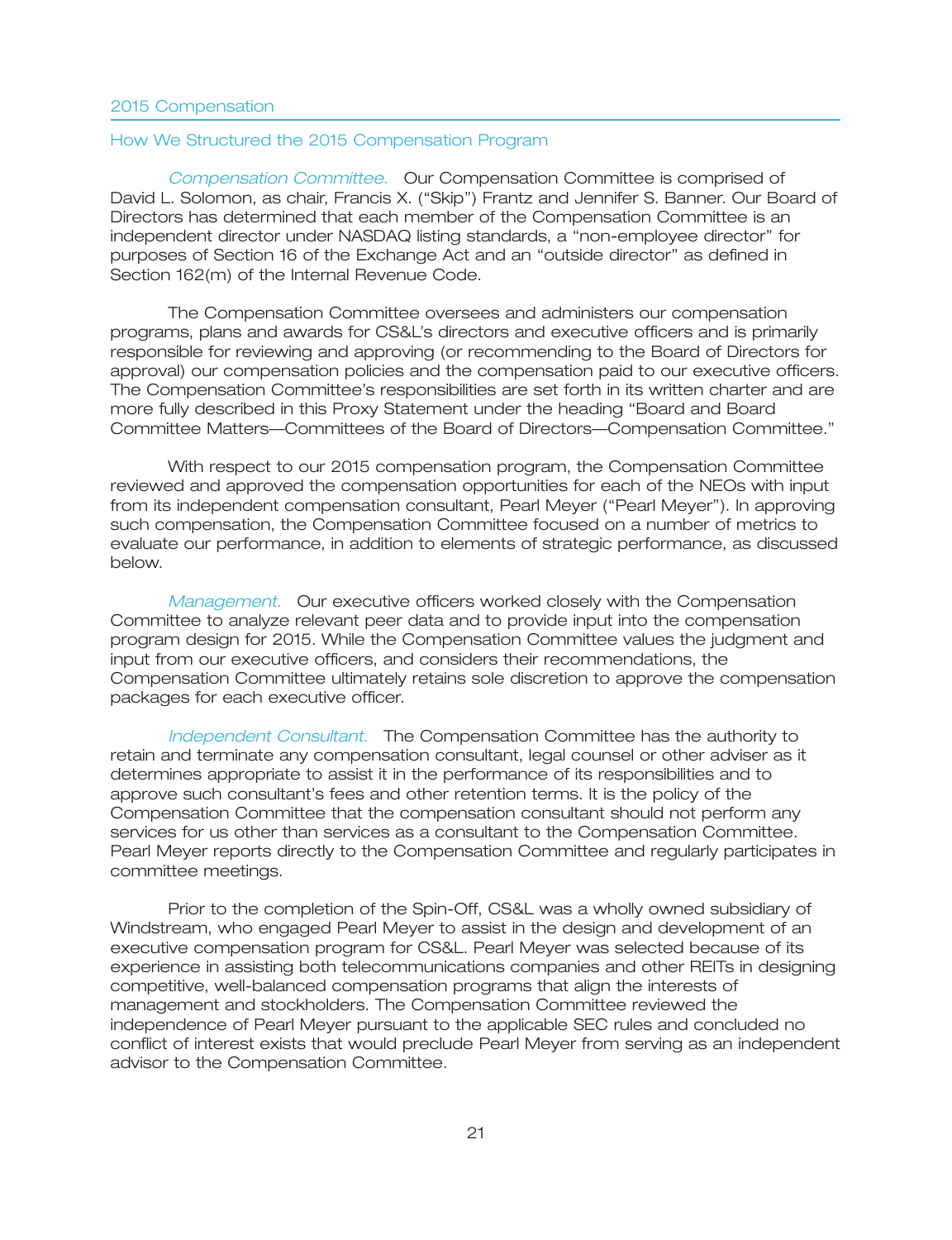## 2015 Compensation

### How We Structured the 2015 Compensation Program

*Compensation Committee.* Our Compensation Committee is comprised of David L. Solomon, as chair, Francis X. ("Skip") Frantz and Jennifer S. Banner. Our Board of Directors has determined that each member of the Compensation Committee is an independent director under NASDAQ listing standards, a "non-employee director" for purposes of Section 16 of the Exchange Act and an "outside director" as defined in Section 162(m) of the Internal Revenue Code.

The Compensation Committee oversees and administers our compensation programs, plans and awards for CS&L's directors and executive officers and is primarily responsible for reviewing and approving (or recommending to the Board of Directors for approval) our compensation policies and the compensation paid to our executive officers. The Compensation Committee's responsibilities are set forth in its written charter and are more fully described in this Proxy Statement under the heading "Board and Board Committee Matters—Committees of the Board of Directors—Compensation Committee."

With respect to our 2015 compensation program, the Compensation Committee reviewed and approved the compensation opportunities for each of the NEOs with input from its independent compensation consultant, Pearl Meyer ("Pearl Meyer"). In approving such compensation, the Compensation Committee focused on a number of metrics to evaluate our performance, in addition to elements of strategic performance, as discussed below.

*Management.* Our executive officers worked closely with the Compensation Committee to analyze relevant peer data and to provide input into the compensation program design for 2015. While the Compensation Committee values the judgment and input from our executive officers, and considers their recommendations, the Compensation Committee ultimately retains sole discretion to approve the compensation packages for each executive officer.

*Independent Consultant.* The Compensation Committee has the authority to retain and terminate any compensation consultant, legal counsel or other adviser as it determines appropriate to assist it in the performance of its responsibilities and to approve such consultant's fees and other retention terms. It is the policy of the Compensation Committee that the compensation consultant should not perform any services for us other than services as a consultant to the Compensation Committee. Pearl Meyer reports directly to the Compensation Committee and regularly participates in committee meetings.

Prior to the completion of the Spin-Off, CS&L was a wholly owned subsidiary of Windstream, who engaged Pearl Meyer to assist in the design and development of an executive compensation program for CS&L. Pearl Meyer was selected because of its experience in assisting both telecommunications companies and other REITs in designing competitive, well-balanced compensation programs that align the interests of management and stockholders. The Compensation Committee reviewed the independence of Pearl Meyer pursuant to the applicable SEC rules and concluded no conflict of interest exists that would preclude Pearl Meyer from serving as an independent advisor to the Compensation Committee.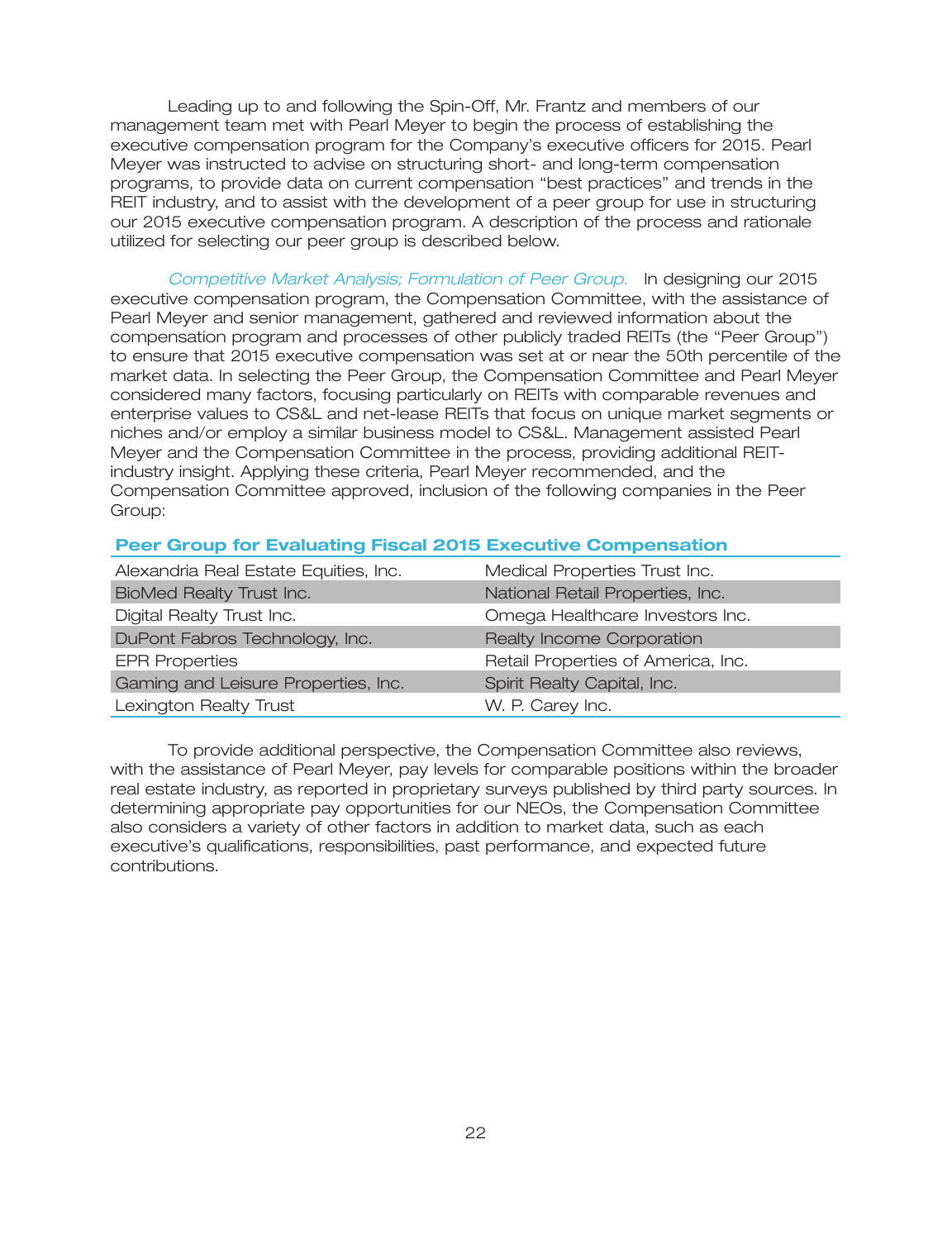Leading up to and following the Spin-Off, Mr. Frantz and members of our management team met with Pearl Meyer to begin the process of establishing the executive compensation program for the Company's executive officers for 2015. Pearl Meyer was instructed to advise on structuring short- and long-term compensation programs, to provide data on current compensation "best practices" and trends in the REIT industry, and to assist with the development of a peer group for use in structuring our 2015 executive compensation program. A description of the process and rationale utilized for selecting our peer group is described below.

*Competitive Market Analysis; Formulation of Peer Group.* In designing our 2015 executive compensation program, the Compensation Committee, with the assistance of Pearl Meyer and senior management, gathered and reviewed information about the compensation program and processes of other publicly traded REITs (the "Peer Group") to ensure that 2015 executive compensation was set at or near the 50th percentile of the market data. In selecting the Peer Group, the Compensation Committee and Pearl Meyer considered many factors, focusing particularly on REITs with comparable revenues and enterprise values to CS&L and net-lease REITs that focus on unique market segments or niches and/or employ a similar business model to CS&L. Management assisted Pearl Meyer and the Compensation Committee in the process, providing additional REIT-industry insight. Applying these criteria, Pearl Meyer recommended, and the Compensation Committee approved, inclusion of the following companies in the Peer Group:

**Peer Group for Evaluating Fiscal 2015 Executive Compensation**

| | |
|---|---|
| Alexandria Real Estate Equities, Inc. | Medical Properties Trust Inc. |
| BioMed Realty Trust Inc. | National Retail Properties, Inc. |
| Digital Realty Trust Inc. | Omega Healthcare Investors Inc. |
| DuPont Fabros Technology, Inc. | Realty Income Corporation |
| EPR Properties | Retail Properties of America, Inc. |
| Gaming and Leisure Properties, Inc. | Spirit Realty Capital, Inc. |
| Lexington Realty Trust | W. P. Carey Inc. |

To provide additional perspective, the Compensation Committee also reviews, with the assistance of Pearl Meyer, pay levels for comparable positions within the broader real estate industry, as reported in proprietary surveys published by third party sources. In determining appropriate pay opportunities for our NEOs, the Compensation Committee also considers a variety of other factors in addition to market data, such as each executive's qualifications, responsibilities, past performance, and expected future contributions.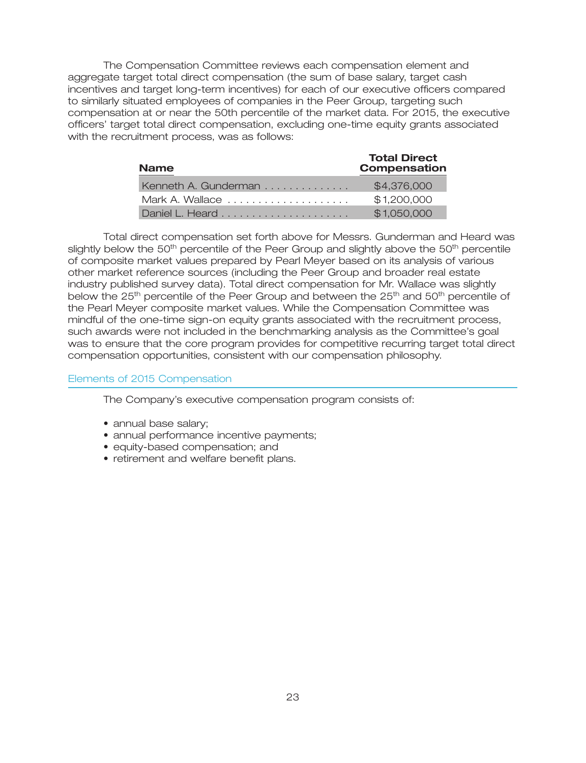The Compensation Committee reviews each compensation element and aggregate target total direct compensation (the sum of base salary, target cash incentives and target long-term incentives) for each of our executive officers compared to similarly situated employees of companies in the Peer Group, targeting such compensation at or near the 50th percentile of the market data. For 2015, the executive officers' target total direct compensation, excluding one-time equity grants associated with the recruitment process, was as follows:

| Name | Total Direct Compensation |
| --- | --- |
| Kenneth A. Gunderman | $4,376,000 |
| Mark A. Wallace | $1,200,000 |
| Daniel L. Heard | $1,050,000 |

Total direct compensation set forth above for Messrs. Gunderman and Heard was slightly below the 50th percentile of the Peer Group and slightly above the 50th percentile of composite market values prepared by Pearl Meyer based on its analysis of various other market reference sources (including the Peer Group and broader real estate industry published survey data). Total direct compensation for Mr. Wallace was slightly below the 25th percentile of the Peer Group and between the 25th and 50th percentile of the Pearl Meyer composite market values. While the Compensation Committee was mindful of the one-time sign-on equity grants associated with the recruitment process, such awards were not included in the benchmarking analysis as the Committee's goal was to ensure that the core program provides for competitive recurring target total direct compensation opportunities, consistent with our compensation philosophy.

## Elements of 2015 Compensation

The Company's executive compensation program consists of:

- annual base salary;
- annual performance incentive payments;
- equity-based compensation; and
- retirement and welfare benefit plans.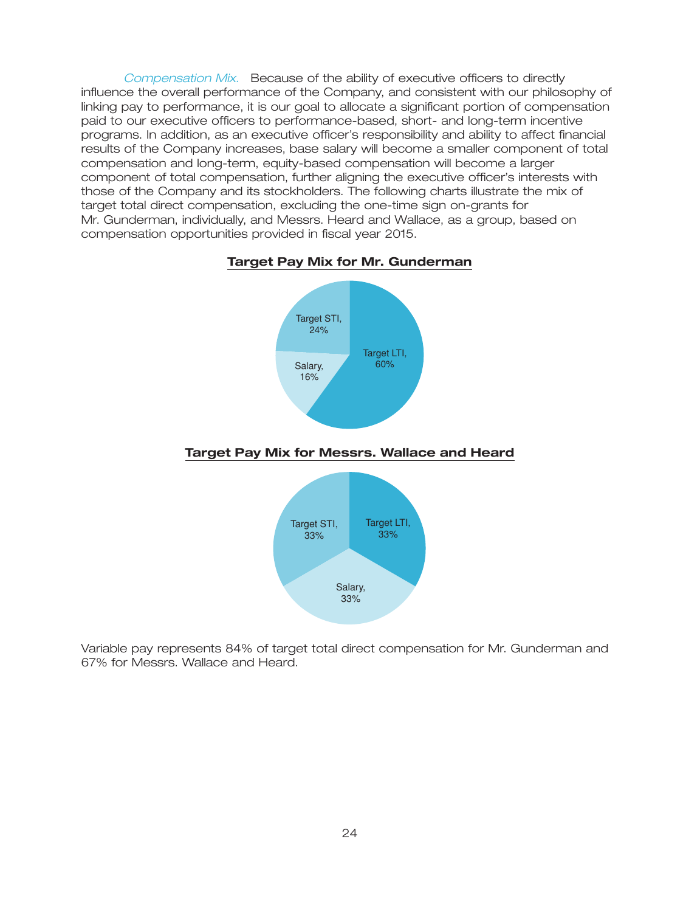*Compensation Mix.* Because of the ability of executive officers to directly influence the overall performance of the Company, and consistent with our philosophy of linking pay to performance, it is our goal to allocate a significant portion of compensation paid to our executive officers to performance-based, short- and long-term incentive programs. In addition, as an executive officer's responsibility and ability to affect financial results of the Company increases, base salary will become a smaller component of total compensation and long-term, equity-based compensation will become a larger component of total compensation, further aligning the executive officer's interests with those of the Company and its stockholders. The following charts illustrate the mix of target total direct compensation, excluding the one-time sign on-grants for Mr. Gunderman, individually, and Messrs. Heard and Wallace, as a group, based on compensation opportunities provided in fiscal year 2015.

**Target Pay Mix for Mr. Gunderman**

| Component | Percentage |
| --- | --- |
| Target LTI | 60% |
| Target STI | 24% |
| Salary | 16% |

**Target Pay Mix for Messrs. Wallace and Heard**

| Component | Percentage |
| --- | --- |
| Target LTI | 33% |
| Target STI | 33% |
| Salary | 33% |

Variable pay represents 84% of target total direct compensation for Mr. Gunderman and 67% for Messrs. Wallace and Heard.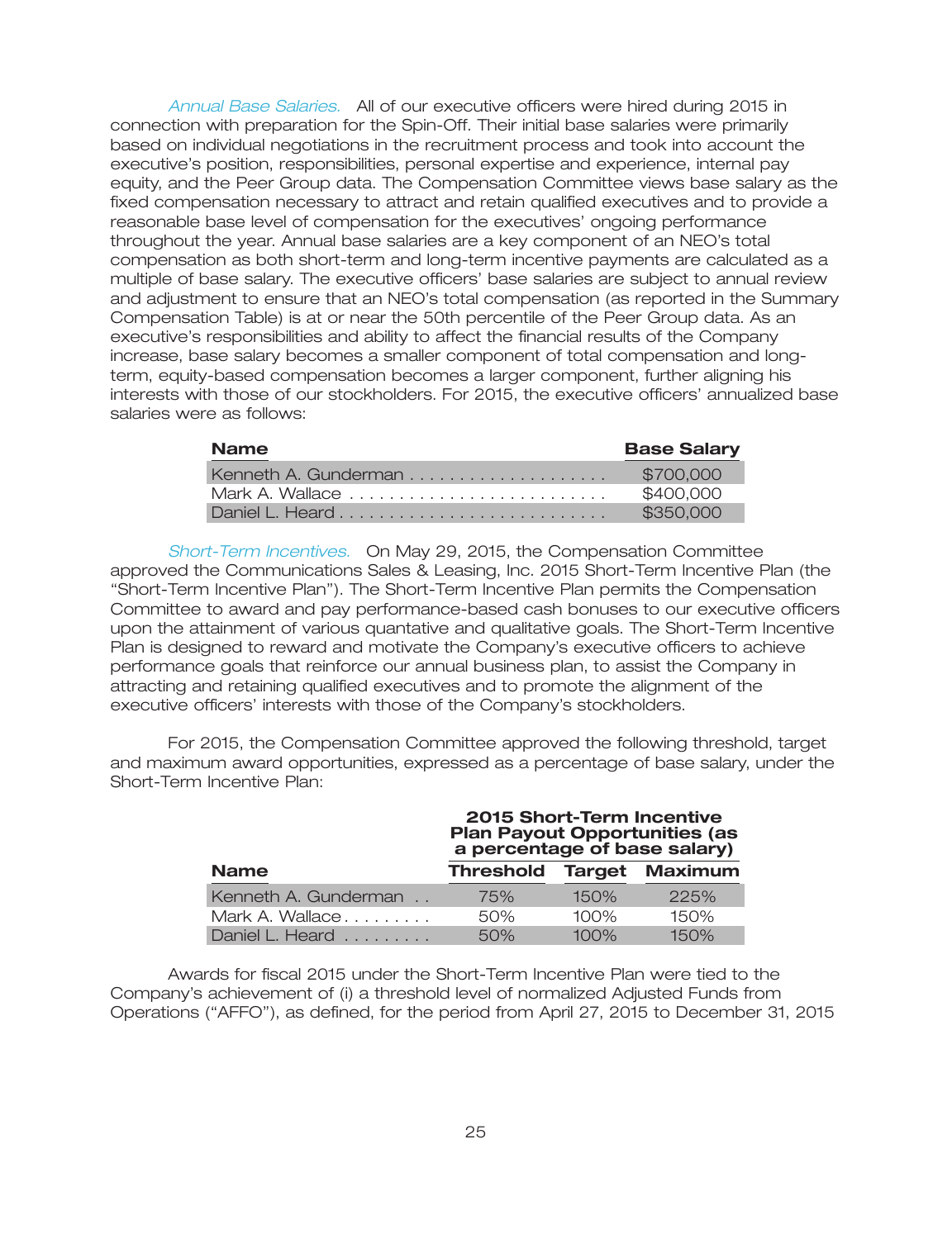*Annual Base Salaries.* All of our executive officers were hired during 2015 in connection with preparation for the Spin-Off. Their initial base salaries were primarily based on individual negotiations in the recruitment process and took into account the executive's position, responsibilities, personal expertise and experience, internal pay equity, and the Peer Group data. The Compensation Committee views base salary as the fixed compensation necessary to attract and retain qualified executives and to provide a reasonable base level of compensation for the executives' ongoing performance throughout the year. Annual base salaries are a key component of an NEO's total compensation as both short-term and long-term incentive payments are calculated as a multiple of base salary. The executive officers' base salaries are subject to annual review and adjustment to ensure that an NEO's total compensation (as reported in the Summary Compensation Table) is at or near the 50th percentile of the Peer Group data. As an executive's responsibilities and ability to affect the financial results of the Company increase, base salary becomes a smaller component of total compensation and long-term, equity-based compensation becomes a larger component, further aligning his interests with those of our stockholders. For 2015, the executive officers' annualized base salaries were as follows:

| Name | Base Salary |
|---|---|
| Kenneth A. Gunderman | $700,000 |
| Mark A. Wallace | $400,000 |
| Daniel L. Heard | $350,000 |

*Short-Term Incentives.* On May 29, 2015, the Compensation Committee approved the Communications Sales & Leasing, Inc. 2015 Short-Term Incentive Plan (the "Short-Term Incentive Plan"). The Short-Term Incentive Plan permits the Compensation Committee to award and pay performance-based cash bonuses to our executive officers upon the attainment of various quantative and qualitative goals. The Short-Term Incentive Plan is designed to reward and motivate the Company's executive officers to achieve performance goals that reinforce our annual business plan, to assist the Company in attracting and retaining qualified executives and to promote the alignment of the executive officers' interests with those of the Company's stockholders.

For 2015, the Compensation Committee approved the following threshold, target and maximum award opportunities, expressed as a percentage of base salary, under the Short-Term Incentive Plan:

| | 2015 Short-Term Incentive Plan Payout Opportunities (as a percentage of base salary) | | |
|---|---|---|---|
| **Name** | **Threshold** | **Target** | **Maximum** |
| Kenneth A. Gunderman | 75% | 150% | 225% |
| Mark A. Wallace | 50% | 100% | 150% |
| Daniel L. Heard | 50% | 100% | 150% |

Awards for fiscal 2015 under the Short-Term Incentive Plan were tied to the Company's achievement of (i) a threshold level of normalized Adjusted Funds from Operations ("AFFO"), as defined, for the period from April 27, 2015 to December 31, 2015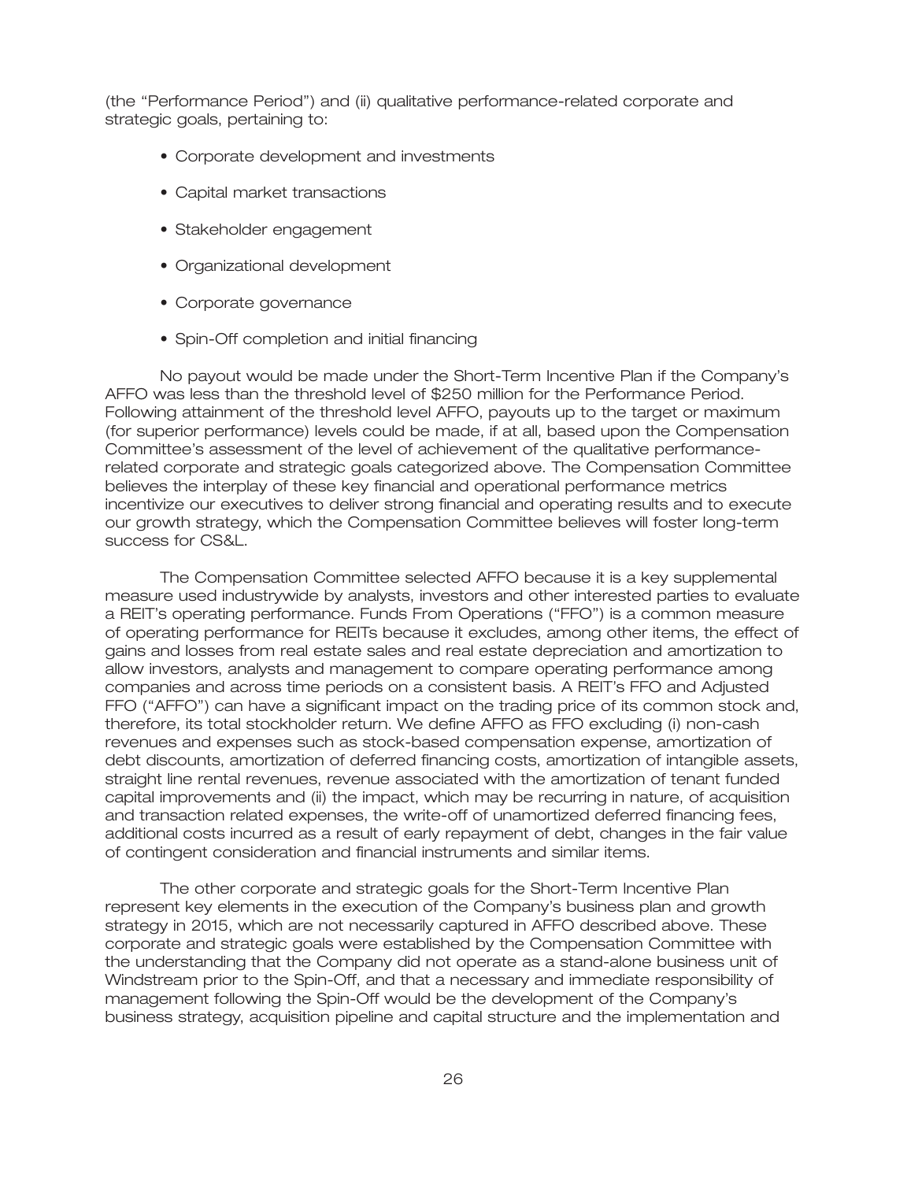(the "Performance Period") and (ii) qualitative performance-related corporate and strategic goals, pertaining to:

- Corporate development and investments
- Capital market transactions
- Stakeholder engagement
- Organizational development
- Corporate governance
- Spin-Off completion and initial financing

No payout would be made under the Short-Term Incentive Plan if the Company's AFFO was less than the threshold level of $250 million for the Performance Period. Following attainment of the threshold level AFFO, payouts up to the target or maximum (for superior performance) levels could be made, if at all, based upon the Compensation Committee's assessment of the level of achievement of the qualitative performance-related corporate and strategic goals categorized above. The Compensation Committee believes the interplay of these key financial and operational performance metrics incentivize our executives to deliver strong financial and operating results and to execute our growth strategy, which the Compensation Committee believes will foster long-term success for CS&L.

The Compensation Committee selected AFFO because it is a key supplemental measure used industrywide by analysts, investors and other interested parties to evaluate a REIT's operating performance. Funds From Operations ("FFO") is a common measure of operating performance for REITs because it excludes, among other items, the effect of gains and losses from real estate sales and real estate depreciation and amortization to allow investors, analysts and management to compare operating performance among companies and across time periods on a consistent basis. A REIT's FFO and Adjusted FFO ("AFFO") can have a significant impact on the trading price of its common stock and, therefore, its total stockholder return. We define AFFO as FFO excluding (i) non-cash revenues and expenses such as stock-based compensation expense, amortization of debt discounts, amortization of deferred financing costs, amortization of intangible assets, straight line rental revenues, revenue associated with the amortization of tenant funded capital improvements and (ii) the impact, which may be recurring in nature, of acquisition and transaction related expenses, the write-off of unamortized deferred financing fees, additional costs incurred as a result of early repayment of debt, changes in the fair value of contingent consideration and financial instruments and similar items.

The other corporate and strategic goals for the Short-Term Incentive Plan represent key elements in the execution of the Company's business plan and growth strategy in 2015, which are not necessarily captured in AFFO described above. These corporate and strategic goals were established by the Compensation Committee with the understanding that the Company did not operate as a stand-alone business unit of Windstream prior to the Spin-Off, and that a necessary and immediate responsibility of management following the Spin-Off would be the development of the Company's business strategy, acquisition pipeline and capital structure and the implementation and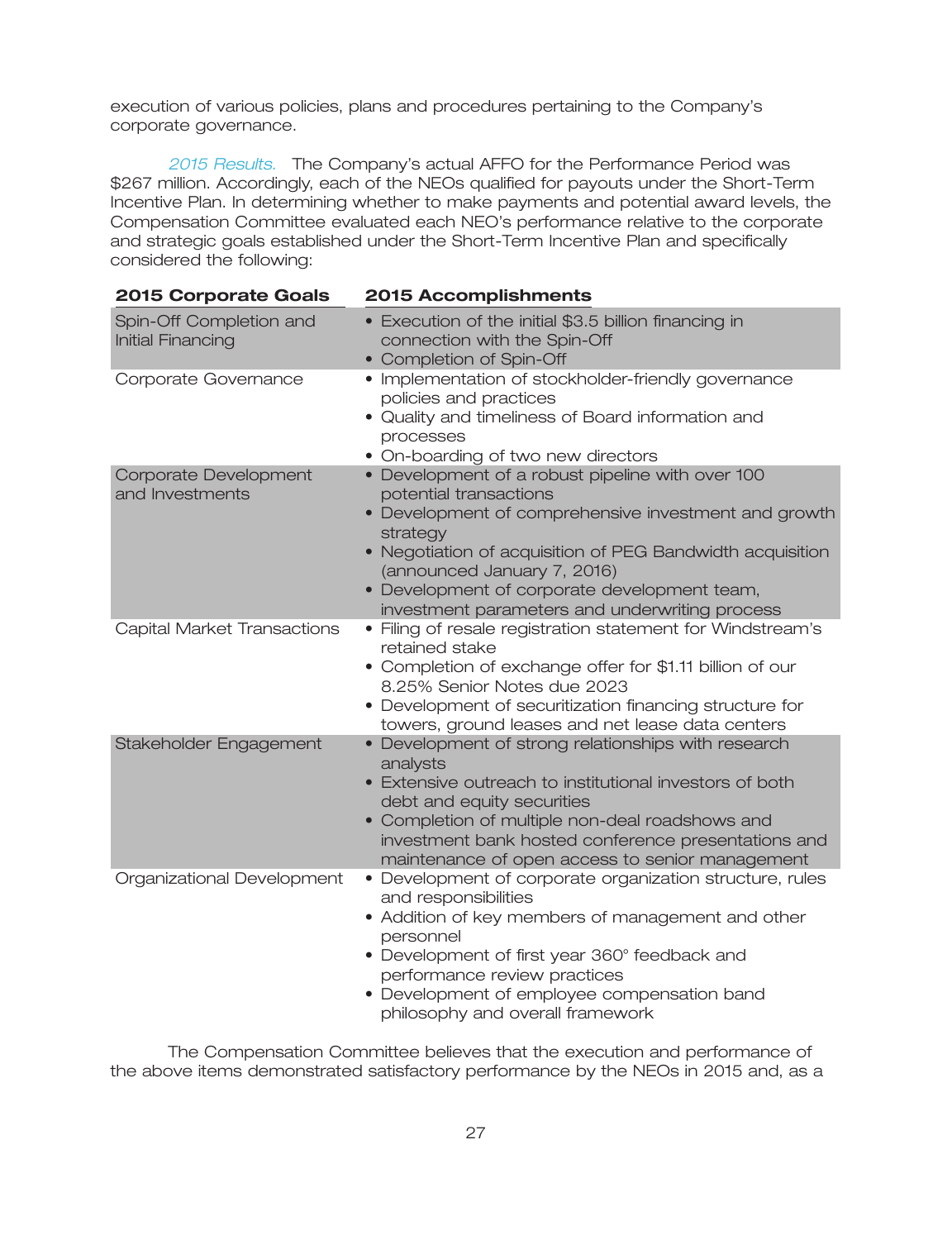execution of various policies, plans and procedures pertaining to the Company's corporate governance.

*2015 Results.* The Company's actual AFFO for the Performance Period was $267 million. Accordingly, each of the NEOs qualified for payouts under the Short-Term Incentive Plan. In determining whether to make payments and potential award levels, the Compensation Committee evaluated each NEO's performance relative to the corporate and strategic goals established under the Short-Term Incentive Plan and specifically considered the following:

| 2015 Corporate Goals | 2015 Accomplishments |
| --- | --- |
| Spin-Off Completion and Initial Financing | • Execution of the initial $3.5 billion financing in connection with the Spin-Off<br>• Completion of Spin-Off |
| Corporate Governance | • Implementation of stockholder-friendly governance policies and practices<br>• Quality and timeliness of Board information and processes<br>• On-boarding of two new directors |
| Corporate Development and Investments | • Development of a robust pipeline with over 100 potential transactions<br>• Development of comprehensive investment and growth strategy<br>• Negotiation of acquisition of PEG Bandwidth acquisition (announced January 7, 2016)<br>• Development of corporate development team, investment parameters and underwriting process |
| Capital Market Transactions | • Filing of resale registration statement for Windstream's retained stake<br>• Completion of exchange offer for $1.11 billion of our 8.25% Senior Notes due 2023<br>• Development of securitization financing structure for towers, ground leases and net lease data centers |
| Stakeholder Engagement | • Development of strong relationships with research analysts<br>• Extensive outreach to institutional investors of both debt and equity securities<br>• Completion of multiple non-deal roadshows and investment bank hosted conference presentations and maintenance of open access to senior management |
| Organizational Development | • Development of corporate organization structure, rules and responsibilities<br>• Addition of key members of management and other personnel<br>• Development of first year 360° feedback and performance review practices<br>• Development of employee compensation band philosophy and overall framework |

The Compensation Committee believes that the execution and performance of the above items demonstrated satisfactory performance by the NEOs in 2015 and, as a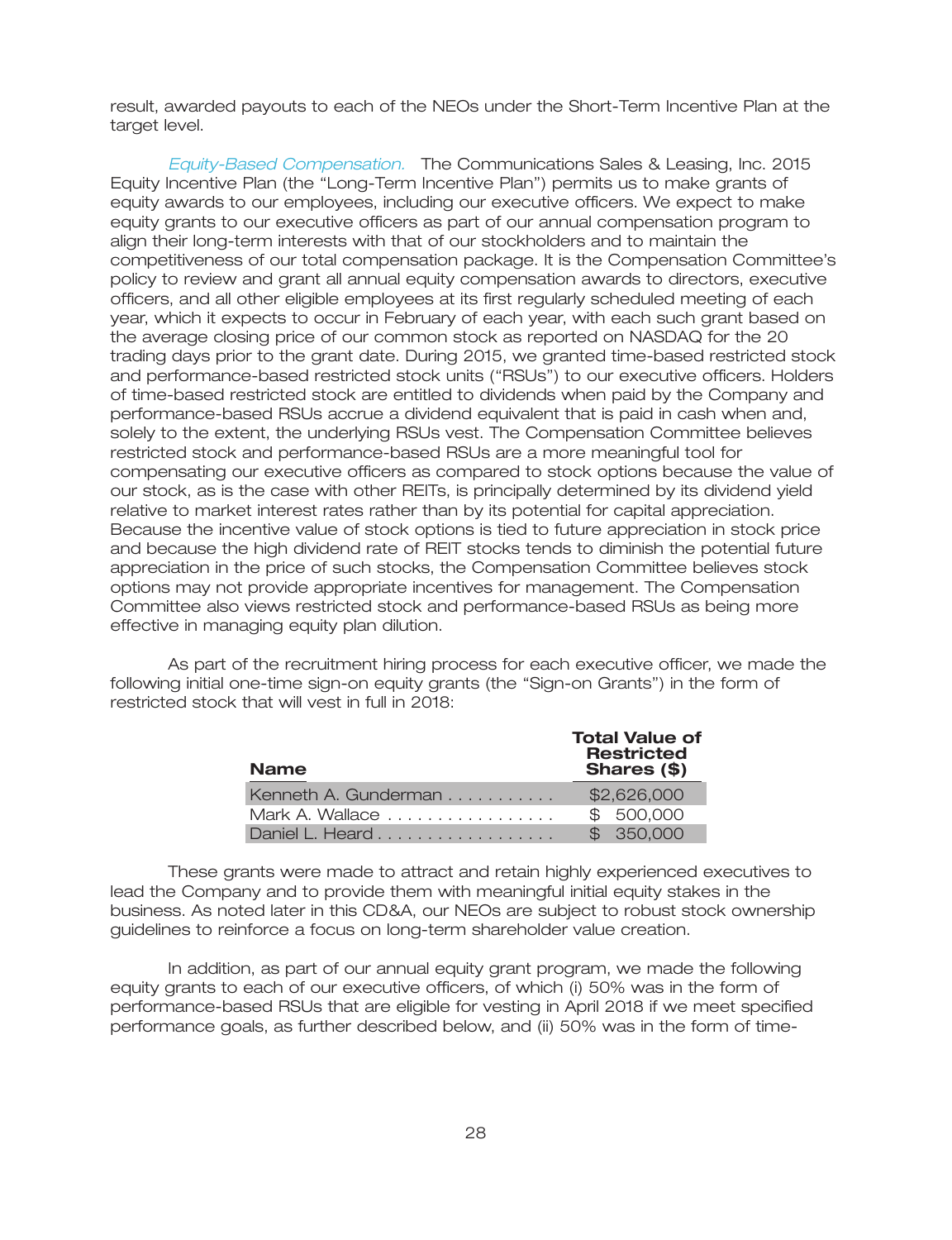result, awarded payouts to each of the NEOs under the Short-Term Incentive Plan at the target level.

*Equity-Based Compensation.* The Communications Sales & Leasing, Inc. 2015 Equity Incentive Plan (the "Long-Term Incentive Plan") permits us to make grants of equity awards to our employees, including our executive officers. We expect to make equity grants to our executive officers as part of our annual compensation program to align their long-term interests with that of our stockholders and to maintain the competitiveness of our total compensation package. It is the Compensation Committee's policy to review and grant all annual equity compensation awards to directors, executive officers, and all other eligible employees at its first regularly scheduled meeting of each year, which it expects to occur in February of each year, with each such grant based on the average closing price of our common stock as reported on NASDAQ for the 20 trading days prior to the grant date. During 2015, we granted time-based restricted stock and performance-based restricted stock units ("RSUs") to our executive officers. Holders of time-based restricted stock are entitled to dividends when paid by the Company and performance-based RSUs accrue a dividend equivalent that is paid in cash when and, solely to the extent, the underlying RSUs vest. The Compensation Committee believes restricted stock and performance-based RSUs are a more meaningful tool for compensating our executive officers as compared to stock options because the value of our stock, as is the case with other REITs, is principally determined by its dividend yield relative to market interest rates rather than by its potential for capital appreciation. Because the incentive value of stock options is tied to future appreciation in stock price and because the high dividend rate of REIT stocks tends to diminish the potential future appreciation in the price of such stocks, the Compensation Committee believes stock options may not provide appropriate incentives for management. The Compensation Committee also views restricted stock and performance-based RSUs as being more effective in managing equity plan dilution.

As part of the recruitment hiring process for each executive officer, we made the following initial one-time sign-on equity grants (the "Sign-on Grants") in the form of restricted stock that will vest in full in 2018:

| Name | Total Value of Restricted Shares ($) |
|---|---|
| Kenneth A. Gunderman | $2,626,000 |
| Mark A. Wallace | $ 500,000 |
| Daniel L. Heard | $ 350,000 |

These grants were made to attract and retain highly experienced executives to lead the Company and to provide them with meaningful initial equity stakes in the business. As noted later in this CD&A, our NEOs are subject to robust stock ownership guidelines to reinforce a focus on long-term shareholder value creation.

In addition, as part of our annual equity grant program, we made the following equity grants to each of our executive officers, of which (i) 50% was in the form of performance-based RSUs that are eligible for vesting in April 2018 if we meet specified performance goals, as further described below, and (ii) 50% was in the form of time-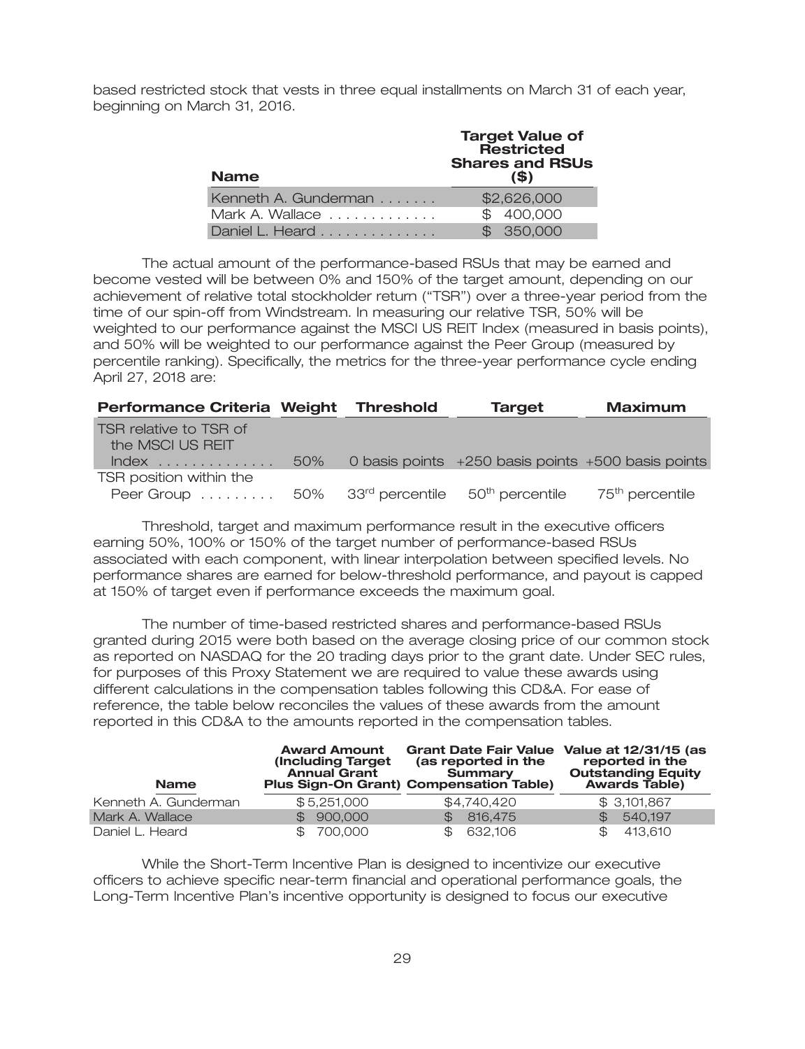based restricted stock that vests in three equal installments on March 31 of each year, beginning on March 31, 2016.

| Name | Target Value of Restricted Shares and RSUs ($) |
|---|---|
| Kenneth A. Gunderman | $2,626,000 |
| Mark A. Wallace | $ 400,000 |
| Daniel L. Heard | $ 350,000 |

The actual amount of the performance-based RSUs that may be earned and become vested will be between 0% and 150% of the target amount, depending on our achievement of relative total stockholder return ("TSR") over a three-year period from the time of our spin-off from Windstream. In measuring our relative TSR, 50% will be weighted to our performance against the MSCI US REIT Index (measured in basis points), and 50% will be weighted to our performance against the Peer Group (measured by percentile ranking). Specifically, the metrics for the three-year performance cycle ending April 27, 2018 are:

| Performance Criteria | Weight | Threshold | Target | Maximum |
|---|---|---|---|---|
| TSR relative to TSR of the MSCI US REIT Index | 50% | 0 basis points | +250 basis points | +500 basis points |
| TSR position within the Peer Group | 50% | 33rd percentile | 50th percentile | 75th percentile |

Threshold, target and maximum performance result in the executive officers earning 50%, 100% or 150% of the target number of performance-based RSUs associated with each component, with linear interpolation between specified levels. No performance shares are earned for below-threshold performance, and payout is capped at 150% of target even if performance exceeds the maximum goal.

The number of time-based restricted shares and performance-based RSUs granted during 2015 were both based on the average closing price of our common stock as reported on NASDAQ for the 20 trading days prior to the grant date. Under SEC rules, for purposes of this Proxy Statement we are required to value these awards using different calculations in the compensation tables following this CD&A. For ease of reference, the table below reconciles the values of these awards from the amount reported in this CD&A to the amounts reported in the compensation tables.

| Name | Award Amount (Including Target Annual Grant Plus Sign-On Grant) | Grant Date Fair Value (as reported in the Summary Compensation Table) | Value at 12/31/15 (as reported in the Outstanding Equity Awards Table) |
|---|---|---|---|
| Kenneth A. Gunderman | $ 5,251,000 | $4,740,420 | $ 3,101,867 |
| Mark A. Wallace | $ 900,000 | $ 816,475 | $ 540,197 |
| Daniel L. Heard | $ 700,000 | $ 632,106 | $ 413,610 |

While the Short-Term Incentive Plan is designed to incentivize our executive officers to achieve specific near-term financial and operational performance goals, the Long-Term Incentive Plan's incentive opportunity is designed to focus our executive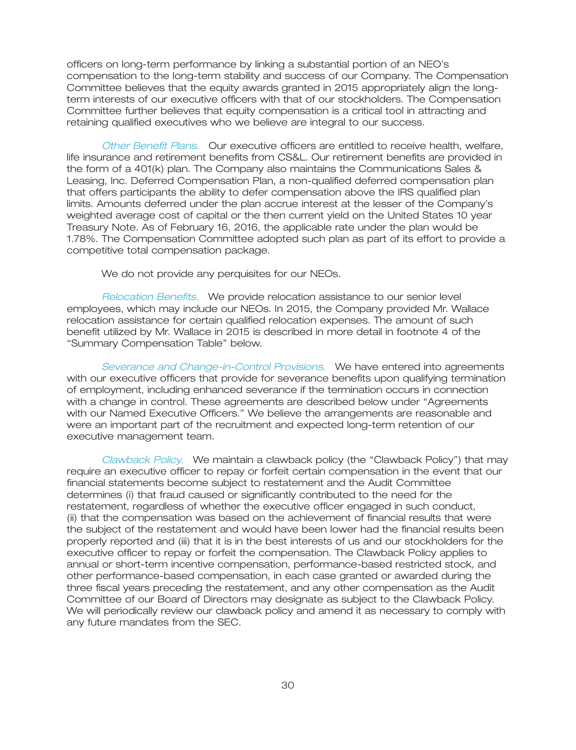officers on long-term performance by linking a substantial portion of an NEO's compensation to the long-term stability and success of our Company. The Compensation Committee believes that the equity awards granted in 2015 appropriately align the long-term interests of our executive officers with that of our stockholders. The Compensation Committee further believes that equity compensation is a critical tool in attracting and retaining qualified executives who we believe are integral to our success.

*Other Benefit Plans.* Our executive officers are entitled to receive health, welfare, life insurance and retirement benefits from CS&L. Our retirement benefits are provided in the form of a 401(k) plan. The Company also maintains the Communications Sales & Leasing, Inc. Deferred Compensation Plan, a non-qualified deferred compensation plan that offers participants the ability to defer compensation above the IRS qualified plan limits. Amounts deferred under the plan accrue interest at the lesser of the Company's weighted average cost of capital or the then current yield on the United States 10 year Treasury Note. As of February 16, 2016, the applicable rate under the plan would be 1.78%. The Compensation Committee adopted such plan as part of its effort to provide a competitive total compensation package.

We do not provide any perquisites for our NEOs.

*Relocation Benefits.* We provide relocation assistance to our senior level employees, which may include our NEOs. In 2015, the Company provided Mr. Wallace relocation assistance for certain qualified relocation expenses. The amount of such benefit utilized by Mr. Wallace in 2015 is described in more detail in footnote 4 of the "Summary Compensation Table" below.

*Severance and Change-in-Control Provisions.* We have entered into agreements with our executive officers that provide for severance benefits upon qualifying termination of employment, including enhanced severance if the termination occurs in connection with a change in control. These agreements are described below under "Agreements with our Named Executive Officers." We believe the arrangements are reasonable and were an important part of the recruitment and expected long-term retention of our executive management team.

*Clawback Policy.* We maintain a clawback policy (the "Clawback Policy") that may require an executive officer to repay or forfeit certain compensation in the event that our financial statements become subject to restatement and the Audit Committee determines (i) that fraud caused or significantly contributed to the need for the restatement, regardless of whether the executive officer engaged in such conduct, (ii) that the compensation was based on the achievement of financial results that were the subject of the restatement and would have been lower had the financial results been properly reported and (iii) that it is in the best interests of us and our stockholders for the executive officer to repay or forfeit the compensation. The Clawback Policy applies to annual or short-term incentive compensation, performance-based restricted stock, and other performance-based compensation, in each case granted or awarded during the three fiscal years preceding the restatement, and any other compensation as the Audit Committee of our Board of Directors may designate as subject to the Clawback Policy. We will periodically review our clawback policy and amend it as necessary to comply with any future mandates from the SEC.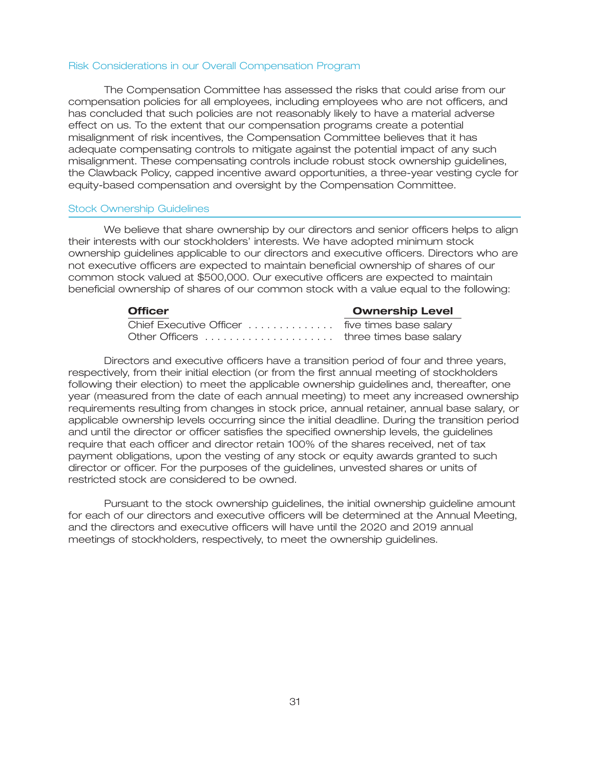### Risk Considerations in our Overall Compensation Program

The Compensation Committee has assessed the risks that could arise from our compensation policies for all employees, including employees who are not officers, and has concluded that such policies are not reasonably likely to have a material adverse effect on us. To the extent that our compensation programs create a potential misalignment of risk incentives, the Compensation Committee believes that it has adequate compensating controls to mitigate against the potential impact of any such misalignment. These compensating controls include robust stock ownership guidelines, the Clawback Policy, capped incentive award opportunities, a three-year vesting cycle for equity-based compensation and oversight by the Compensation Committee.

### Stock Ownership Guidelines

We believe that share ownership by our directors and senior officers helps to align their interests with our stockholders' interests. We have adopted minimum stock ownership guidelines applicable to our directors and executive officers. Directors who are not executive officers are expected to maintain beneficial ownership of shares of our common stock valued at $500,000. Our executive officers are expected to maintain beneficial ownership of shares of our common stock with a value equal to the following:

| Officer | Ownership Level |
| --- | --- |
| Chief Executive Officer | five times base salary |
| Other Officers | three times base salary |

Directors and executive officers have a transition period of four and three years, respectively, from their initial election (or from the first annual meeting of stockholders following their election) to meet the applicable ownership guidelines and, thereafter, one year (measured from the date of each annual meeting) to meet any increased ownership requirements resulting from changes in stock price, annual retainer, annual base salary, or applicable ownership levels occurring since the initial deadline. During the transition period and until the director or officer satisfies the specified ownership levels, the guidelines require that each officer and director retain 100% of the shares received, net of tax payment obligations, upon the vesting of any stock or equity awards granted to such director or officer. For the purposes of the guidelines, unvested shares or units of restricted stock are considered to be owned.

Pursuant to the stock ownership guidelines, the initial ownership guideline amount for each of our directors and executive officers will be determined at the Annual Meeting, and the directors and executive officers will have until the 2020 and 2019 annual meetings of stockholders, respectively, to meet the ownership guidelines.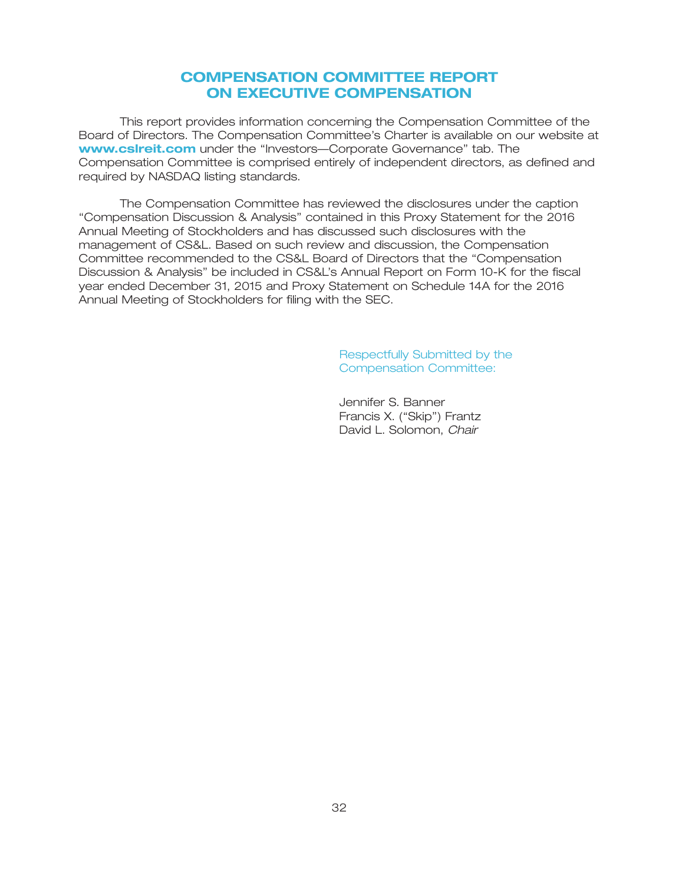# COMPENSATION COMMITTEE REPORT ON EXECUTIVE COMPENSATION

This report provides information concerning the Compensation Committee of the Board of Directors. The Compensation Committee's Charter is available on our website at **www.cslreit.com** under the "Investors—Corporate Governance" tab. The Compensation Committee is comprised entirely of independent directors, as defined and required by NASDAQ listing standards.

The Compensation Committee has reviewed the disclosures under the caption "Compensation Discussion & Analysis" contained in this Proxy Statement for the 2016 Annual Meeting of Stockholders and has discussed such disclosures with the management of CS&L. Based on such review and discussion, the Compensation Committee recommended to the CS&L Board of Directors that the "Compensation Discussion & Analysis" be included in CS&L's Annual Report on Form 10-K for the fiscal year ended December 31, 2015 and Proxy Statement on Schedule 14A for the 2016 Annual Meeting of Stockholders for filing with the SEC.

Respectfully Submitted by the Compensation Committee:

Jennifer S. Banner
Francis X. ("Skip") Frantz
David L. Solomon, *Chair*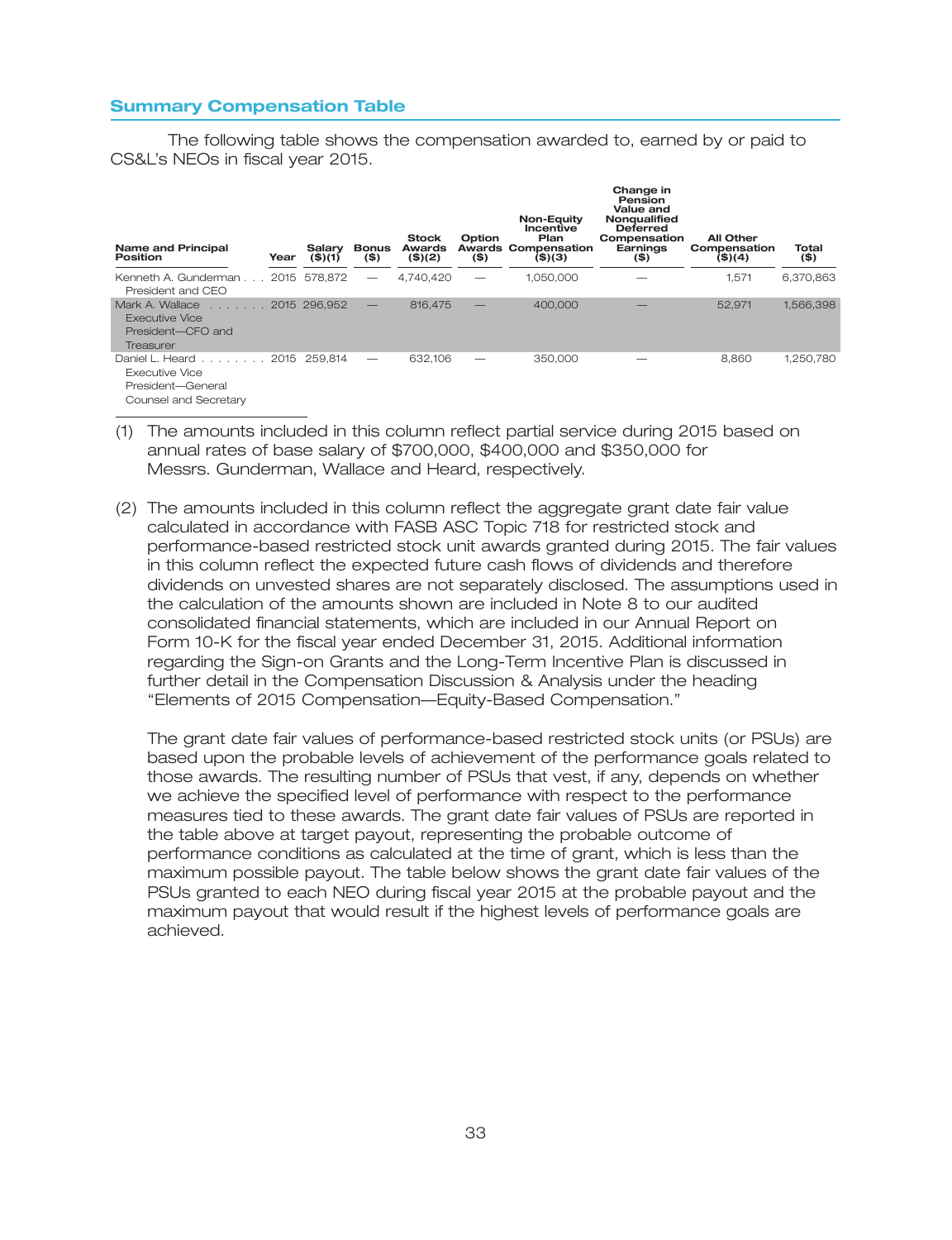## Summary Compensation Table

The following table shows the compensation awarded to, earned by or paid to CS&L's NEOs in fiscal year 2015.

| Name and Principal Position | Year | Salary ($)(1) | Bonus ($) | Stock Awards ($)(2) | Option Awards ($) | Non-Equity Incentive Plan Compensation ($)(3) | Change in Pension Value and Nonqualified Deferred Compensation Earnings ($) | All Other Compensation ($)(4) | Total ($) |
|---|---|---|---|---|---|---|---|---|---|
| Kenneth A. Gunderman<br>President and CEO | 2015 | 578,872 | — | 4,740,420 | — | 1,050,000 | — | 1,571 | 6,370,863 |
| Mark A. Wallace<br>Executive Vice President—CFO and Treasurer | 2015 | 296,952 | — | 816,475 | — | 400,000 | — | 52,971 | 1,566,398 |
| Daniel L. Heard<br>Executive Vice President—General Counsel and Secretary | 2015 | 259,814 | — | 632,106 | — | 350,000 | — | 8,860 | 1,250,780 |

(1) The amounts included in this column reflect partial service during 2015 based on annual rates of base salary of $700,000, $400,000 and $350,000 for Messrs. Gunderman, Wallace and Heard, respectively.

(2) The amounts included in this column reflect the aggregate grant date fair value calculated in accordance with FASB ASC Topic 718 for restricted stock and performance-based restricted stock unit awards granted during 2015. The fair values in this column reflect the expected future cash flows of dividends and therefore dividends on unvested shares are not separately disclosed. The assumptions used in the calculation of the amounts shown are included in Note 8 to our audited consolidated financial statements, which are included in our Annual Report on Form 10-K for the fiscal year ended December 31, 2015. Additional information regarding the Sign-on Grants and the Long-Term Incentive Plan is discussed in further detail in the Compensation Discussion & Analysis under the heading "Elements of 2015 Compensation—Equity-Based Compensation."

The grant date fair values of performance-based restricted stock units (or PSUs) are based upon the probable levels of achievement of the performance goals related to those awards. The resulting number of PSUs that vest, if any, depends on whether we achieve the specified level of performance with respect to the performance measures tied to these awards. The grant date fair values of PSUs are reported in the table above at target payout, representing the probable outcome of performance conditions as calculated at the time of grant, which is less than the maximum possible payout. The table below shows the grant date fair values of the PSUs granted to each NEO during fiscal year 2015 at the probable payout and the maximum payout that would result if the highest levels of performance goals are achieved.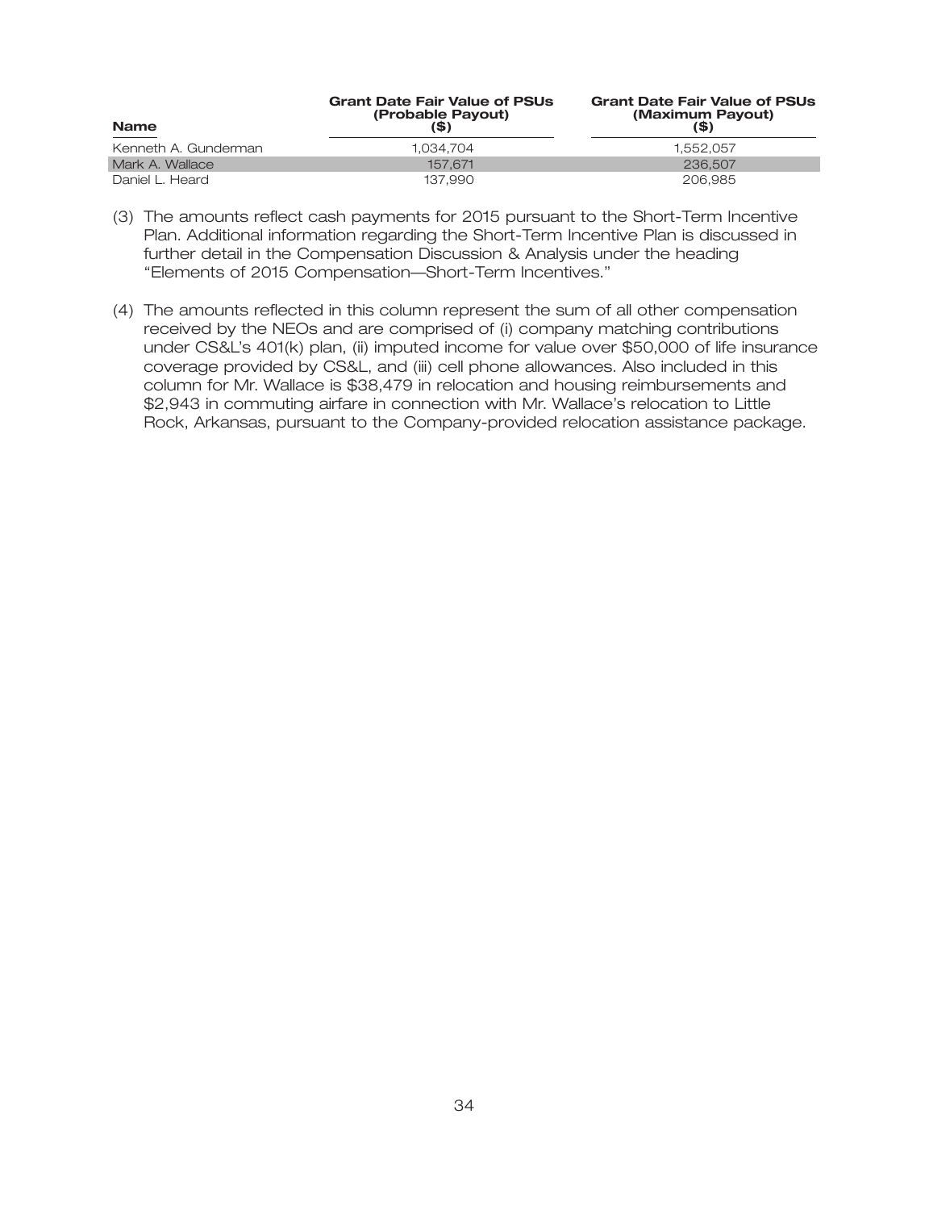| Name | Grant Date Fair Value of PSUs (Probable Payout) ($) | Grant Date Fair Value of PSUs (Maximum Payout) ($) |
| --- | --- | --- |
| Kenneth A. Gunderman | 1,034,704 | 1,552,057 |
| Mark A. Wallace | 157,671 | 236,507 |
| Daniel L. Heard | 137,990 | 206,985 |

(3) The amounts reflect cash payments for 2015 pursuant to the Short-Term Incentive Plan. Additional information regarding the Short-Term Incentive Plan is discussed in further detail in the Compensation Discussion & Analysis under the heading "Elements of 2015 Compensation—Short-Term Incentives."

(4) The amounts reflected in this column represent the sum of all other compensation received by the NEOs and are comprised of (i) company matching contributions under CS&L's 401(k) plan, (ii) imputed income for value over $50,000 of life insurance coverage provided by CS&L, and (iii) cell phone allowances. Also included in this column for Mr. Wallace is $38,479 in relocation and housing reimbursements and $2,943 in commuting airfare in connection with Mr. Wallace's relocation to Little Rock, Arkansas, pursuant to the Company-provided relocation assistance package.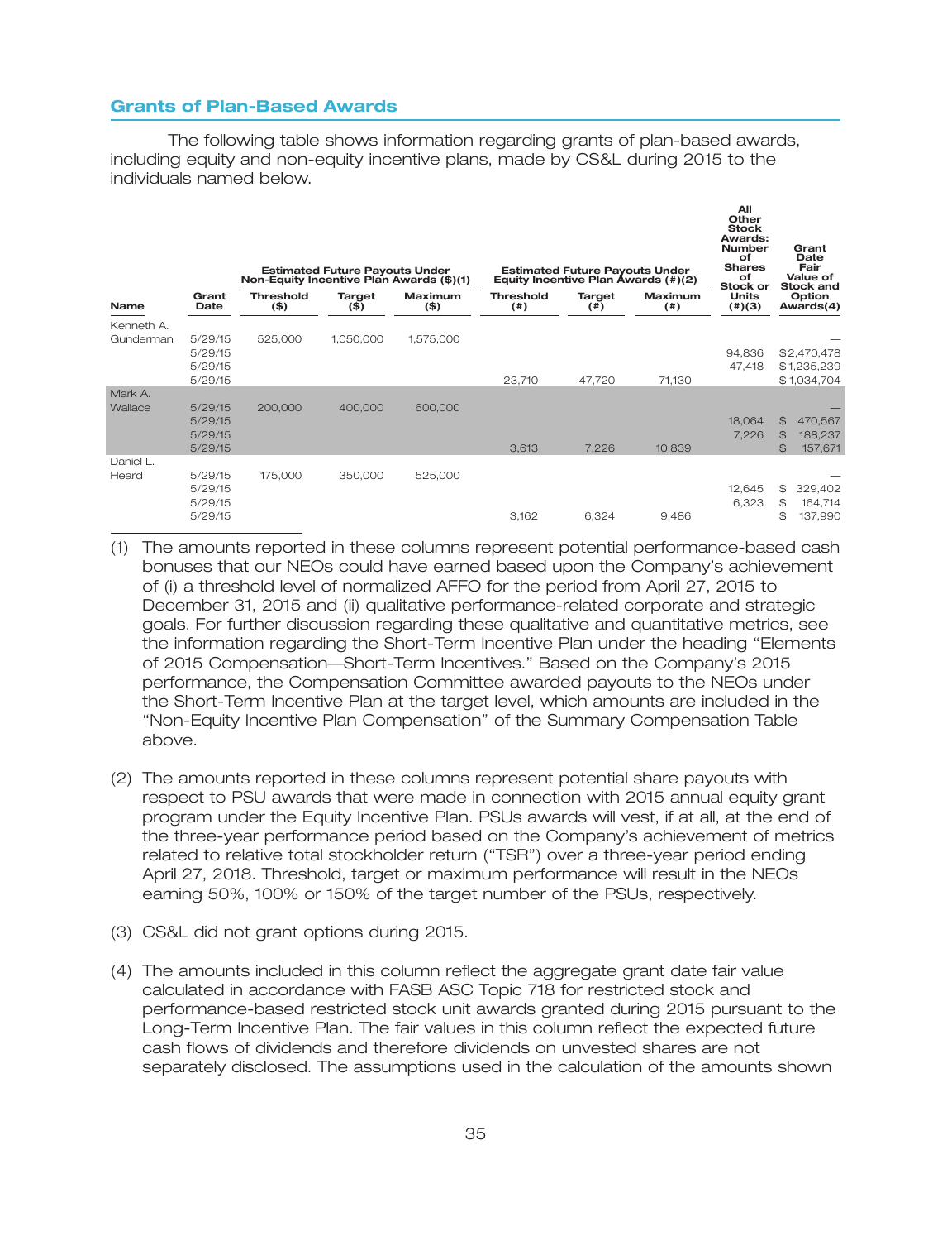## Grants of Plan-Based Awards

The following table shows information regarding grants of plan-based awards, including equity and non-equity incentive plans, made by CS&L during 2015 to the individuals named below.

| Name | Grant Date | Estimated Future Payouts Under Non-Equity Incentive Plan Awards ($)(1) | | | Estimated Future Payouts Under Equity Incentive Plan Awards (#)(2) | | | All Other Stock Awards: Number of Shares of Stock or Units (#)(3) | Grant Date Fair Value of Stock and Option Awards(4) |
|---|---|---|---|---|---|---|---|---|---|
| | | Threshold ($) | Target ($) | Maximum ($) | Threshold (#) | Target (#) | Maximum (#) | | |
| Kenneth A. Gunderman | 5/29/15 | 525,000 | 1,050,000 | 1,575,000 | | | | | — |
| | 5/29/15 | | | | | | | 94,836 | $2,470,478 |
| | 5/29/15 | | | | | | | 47,418 | $1,235,239 |
| | 5/29/15 | | | | 23,710 | 47,720 | 71,130 | | $1,034,704 |
| Mark A. Wallace | 5/29/15 | 200,000 | 400,000 | 600,000 | | | | | — |
| | 5/29/15 | | | | | | | 18,064 | $ 470,567 |
| | 5/29/15 | | | | | | | 7,226 | $ 188,237 |
| | 5/29/15 | | | | 3,613 | 7,226 | 10,839 | | $ 157,671 |
| Daniel L. Heard | 5/29/15 | 175,000 | 350,000 | 525,000 | | | | | — |
| | 5/29/15 | | | | | | | 12,645 | $ 329,402 |
| | 5/29/15 | | | | | | | 6,323 | $ 164,714 |
| | 5/29/15 | | | | 3,162 | 6,324 | 9,486 | | $ 137,990 |

(1) The amounts reported in these columns represent potential performance-based cash bonuses that our NEOs could have earned based upon the Company's achievement of (i) a threshold level of normalized AFFO for the period from April 27, 2015 to December 31, 2015 and (ii) qualitative performance-related corporate and strategic goals. For further discussion regarding these qualitative and quantitative metrics, see the information regarding the Short-Term Incentive Plan under the heading "Elements of 2015 Compensation—Short-Term Incentives." Based on the Company's 2015 performance, the Compensation Committee awarded payouts to the NEOs under the Short-Term Incentive Plan at the target level, which amounts are included in the "Non-Equity Incentive Plan Compensation" of the Summary Compensation Table above.

(2) The amounts reported in these columns represent potential share payouts with respect to PSU awards that were made in connection with 2015 annual equity grant program under the Equity Incentive Plan. PSUs awards will vest, if at all, at the end of the three-year performance period based on the Company's achievement of metrics related to relative total stockholder return ("TSR") over a three-year period ending April 27, 2018. Threshold, target or maximum performance will result in the NEOs earning 50%, 100% or 150% of the target number of the PSUs, respectively.

(3) CS&L did not grant options during 2015.

(4) The amounts included in this column reflect the aggregate grant date fair value calculated in accordance with FASB ASC Topic 718 for restricted stock and performance-based restricted stock unit awards granted during 2015 pursuant to the Long-Term Incentive Plan. The fair values in this column reflect the expected future cash flows of dividends and therefore dividends on unvested shares are not separately disclosed. The assumptions used in the calculation of the amounts shown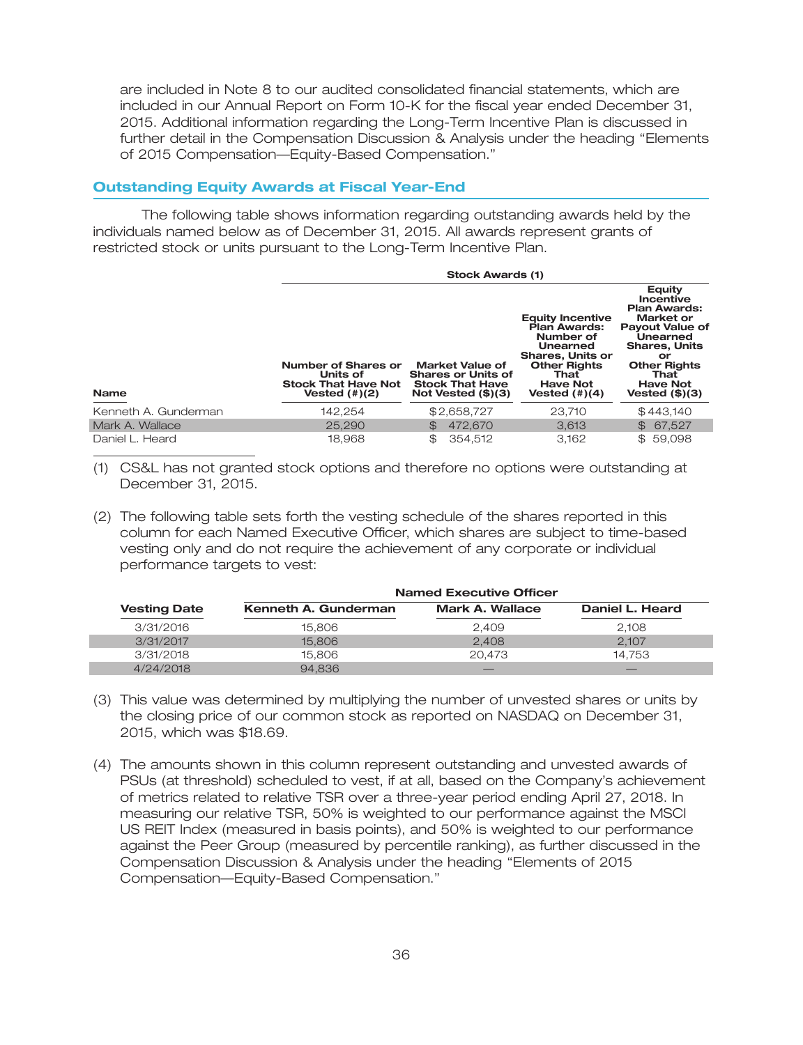are included in Note 8 to our audited consolidated financial statements, which are included in our Annual Report on Form 10-K for the fiscal year ended December 31, 2015. Additional information regarding the Long-Term Incentive Plan is discussed in further detail in the Compensation Discussion & Analysis under the heading "Elements of 2015 Compensation—Equity-Based Compensation."

## Outstanding Equity Awards at Fiscal Year-End

The following table shows information regarding outstanding awards held by the individuals named below as of December 31, 2015. All awards represent grants of restricted stock or units pursuant to the Long-Term Incentive Plan.

| | Stock Awards (1) | | | |
|---|---|---|---|---|
| **Name** | **Number of Shares or Units of Stock That Have Not Vested (#)(2)** | **Market Value of Shares or Units of Stock That Have Not Vested ($)(3)** | **Equity Incentive Plan Awards: Number of Unearned Shares, Units or Other Rights That Have Not Vested (#)(4)** | **Equity Incentive Plan Awards: Market or Payout Value of Unearned Shares, Units or Other Rights That Have Not Vested ($)(3)** |
| Kenneth A. Gunderman | 142,254 | $2,658,727 | 23,710 | $443,140 |
| Mark A. Wallace | 25,290 | $ 472,670 | 3,613 | $ 67,527 |
| Daniel L. Heard | 18,968 | $ 354,512 | 3,162 | $ 59,098 |

(1) CS&L has not granted stock options and therefore no options were outstanding at December 31, 2015.

(2) The following table sets forth the vesting schedule of the shares reported in this column for each Named Executive Officer, which shares are subject to time-based vesting only and do not require the achievement of any corporate or individual performance targets to vest:

| | Named Executive Officer | | |
|---|---|---|---|
| **Vesting Date** | **Kenneth A. Gunderman** | **Mark A. Wallace** | **Daniel L. Heard** |
| 3/31/2016 | 15,806 | 2,409 | 2,108 |
| 3/31/2017 | 15,806 | 2,408 | 2,107 |
| 3/31/2018 | 15,806 | 20,473 | 14,753 |
| 4/24/2018 | 94,836 | — | — |

(3) This value was determined by multiplying the number of unvested shares or units by the closing price of our common stock as reported on NASDAQ on December 31, 2015, which was $18.69.

(4) The amounts shown in this column represent outstanding and unvested awards of PSUs (at threshold) scheduled to vest, if at all, based on the Company's achievement of metrics related to relative TSR over a three-year period ending April 27, 2018. In measuring our relative TSR, 50% is weighted to our performance against the MSCI US REIT Index (measured in basis points), and 50% is weighted to our performance against the Peer Group (measured by percentile ranking), as further discussed in the Compensation Discussion & Analysis under the heading "Elements of 2015 Compensation—Equity-Based Compensation."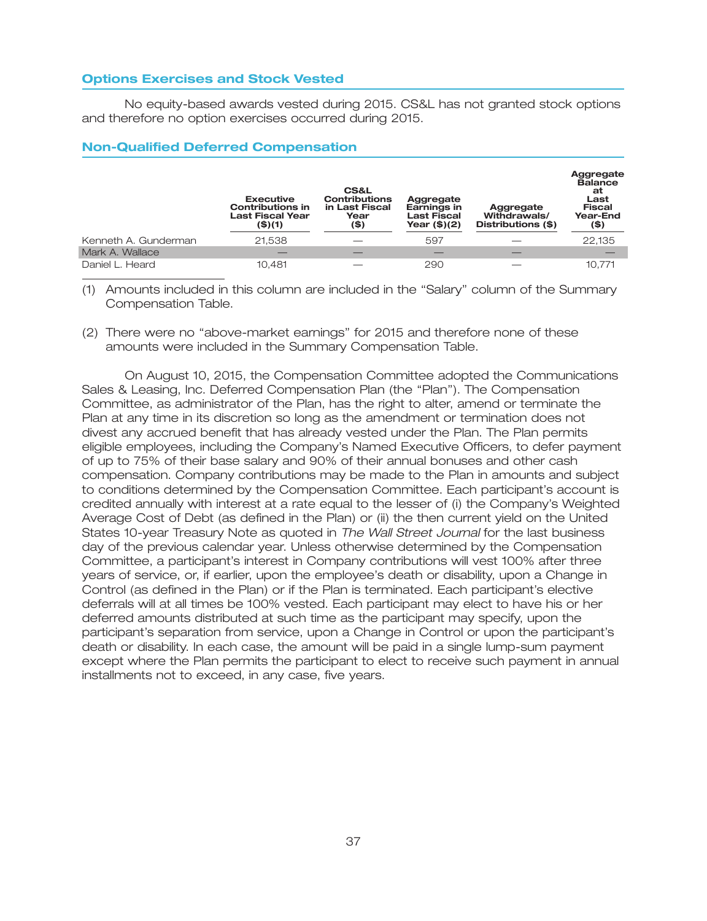## Options Exercises and Stock Vested

No equity-based awards vested during 2015. CS&L has not granted stock options and therefore no option exercises occurred during 2015.

## Non-Qualified Deferred Compensation

| | Executive Contributions in Last Fiscal Year ($)(1) | CS&L Contributions in Last Fiscal Year ($) | Aggregate Earnings in Last Fiscal Year ($)(2) | Aggregate Withdrawals/ Distributions ($) | Aggregate Balance at Last Fiscal Year-End ($) |
|---|---|---|---|---|---|
| Kenneth A. Gunderman | 21,538 | — | 597 | — | 22,135 |
| Mark A. Wallace | — | — | — | — | — |
| Daniel L. Heard | 10,481 | — | 290 | — | 10,771 |

(1) Amounts included in this column are included in the "Salary" column of the Summary Compensation Table.

(2) There were no "above-market earnings" for 2015 and therefore none of these amounts were included in the Summary Compensation Table.

On August 10, 2015, the Compensation Committee adopted the Communications Sales & Leasing, Inc. Deferred Compensation Plan (the "Plan"). The Compensation Committee, as administrator of the Plan, has the right to alter, amend or terminate the Plan at any time in its discretion so long as the amendment or termination does not divest any accrued benefit that has already vested under the Plan. The Plan permits eligible employees, including the Company's Named Executive Officers, to defer payment of up to 75% of their base salary and 90% of their annual bonuses and other cash compensation. Company contributions may be made to the Plan in amounts and subject to conditions determined by the Compensation Committee. Each participant's account is credited annually with interest at a rate equal to the lesser of (i) the Company's Weighted Average Cost of Debt (as defined in the Plan) or (ii) the then current yield on the United States 10-year Treasury Note as quoted in *The Wall Street Journal* for the last business day of the previous calendar year. Unless otherwise determined by the Compensation Committee, a participant's interest in Company contributions will vest 100% after three years of service, or, if earlier, upon the employee's death or disability, upon a Change in Control (as defined in the Plan) or if the Plan is terminated. Each participant's elective deferrals will at all times be 100% vested. Each participant may elect to have his or her deferred amounts distributed at such time as the participant may specify, upon the participant's separation from service, upon a Change in Control or upon the participant's death or disability. In each case, the amount will be paid in a single lump-sum payment except where the Plan permits the participant to elect to receive such payment in annual installments not to exceed, in any case, five years.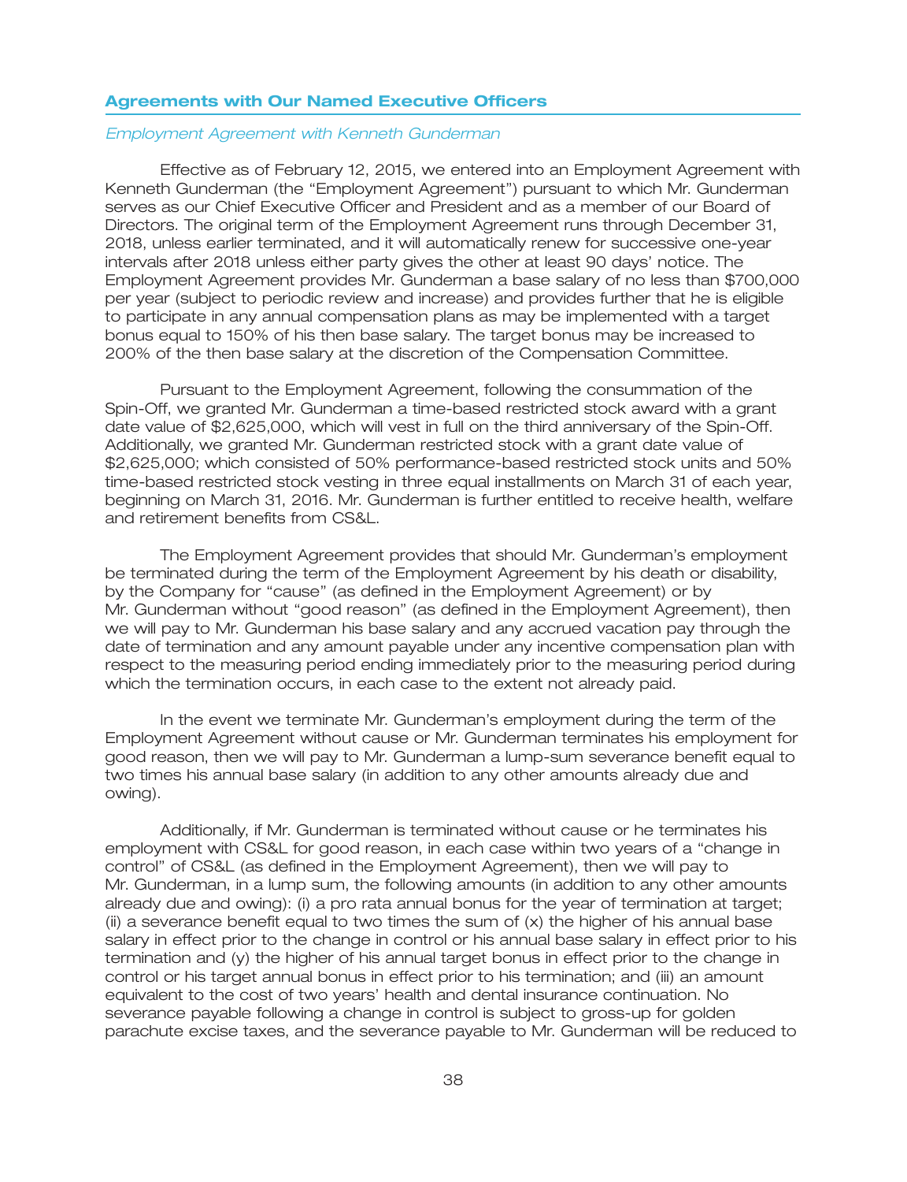## Agreements with Our Named Executive Officers

*Employment Agreement with Kenneth Gunderman*

Effective as of February 12, 2015, we entered into an Employment Agreement with Kenneth Gunderman (the "Employment Agreement") pursuant to which Mr. Gunderman serves as our Chief Executive Officer and President and as a member of our Board of Directors. The original term of the Employment Agreement runs through December 31, 2018, unless earlier terminated, and it will automatically renew for successive one-year intervals after 2018 unless either party gives the other at least 90 days' notice. The Employment Agreement provides Mr. Gunderman a base salary of no less than $700,000 per year (subject to periodic review and increase) and provides further that he is eligible to participate in any annual compensation plans as may be implemented with a target bonus equal to 150% of his then base salary. The target bonus may be increased to 200% of the then base salary at the discretion of the Compensation Committee.

Pursuant to the Employment Agreement, following the consummation of the Spin-Off, we granted Mr. Gunderman a time-based restricted stock award with a grant date value of $2,625,000, which will vest in full on the third anniversary of the Spin-Off. Additionally, we granted Mr. Gunderman restricted stock with a grant date value of $2,625,000; which consisted of 50% performance-based restricted stock units and 50% time-based restricted stock vesting in three equal installments on March 31 of each year, beginning on March 31, 2016. Mr. Gunderman is further entitled to receive health, welfare and retirement benefits from CS&L.

The Employment Agreement provides that should Mr. Gunderman's employment be terminated during the term of the Employment Agreement by his death or disability, by the Company for "cause" (as defined in the Employment Agreement) or by Mr. Gunderman without "good reason" (as defined in the Employment Agreement), then we will pay to Mr. Gunderman his base salary and any accrued vacation pay through the date of termination and any amount payable under any incentive compensation plan with respect to the measuring period ending immediately prior to the measuring period during which the termination occurs, in each case to the extent not already paid.

In the event we terminate Mr. Gunderman's employment during the term of the Employment Agreement without cause or Mr. Gunderman terminates his employment for good reason, then we will pay to Mr. Gunderman a lump-sum severance benefit equal to two times his annual base salary (in addition to any other amounts already due and owing).

Additionally, if Mr. Gunderman is terminated without cause or he terminates his employment with CS&L for good reason, in each case within two years of a "change in control" of CS&L (as defined in the Employment Agreement), then we will pay to Mr. Gunderman, in a lump sum, the following amounts (in addition to any other amounts already due and owing): (i) a pro rata annual bonus for the year of termination at target; (ii) a severance benefit equal to two times the sum of (x) the higher of his annual base salary in effect prior to the change in control or his annual base salary in effect prior to his termination and (y) the higher of his annual target bonus in effect prior to the change in control or his target annual bonus in effect prior to his termination; and (iii) an amount equivalent to the cost of two years' health and dental insurance continuation. No severance payable following a change in control is subject to gross-up for golden parachute excise taxes, and the severance payable to Mr. Gunderman will be reduced to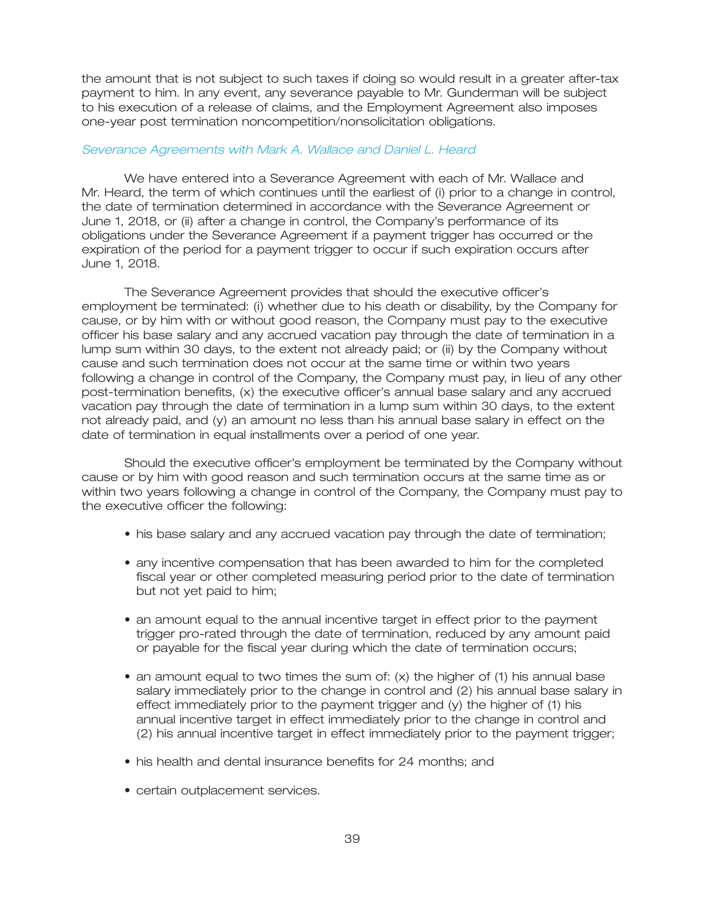the amount that is not subject to such taxes if doing so would result in a greater after-tax payment to him. In any event, any severance payable to Mr. Gunderman will be subject to his execution of a release of claims, and the Employment Agreement also imposes one-year post termination noncompetition/nonsolicitation obligations.

*Severance Agreements with Mark A. Wallace and Daniel L. Heard*

We have entered into a Severance Agreement with each of Mr. Wallace and Mr. Heard, the term of which continues until the earliest of (i) prior to a change in control, the date of termination determined in accordance with the Severance Agreement or June 1, 2018, or (ii) after a change in control, the Company's performance of its obligations under the Severance Agreement if a payment trigger has occurred or the expiration of the period for a payment trigger to occur if such expiration occurs after June 1, 2018.

The Severance Agreement provides that should the executive officer's employment be terminated: (i) whether due to his death or disability, by the Company for cause, or by him with or without good reason, the Company must pay to the executive officer his base salary and any accrued vacation pay through the date of termination in a lump sum within 30 days, to the extent not already paid; or (ii) by the Company without cause and such termination does not occur at the same time or within two years following a change in control of the Company, the Company must pay, in lieu of any other post-termination benefits, (x) the executive officer's annual base salary and any accrued vacation pay through the date of termination in a lump sum within 30 days, to the extent not already paid, and (y) an amount no less than his annual base salary in effect on the date of termination in equal installments over a period of one year.

Should the executive officer's employment be terminated by the Company without cause or by him with good reason and such termination occurs at the same time as or within two years following a change in control of the Company, the Company must pay to the executive officer the following:

- his base salary and any accrued vacation pay through the date of termination;
- any incentive compensation that has been awarded to him for the completed fiscal year or other completed measuring period prior to the date of termination but not yet paid to him;
- an amount equal to the annual incentive target in effect prior to the payment trigger pro-rated through the date of termination, reduced by any amount paid or payable for the fiscal year during which the date of termination occurs;
- an amount equal to two times the sum of: (x) the higher of (1) his annual base salary immediately prior to the change in control and (2) his annual base salary in effect immediately prior to the payment trigger and (y) the higher of (1) his annual incentive target in effect immediately prior to the change in control and (2) his annual incentive target in effect immediately prior to the payment trigger;
- his health and dental insurance benefits for 24 months; and
- certain outplacement services.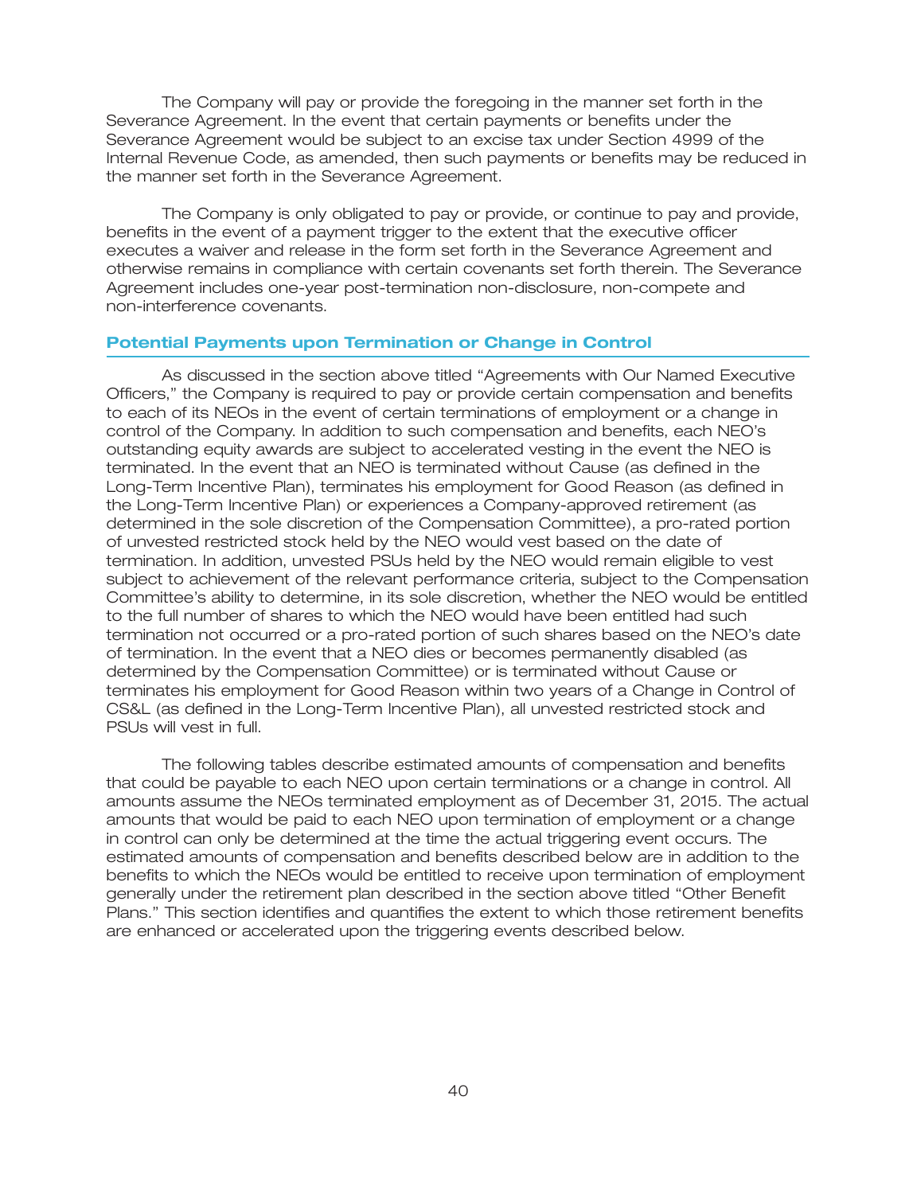The Company will pay or provide the foregoing in the manner set forth in the Severance Agreement. In the event that certain payments or benefits under the Severance Agreement would be subject to an excise tax under Section 4999 of the Internal Revenue Code, as amended, then such payments or benefits may be reduced in the manner set forth in the Severance Agreement.

The Company is only obligated to pay or provide, or continue to pay and provide, benefits in the event of a payment trigger to the extent that the executive officer executes a waiver and release in the form set forth in the Severance Agreement and otherwise remains in compliance with certain covenants set forth therein. The Severance Agreement includes one-year post-termination non-disclosure, non-compete and non-interference covenants.

## Potential Payments upon Termination or Change in Control

As discussed in the section above titled "Agreements with Our Named Executive Officers," the Company is required to pay or provide certain compensation and benefits to each of its NEOs in the event of certain terminations of employment or a change in control of the Company. In addition to such compensation and benefits, each NEO's outstanding equity awards are subject to accelerated vesting in the event the NEO is terminated. In the event that an NEO is terminated without Cause (as defined in the Long-Term Incentive Plan), terminates his employment for Good Reason (as defined in the Long-Term Incentive Plan) or experiences a Company-approved retirement (as determined in the sole discretion of the Compensation Committee), a pro-rated portion of unvested restricted stock held by the NEO would vest based on the date of termination. In addition, unvested PSUs held by the NEO would remain eligible to vest subject to achievement of the relevant performance criteria, subject to the Compensation Committee's ability to determine, in its sole discretion, whether the NEO would be entitled to the full number of shares to which the NEO would have been entitled had such termination not occurred or a pro-rated portion of such shares based on the NEO's date of termination. In the event that a NEO dies or becomes permanently disabled (as determined by the Compensation Committee) or is terminated without Cause or terminates his employment for Good Reason within two years of a Change in Control of CS&L (as defined in the Long-Term Incentive Plan), all unvested restricted stock and PSUs will vest in full.

The following tables describe estimated amounts of compensation and benefits that could be payable to each NEO upon certain terminations or a change in control. All amounts assume the NEOs terminated employment as of December 31, 2015. The actual amounts that would be paid to each NEO upon termination of employment or a change in control can only be determined at the time the actual triggering event occurs. The estimated amounts of compensation and benefits described below are in addition to the benefits to which the NEOs would be entitled to receive upon termination of employment generally under the retirement plan described in the section above titled "Other Benefit Plans." This section identifies and quantifies the extent to which those retirement benefits are enhanced or accelerated upon the triggering events described below.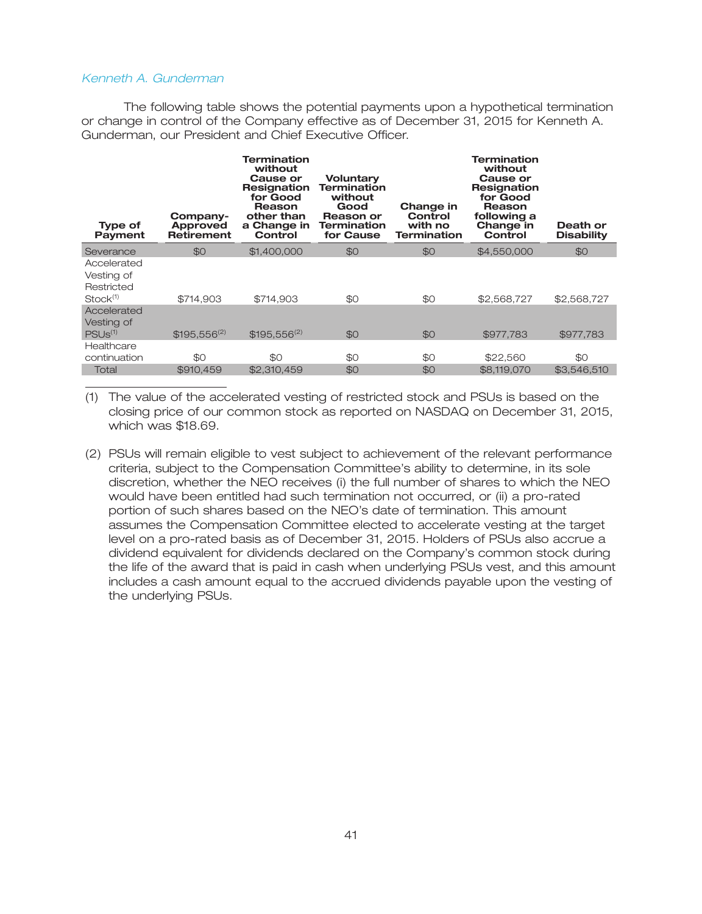*Kenneth A. Gunderman*

The following table shows the potential payments upon a hypothetical termination or change in control of the Company effective as of December 31, 2015 for Kenneth A. Gunderman, our President and Chief Executive Officer.

| Type of Payment | Company-Approved Retirement | Termination without Cause or Resignation for Good Reason other than a Change in Control | Voluntary Termination without Good Reason or Termination for Cause | Change in Control with no Termination | Termination without Cause or Resignation for Good Reason following a Change in Control | Death or Disability |
|---|---|---|---|---|---|---|
| Severance | $0 | $1,400,000 | $0 | $0 | $4,550,000 | $0 |
| Accelerated Vesting of Restricted Stock[(1)] | $714,903 | $714,903 | $0 | $0 | $2,568,727 | $2,568,727 |
| Accelerated Vesting of PSUs[(1)] | $195,556[(2)] | $195,556[(2)] | $0 | $0 | $977,783 | $977,783 |
| Healthcare continuation | $0 | $0 | $0 | $0 | $22,560 | $0 |
| Total | $910,459 | $2,310,459 | $0 | $0 | $8,119,070 | $3,546,510 |

(1) The value of the accelerated vesting of restricted stock and PSUs is based on the closing price of our common stock as reported on NASDAQ on December 31, 2015, which was $18.69.

(2) PSUs will remain eligible to vest subject to achievement of the relevant performance criteria, subject to the Compensation Committee's ability to determine, in its sole discretion, whether the NEO receives (i) the full number of shares to which the NEO would have been entitled had such termination not occurred, or (ii) a pro-rated portion of such shares based on the NEO's date of termination. This amount assumes the Compensation Committee elected to accelerate vesting at the target level on a pro-rated basis as of December 31, 2015. Holders of PSUs also accrue a dividend equivalent for dividends declared on the Company's common stock during the life of the award that is paid in cash when underlying PSUs vest, and this amount includes a cash amount equal to the accrued dividends payable upon the vesting of the underlying PSUs.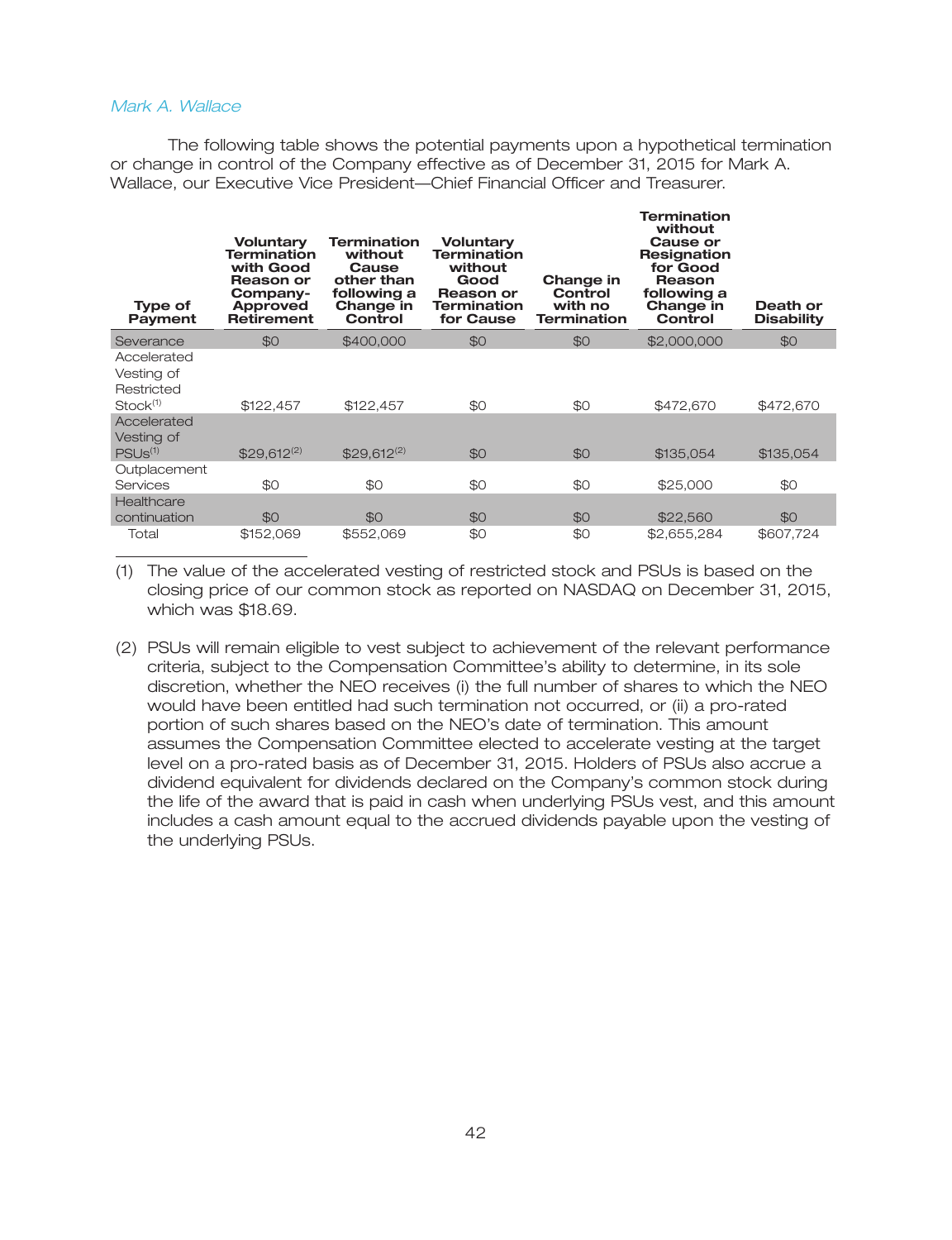*Mark A. Wallace*

The following table shows the potential payments upon a hypothetical termination or change in control of the Company effective as of December 31, 2015 for Mark A. Wallace, our Executive Vice President—Chief Financial Officer and Treasurer.

| Type of Payment | Voluntary Termination with Good Reason or Company-Approved Retirement | Termination without Cause other than following a Change in Control | Voluntary Termination without Good Reason or Termination for Cause | Change in Control with no Termination | Termination without Cause or Resignation for Good Reason following a Change in Control | Death or Disability |
|---|---|---|---|---|---|---|
| Severance | $0 | $400,000 | $0 | $0 | $2,000,000 | $0 |
| Accelerated Vesting of Restricted Stock[(1)] | $122,457 | $122,457 | $0 | $0 | $472,670 | $472,670 |
| Accelerated Vesting of PSUs[(1)] | $29,612[(2)] | $29,612[(2)] | $0 | $0 | $135,054 | $135,054 |
| Outplacement Services | $0 | $0 | $0 | $0 | $25,000 | $0 |
| Healthcare continuation | $0 | $0 | $0 | $0 | $22,560 | $0 |
| Total | $152,069 | $552,069 | $0 | $0 | $2,655,284 | $607,724 |

(1) The value of the accelerated vesting of restricted stock and PSUs is based on the closing price of our common stock as reported on NASDAQ on December 31, 2015, which was $18.69.

(2) PSUs will remain eligible to vest subject to achievement of the relevant performance criteria, subject to the Compensation Committee's ability to determine, in its sole discretion, whether the NEO receives (i) the full number of shares to which the NEO would have been entitled had such termination not occurred, or (ii) a pro-rated portion of such shares based on the NEO's date of termination. This amount assumes the Compensation Committee elected to accelerate vesting at the target level on a pro-rated basis as of December 31, 2015. Holders of PSUs also accrue a dividend equivalent for dividends declared on the Company's common stock during the life of the award that is paid in cash when underlying PSUs vest, and this amount includes a cash amount equal to the accrued dividends payable upon the vesting of the underlying PSUs.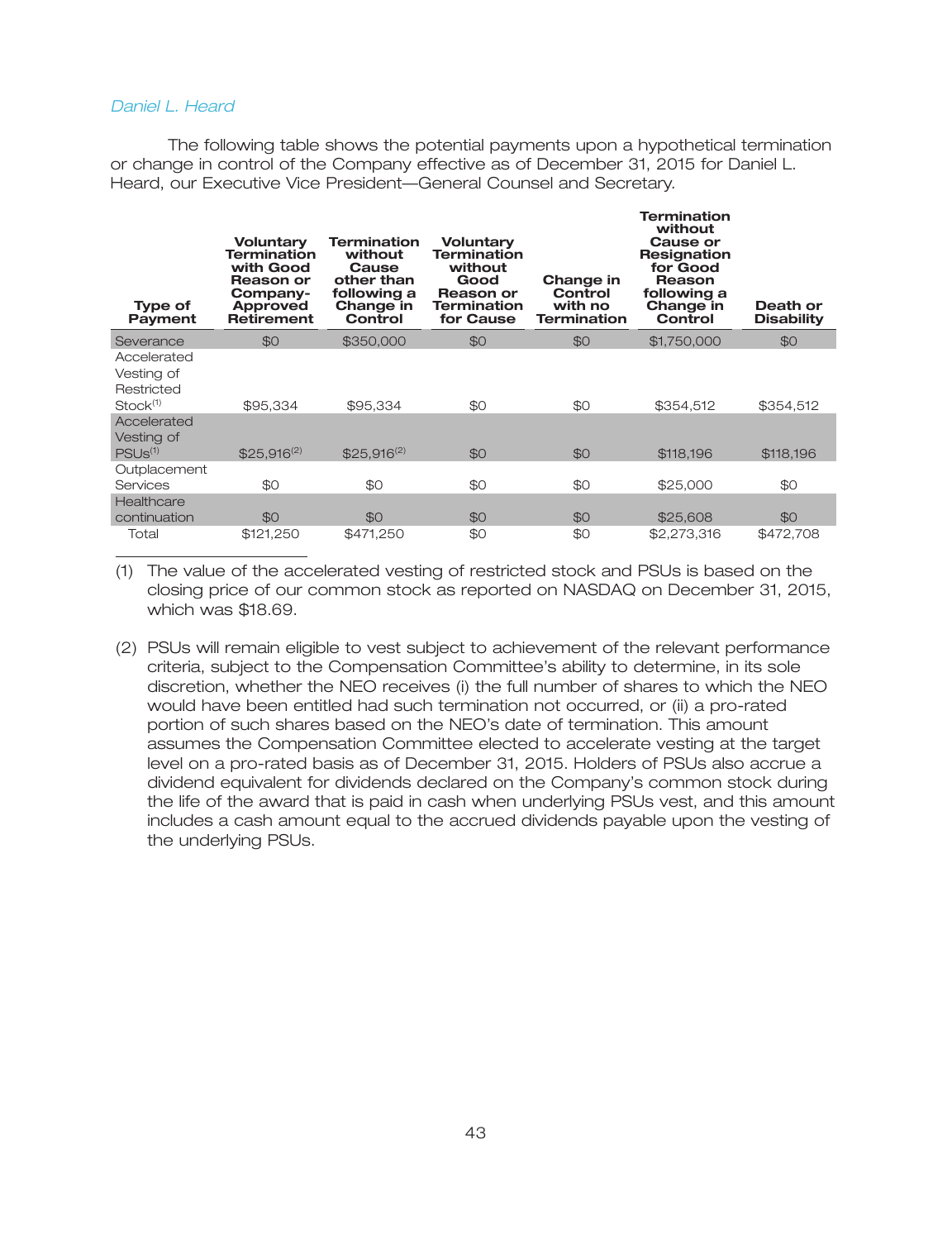*Daniel L. Heard*

The following table shows the potential payments upon a hypothetical termination or change in control of the Company effective as of December 31, 2015 for Daniel L. Heard, our Executive Vice President—General Counsel and Secretary.

| Type of Payment | Voluntary Termination with Good Reason or Company-Approved Retirement | Termination without Cause other than following a Change in Control | Voluntary Termination without Good Reason or Termination for Cause | Change in Control with no Termination | Termination without Cause or Resignation for Good Reason following a Change in Control | Death or Disability |
|---|---|---|---|---|---|---|
| Severance | $0 | $350,000 | $0 | $0 | $1,750,000 | $0 |
| Accelerated Vesting of Restricted Stock[1] | $95,334 | $95,334 | $0 | $0 | $354,512 | $354,512 |
| Accelerated Vesting of PSUs[1] | $25,916[2] | $25,916[2] | $0 | $0 | $118,196 | $118,196 |
| Outplacement Services | $0 | $0 | $0 | $0 | $25,000 | $0 |
| Healthcare continuation | $0 | $0 | $0 | $0 | $25,608 | $0 |
| Total | $121,250 | $471,250 | $0 | $0 | $2,273,316 | $472,708 |

(1) The value of the accelerated vesting of restricted stock and PSUs is based on the closing price of our common stock as reported on NASDAQ on December 31, 2015, which was $18.69.

(2) PSUs will remain eligible to vest subject to achievement of the relevant performance criteria, subject to the Compensation Committee's ability to determine, in its sole discretion, whether the NEO receives (i) the full number of shares to which the NEO would have been entitled had such termination not occurred, or (ii) a pro-rated portion of such shares based on the NEO's date of termination. This amount assumes the Compensation Committee elected to accelerate vesting at the target level on a pro-rated basis as of December 31, 2015. Holders of PSUs also accrue a dividend equivalent for dividends declared on the Company's common stock during the life of the award that is paid in cash when underlying PSUs vest, and this amount includes a cash amount equal to the accrued dividends payable upon the vesting of the underlying PSUs.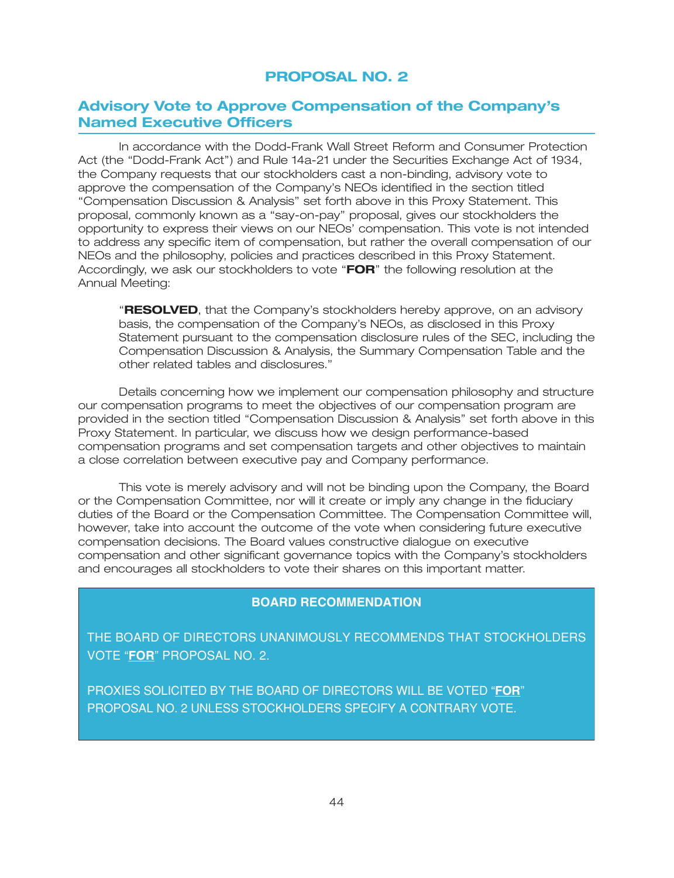# PROPOSAL NO. 2

## Advisory Vote to Approve Compensation of the Company's Named Executive Officers

In accordance with the Dodd-Frank Wall Street Reform and Consumer Protection Act (the "Dodd-Frank Act") and Rule 14a-21 under the Securities Exchange Act of 1934, the Company requests that our stockholders cast a non-binding, advisory vote to approve the compensation of the Company's NEOs identified in the section titled "Compensation Discussion & Analysis" set forth above in this Proxy Statement. This proposal, commonly known as a "say-on-pay" proposal, gives our stockholders the opportunity to express their views on our NEOs' compensation. This vote is not intended to address any specific item of compensation, but rather the overall compensation of our NEOs and the philosophy, policies and practices described in this Proxy Statement. Accordingly, we ask our stockholders to vote "**FOR**" the following resolution at the Annual Meeting:

> "**RESOLVED**, that the Company's stockholders hereby approve, on an advisory basis, the compensation of the Company's NEOs, as disclosed in this Proxy Statement pursuant to the compensation disclosure rules of the SEC, including the Compensation Discussion & Analysis, the Summary Compensation Table and the other related tables and disclosures."

Details concerning how we implement our compensation philosophy and structure our compensation programs to meet the objectives of our compensation program are provided in the section titled "Compensation Discussion & Analysis" set forth above in this Proxy Statement. In particular, we discuss how we design performance-based compensation programs and set compensation targets and other objectives to maintain a close correlation between executive pay and Company performance.

This vote is merely advisory and will not be binding upon the Company, the Board or the Compensation Committee, nor will it create or imply any change in the fiduciary duties of the Board or the Compensation Committee. The Compensation Committee will, however, take into account the outcome of the vote when considering future executive compensation decisions. The Board values constructive dialogue on executive compensation and other significant governance topics with the Company's stockholders and encourages all stockholders to vote their shares on this important matter.

**BOARD RECOMMENDATION**

THE BOARD OF DIRECTORS UNANIMOUSLY RECOMMENDS THAT STOCKHOLDERS VOTE "**FOR**" PROPOSAL NO. 2.

PROXIES SOLICITED BY THE BOARD OF DIRECTORS WILL BE VOTED "**FOR**" PROPOSAL NO. 2 UNLESS STOCKHOLDERS SPECIFY A CONTRARY VOTE.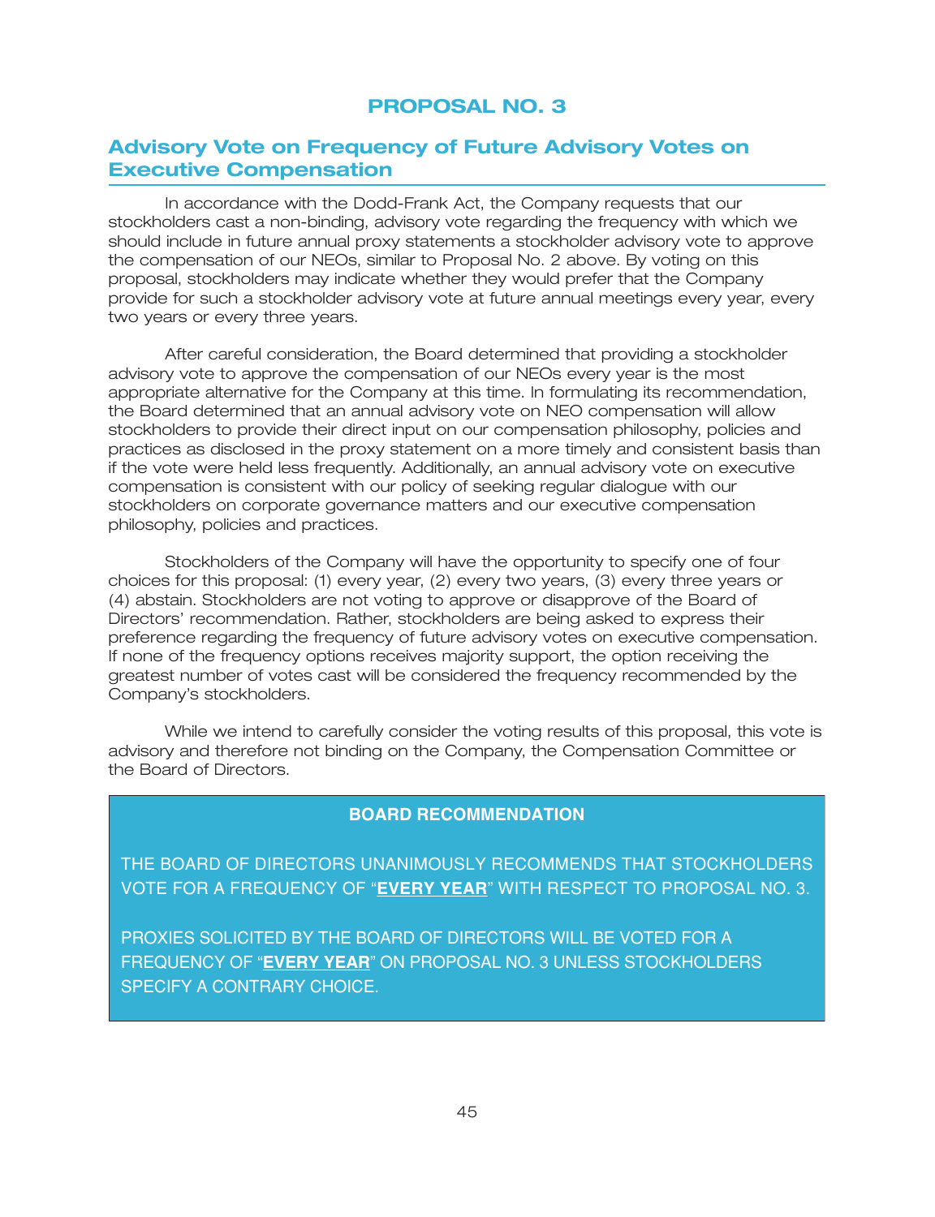# PROPOSAL NO. 3

## Advisory Vote on Frequency of Future Advisory Votes on Executive Compensation

In accordance with the Dodd-Frank Act, the Company requests that our stockholders cast a non-binding, advisory vote regarding the frequency with which we should include in future annual proxy statements a stockholder advisory vote to approve the compensation of our NEOs, similar to Proposal No. 2 above. By voting on this proposal, stockholders may indicate whether they would prefer that the Company provide for such a stockholder advisory vote at future annual meetings every year, every two years or every three years.

After careful consideration, the Board determined that providing a stockholder advisory vote to approve the compensation of our NEOs every year is the most appropriate alternative for the Company at this time. In formulating its recommendation, the Board determined that an annual advisory vote on NEO compensation will allow stockholders to provide their direct input on our compensation philosophy, policies and practices as disclosed in the proxy statement on a more timely and consistent basis than if the vote were held less frequently. Additionally, an annual advisory vote on executive compensation is consistent with our policy of seeking regular dialogue with our stockholders on corporate governance matters and our executive compensation philosophy, policies and practices.

Stockholders of the Company will have the opportunity to specify one of four choices for this proposal: (1) every year, (2) every two years, (3) every three years or (4) abstain. Stockholders are not voting to approve or disapprove of the Board of Directors' recommendation. Rather, stockholders are being asked to express their preference regarding the frequency of future advisory votes on executive compensation. If none of the frequency options receives majority support, the option receiving the greatest number of votes cast will be considered the frequency recommended by the Company's stockholders.

While we intend to carefully consider the voting results of this proposal, this vote is advisory and therefore not binding on the Company, the Compensation Committee or the Board of Directors.

**BOARD RECOMMENDATION**

THE BOARD OF DIRECTORS UNANIMOUSLY RECOMMENDS THAT STOCKHOLDERS VOTE FOR A FREQUENCY OF "**EVERY YEAR**" WITH RESPECT TO PROPOSAL NO. 3.

PROXIES SOLICITED BY THE BOARD OF DIRECTORS WILL BE VOTED FOR A FREQUENCY OF "**EVERY YEAR**" ON PROPOSAL NO. 3 UNLESS STOCKHOLDERS SPECIFY A CONTRARY CHOICE.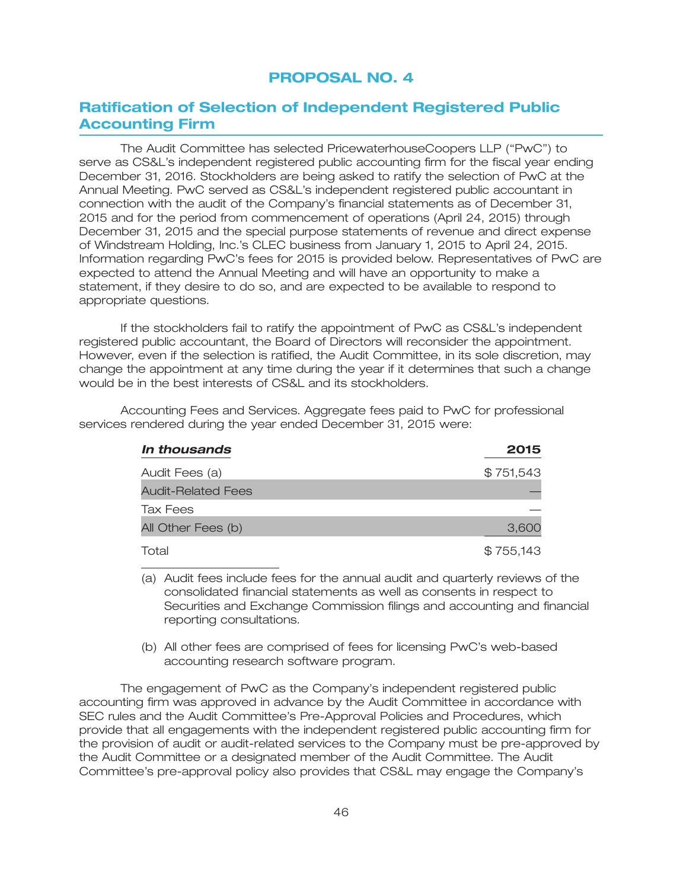# PROPOSAL NO. 4

## Ratification of Selection of Independent Registered Public Accounting Firm

The Audit Committee has selected PricewaterhouseCoopers LLP ("PwC") to serve as CS&L's independent registered public accounting firm for the fiscal year ending December 31, 2016. Stockholders are being asked to ratify the selection of PwC at the Annual Meeting. PwC served as CS&L's independent registered public accountant in connection with the audit of the Company's financial statements as of December 31, 2015 and for the period from commencement of operations (April 24, 2015) through December 31, 2015 and the special purpose statements of revenue and direct expense of Windstream Holding, Inc.'s CLEC business from January 1, 2015 to April 24, 2015. Information regarding PwC's fees for 2015 is provided below. Representatives of PwC are expected to attend the Annual Meeting and will have an opportunity to make a statement, if they desire to do so, and are expected to be available to respond to appropriate questions.

If the stockholders fail to ratify the appointment of PwC as CS&L's independent registered public accountant, the Board of Directors will reconsider the appointment. However, even if the selection is ratified, the Audit Committee, in its sole discretion, may change the appointment at any time during the year if it determines that such a change would be in the best interests of CS&L and its stockholders.

Accounting Fees and Services. Aggregate fees paid to PwC for professional services rendered during the year ended December 31, 2015 were:

| ***In thousands*** | **2015** |
|---|---|
| Audit Fees (a) | $ 751,543 |
| Audit-Related Fees | — |
| Tax Fees | — |
| All Other Fees (b) | 3,600 |
| Total | $ 755,143 |

(a) Audit fees include fees for the annual audit and quarterly reviews of the consolidated financial statements as well as consents in respect to Securities and Exchange Commission filings and accounting and financial reporting consultations.

(b) All other fees are comprised of fees for licensing PwC's web-based accounting research software program.

The engagement of PwC as the Company's independent registered public accounting firm was approved in advance by the Audit Committee in accordance with SEC rules and the Audit Committee's Pre-Approval Policies and Procedures, which provide that all engagements with the independent registered public accounting firm for the provision of audit or audit-related services to the Company must be pre-approved by the Audit Committee or a designated member of the Audit Committee. The Audit Committee's pre-approval policy also provides that CS&L may engage the Company's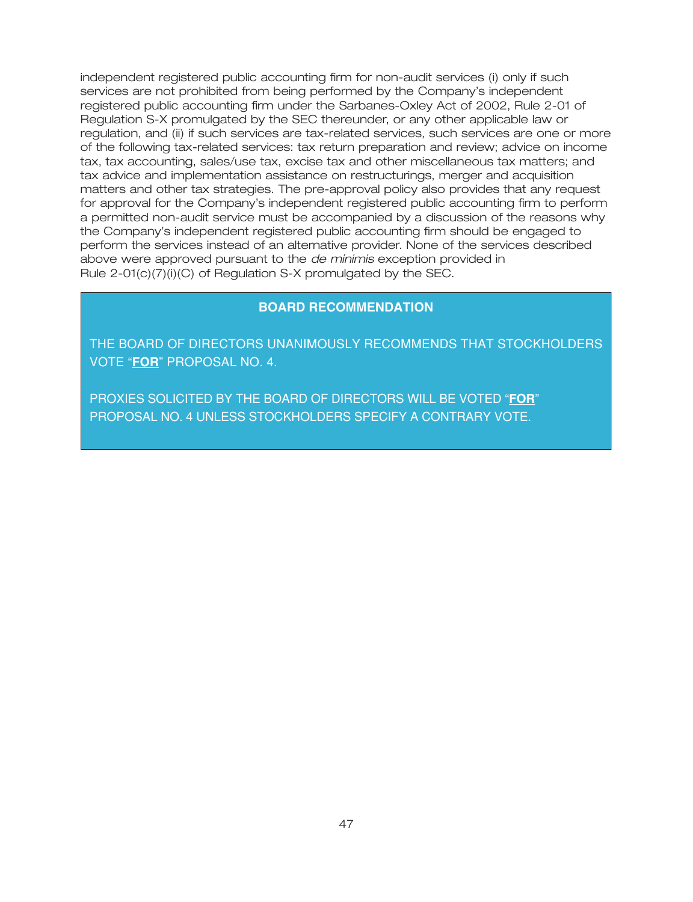independent registered public accounting firm for non-audit services (i) only if such services are not prohibited from being performed by the Company's independent registered public accounting firm under the Sarbanes-Oxley Act of 2002, Rule 2-01 of Regulation S-X promulgated by the SEC thereunder, or any other applicable law or regulation, and (ii) if such services are tax-related services, such services are one or more of the following tax-related services: tax return preparation and review; advice on income tax, tax accounting, sales/use tax, excise tax and other miscellaneous tax matters; and tax advice and implementation assistance on restructurings, merger and acquisition matters and other tax strategies. The pre-approval policy also provides that any request for approval for the Company's independent registered public accounting firm to perform a permitted non-audit service must be accompanied by a discussion of the reasons why the Company's independent registered public accounting firm should be engaged to perform the services instead of an alternative provider. None of the services described above were approved pursuant to the *de minimis* exception provided in Rule 2-01(c)(7)(i)(C) of Regulation S-X promulgated by the SEC.

**BOARD RECOMMENDATION**

THE BOARD OF DIRECTORS UNANIMOUSLY RECOMMENDS THAT STOCKHOLDERS VOTE "**FOR**" PROPOSAL NO. 4.

PROXIES SOLICITED BY THE BOARD OF DIRECTORS WILL BE VOTED "**FOR**" PROPOSAL NO. 4 UNLESS STOCKHOLDERS SPECIFY A CONTRARY VOTE.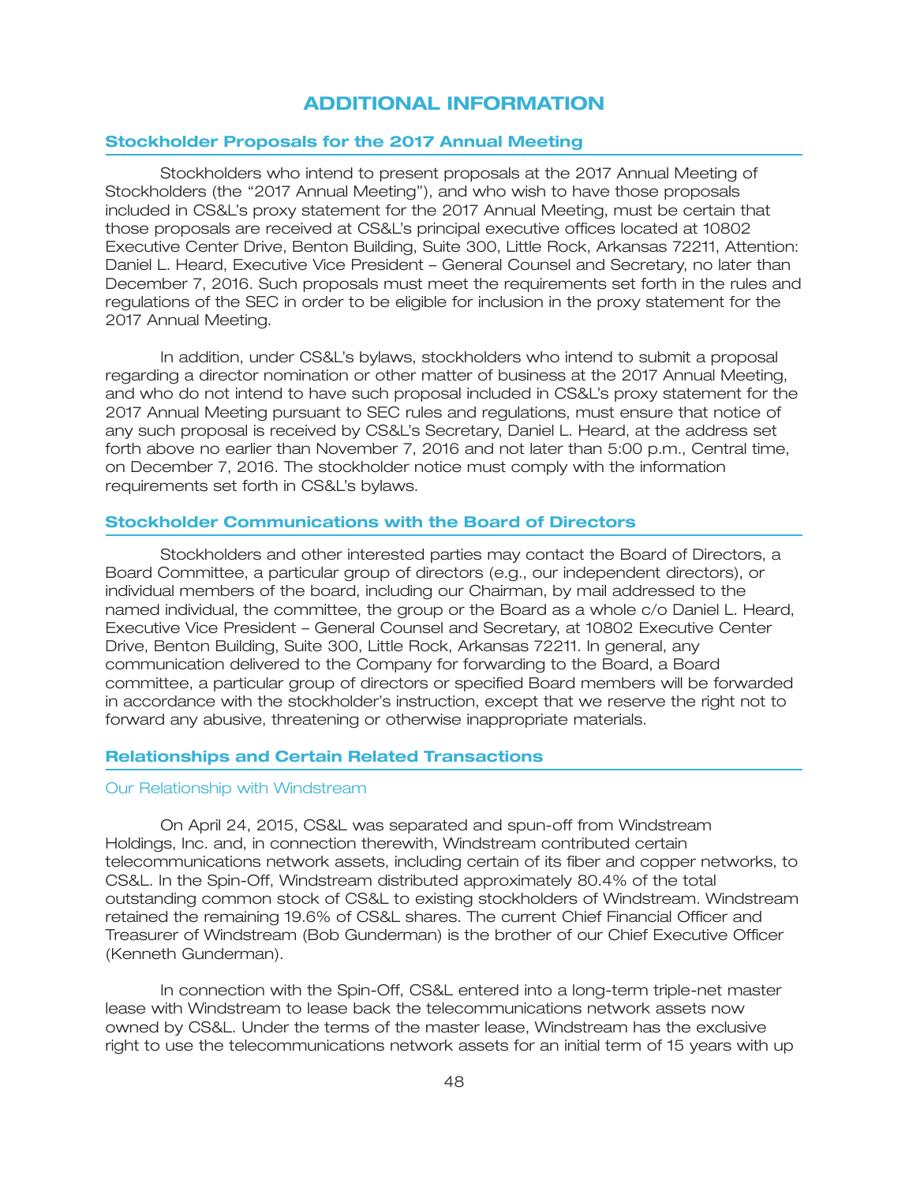# ADDITIONAL INFORMATION

## Stockholder Proposals for the 2017 Annual Meeting

Stockholders who intend to present proposals at the 2017 Annual Meeting of Stockholders (the "2017 Annual Meeting"), and who wish to have those proposals included in CS&L's proxy statement for the 2017 Annual Meeting, must be certain that those proposals are received at CS&L's principal executive offices located at 10802 Executive Center Drive, Benton Building, Suite 300, Little Rock, Arkansas 72211, Attention: Daniel L. Heard, Executive Vice President – General Counsel and Secretary, no later than December 7, 2016. Such proposals must meet the requirements set forth in the rules and regulations of the SEC in order to be eligible for inclusion in the proxy statement for the 2017 Annual Meeting.

In addition, under CS&L's bylaws, stockholders who intend to submit a proposal regarding a director nomination or other matter of business at the 2017 Annual Meeting, and who do not intend to have such proposal included in CS&L's proxy statement for the 2017 Annual Meeting pursuant to SEC rules and regulations, must ensure that notice of any such proposal is received by CS&L's Secretary, Daniel L. Heard, at the address set forth above no earlier than November 7, 2016 and not later than 5:00 p.m., Central time, on December 7, 2016. The stockholder notice must comply with the information requirements set forth in CS&L's bylaws.

## Stockholder Communications with the Board of Directors

Stockholders and other interested parties may contact the Board of Directors, a Board Committee, a particular group of directors (e.g., our independent directors), or individual members of the board, including our Chairman, by mail addressed to the named individual, the committee, the group or the Board as a whole c/o Daniel L. Heard, Executive Vice President – General Counsel and Secretary, at 10802 Executive Center Drive, Benton Building, Suite 300, Little Rock, Arkansas 72211. In general, any communication delivered to the Company for forwarding to the Board, a Board committee, a particular group of directors or specified Board members will be forwarded in accordance with the stockholder's instruction, except that we reserve the right not to forward any abusive, threatening or otherwise inappropriate materials.

## Relationships and Certain Related Transactions

### Our Relationship with Windstream

On April 24, 2015, CS&L was separated and spun-off from Windstream Holdings, Inc. and, in connection therewith, Windstream contributed certain telecommunications network assets, including certain of its fiber and copper networks, to CS&L. In the Spin-Off, Windstream distributed approximately 80.4% of the total outstanding common stock of CS&L to existing stockholders of Windstream. Windstream retained the remaining 19.6% of CS&L shares. The current Chief Financial Officer and Treasurer of Windstream (Bob Gunderman) is the brother of our Chief Executive Officer (Kenneth Gunderman).

In connection with the Spin-Off, CS&L entered into a long-term triple-net master lease with Windstream to lease back the telecommunications network assets now owned by CS&L. Under the terms of the master lease, Windstream has the exclusive right to use the telecommunications network assets for an initial term of 15 years with up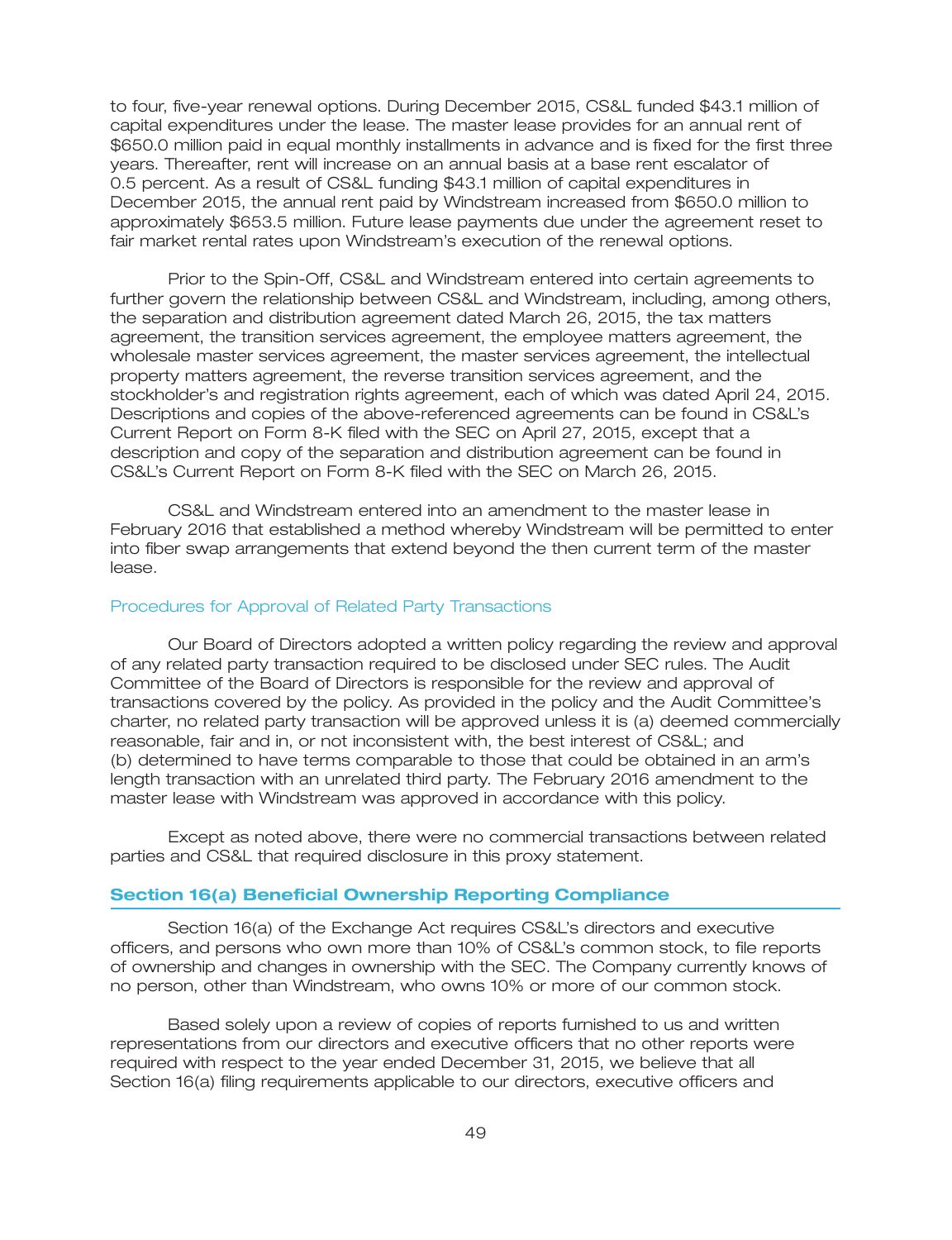to four, five-year renewal options. During December 2015, CS&L funded $43.1 million of capital expenditures under the lease. The master lease provides for an annual rent of $650.0 million paid in equal monthly installments in advance and is fixed for the first three years. Thereafter, rent will increase on an annual basis at a base rent escalator of 0.5 percent. As a result of CS&L funding $43.1 million of capital expenditures in December 2015, the annual rent paid by Windstream increased from $650.0 million to approximately $653.5 million. Future lease payments due under the agreement reset to fair market rental rates upon Windstream's execution of the renewal options.

Prior to the Spin-Off, CS&L and Windstream entered into certain agreements to further govern the relationship between CS&L and Windstream, including, among others, the separation and distribution agreement dated March 26, 2015, the tax matters agreement, the transition services agreement, the employee matters agreement, the wholesale master services agreement, the master services agreement, the intellectual property matters agreement, the reverse transition services agreement, and the stockholder's and registration rights agreement, each of which was dated April 24, 2015. Descriptions and copies of the above-referenced agreements can be found in CS&L's Current Report on Form 8-K filed with the SEC on April 27, 2015, except that a description and copy of the separation and distribution agreement can be found in CS&L's Current Report on Form 8-K filed with the SEC on March 26, 2015.

CS&L and Windstream entered into an amendment to the master lease in February 2016 that established a method whereby Windstream will be permitted to enter into fiber swap arrangements that extend beyond the then current term of the master lease.

### Procedures for Approval of Related Party Transactions

Our Board of Directors adopted a written policy regarding the review and approval of any related party transaction required to be disclosed under SEC rules. The Audit Committee of the Board of Directors is responsible for the review and approval of transactions covered by the policy. As provided in the policy and the Audit Committee's charter, no related party transaction will be approved unless it is (a) deemed commercially reasonable, fair and in, or not inconsistent with, the best interest of CS&L; and (b) determined to have terms comparable to those that could be obtained in an arm's length transaction with an unrelated third party. The February 2016 amendment to the master lease with Windstream was approved in accordance with this policy.

Except as noted above, there were no commercial transactions between related parties and CS&L that required disclosure in this proxy statement.

## Section 16(a) Beneficial Ownership Reporting Compliance

Section 16(a) of the Exchange Act requires CS&L's directors and executive officers, and persons who own more than 10% of CS&L's common stock, to file reports of ownership and changes in ownership with the SEC. The Company currently knows of no person, other than Windstream, who owns 10% or more of our common stock.

Based solely upon a review of copies of reports furnished to us and written representations from our directors and executive officers that no other reports were required with respect to the year ended December 31, 2015, we believe that all Section 16(a) filing requirements applicable to our directors, executive officers and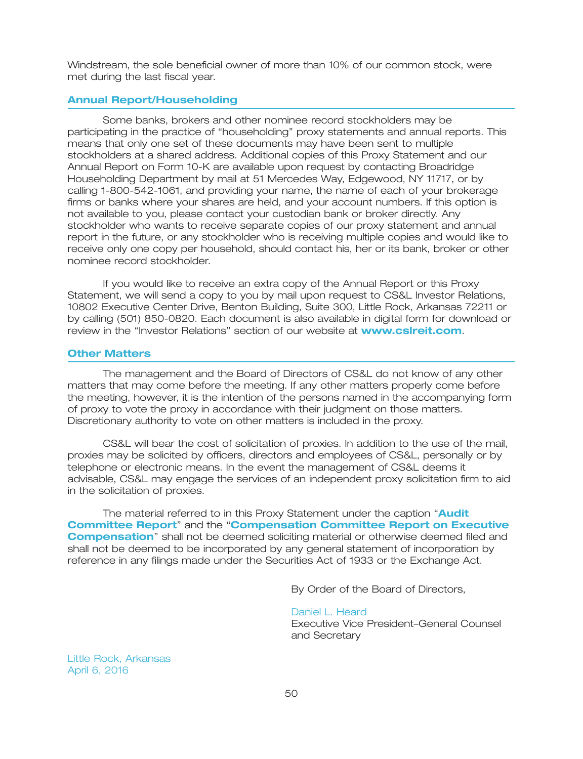Windstream, the sole beneficial owner of more than 10% of our common stock, were met during the last fiscal year.

## Annual Report/Householding

Some banks, brokers and other nominee record stockholders may be participating in the practice of "householding" proxy statements and annual reports. This means that only one set of these documents may have been sent to multiple stockholders at a shared address. Additional copies of this Proxy Statement and our Annual Report on Form 10-K are available upon request by contacting Broadridge Householding Department by mail at 51 Mercedes Way, Edgewood, NY 11717, or by calling 1-800-542-1061, and providing your name, the name of each of your brokerage firms or banks where your shares are held, and your account numbers. If this option is not available to you, please contact your custodian bank or broker directly. Any stockholder who wants to receive separate copies of our proxy statement and annual report in the future, or any stockholder who is receiving multiple copies and would like to receive only one copy per household, should contact his, her or its bank, broker or other nominee record stockholder.

If you would like to receive an extra copy of the Annual Report or this Proxy Statement, we will send a copy to you by mail upon request to CS&L Investor Relations, 10802 Executive Center Drive, Benton Building, Suite 300, Little Rock, Arkansas 72211 or by calling (501) 850-0820. Each document is also available in digital form for download or review in the "Investor Relations" section of our website at **www.cslreit.com**.

## Other Matters

The management and the Board of Directors of CS&L do not know of any other matters that may come before the meeting. If any other matters properly come before the meeting, however, it is the intention of the persons named in the accompanying form of proxy to vote the proxy in accordance with their judgment on those matters. Discretionary authority to vote on other matters is included in the proxy.

CS&L will bear the cost of solicitation of proxies. In addition to the use of the mail, proxies may be solicited by officers, directors and employees of CS&L, personally or by telephone or electronic means. In the event the management of CS&L deems it advisable, CS&L may engage the services of an independent proxy solicitation firm to aid in the solicitation of proxies.

The material referred to in this Proxy Statement under the caption "**Audit Committee Report**" and the "**Compensation Committee Report on Executive Compensation**" shall not be deemed soliciting material or otherwise deemed filed and shall not be deemed to be incorporated by any general statement of incorporation by reference in any filings made under the Securities Act of 1933 or the Exchange Act.

By Order of the Board of Directors,

Daniel L. Heard
Executive Vice President–General Counsel and Secretary

Little Rock, Arkansas
April 6, 2016